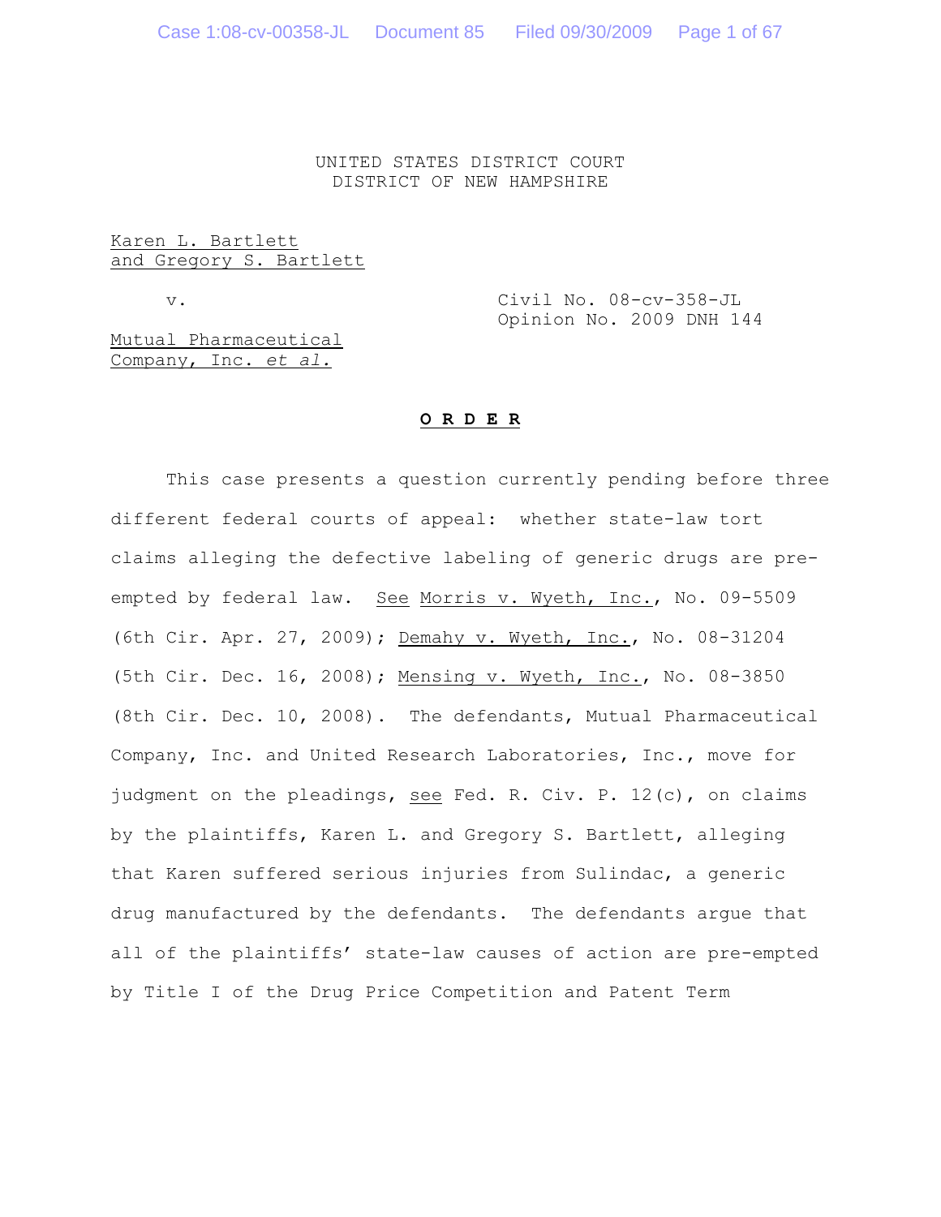UNITED STATES DISTRICT COURT
DISTRICT OF NEW HAMPSHIRE

Karen L. Bartlett
and Gregory S. Bartlett

v.

Civil No. 08-cv-358-JL
Opinion No. 2009 DNH 144

Mutual Pharmaceutical
Company, Inc. *et al.*

**O R D E R**

This case presents a question currently pending before three different federal courts of appeal: whether state-law tort claims alleging the defective labeling of generic drugs are pre-empted by federal law. See Morris v. Wyeth, Inc., No. 09-5509 (6th Cir. Apr. 27, 2009); Demahy v. Wyeth, Inc., No. 08-31204 (5th Cir. Dec. 16, 2008); Mensing v. Wyeth, Inc., No. 08-3850 (8th Cir. Dec. 10, 2008). The defendants, Mutual Pharmaceutical Company, Inc. and United Research Laboratories, Inc., move for judgment on the pleadings, see Fed. R. Civ. P. 12(c), on claims by the plaintiffs, Karen L. and Gregory S. Bartlett, alleging that Karen suffered serious injuries from Sulindac, a generic drug manufactured by the defendants. The defendants argue that all of the plaintiffs' state-law causes of action are pre-empted by Title I of the Drug Price Competition and Patent Term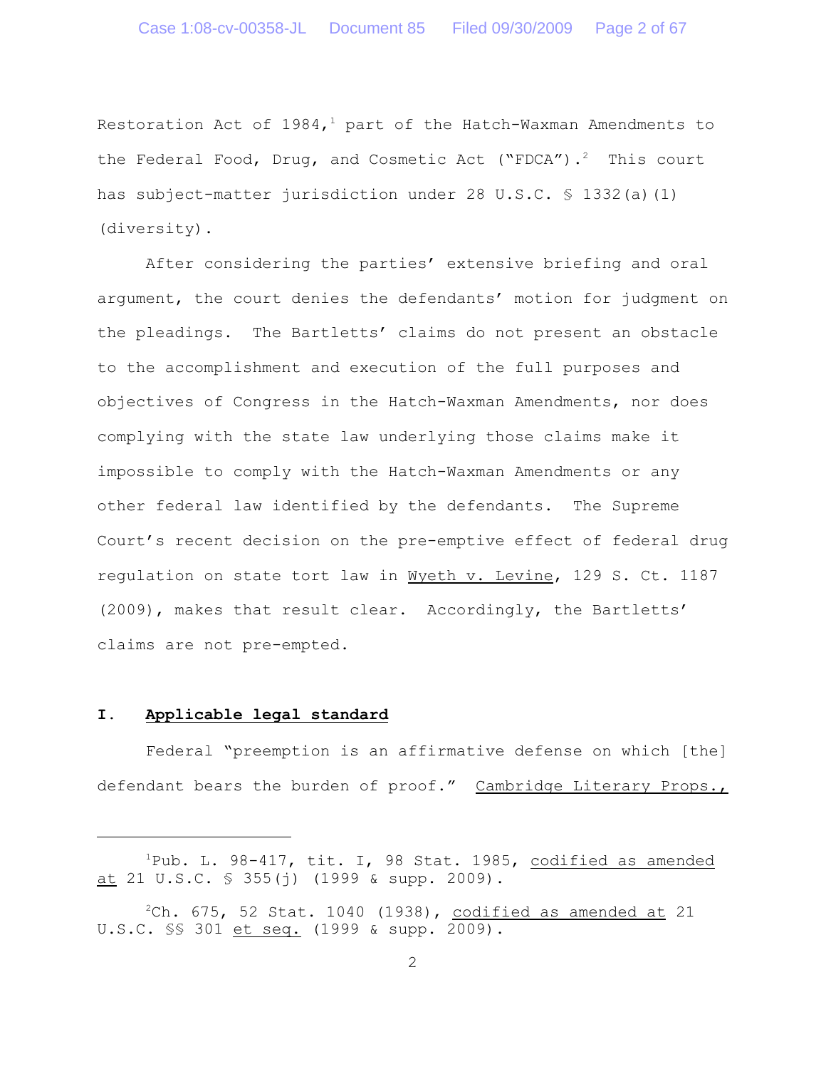Restoration Act of 1984,[1] part of the Hatch-Waxman Amendments to the Federal Food, Drug, and Cosmetic Act ("FDCA").[2] This court has subject-matter jurisdiction under 28 U.S.C. § 1332(a)(1) (diversity).

After considering the parties' extensive briefing and oral argument, the court denies the defendants' motion for judgment on the pleadings. The Bartletts' claims do not present an obstacle to the accomplishment and execution of the full purposes and objectives of Congress in the Hatch-Waxman Amendments, nor does complying with the state law underlying those claims make it impossible to comply with the Hatch-Waxman Amendments or any other federal law identified by the defendants. The Supreme Court's recent decision on the pre-emptive effect of federal drug regulation on state tort law in Wyeth v. Levine, 129 S. Ct. 1187 (2009), makes that result clear. Accordingly, the Bartletts' claims are not pre-empted.

## I. Applicable legal standard

Federal "preemption is an affirmative defense on which [the] defendant bears the burden of proof." Cambridge Literary Props.,

---

[1]Pub. L. 98-417, tit. I, 98 Stat. 1985, codified as amended at 21 U.S.C. § 355(j) (1999 & supp. 2009).

[2]Ch. 675, 52 Stat. 1040 (1938), codified as amended at 21 U.S.C. §§ 301 et seq. (1999 & supp. 2009).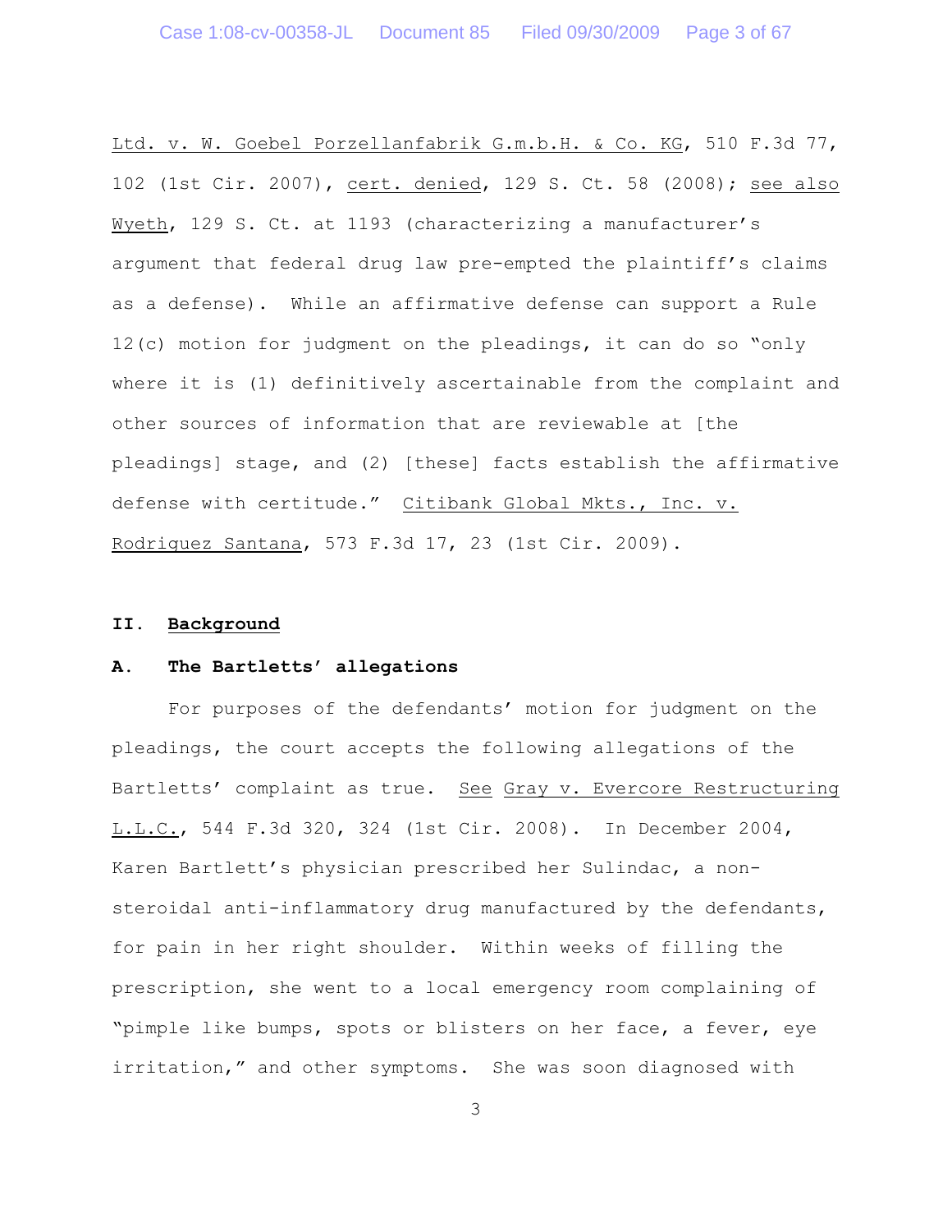Ltd. v. W. Goebel Porzellanfabrik G.m.b.H. & Co. KG, 510 F.3d 77, 102 (1st Cir. 2007), cert. denied, 129 S. Ct. 58 (2008); see also Wyeth, 129 S. Ct. at 1193 (characterizing a manufacturer's argument that federal drug law pre-empted the plaintiff's claims as a defense). While an affirmative defense can support a Rule 12(c) motion for judgment on the pleadings, it can do so "only where it is (1) definitively ascertainable from the complaint and other sources of information that are reviewable at [the pleadings] stage, and (2) [these] facts establish the affirmative defense with certitude." Citibank Global Mkts., Inc. v. Rodriguez Santana, 573 F.3d 17, 23 (1st Cir. 2009).

## II. Background

### A. The Bartletts' allegations

For purposes of the defendants' motion for judgment on the pleadings, the court accepts the following allegations of the Bartletts' complaint as true. See Gray v. Evercore Restructuring L.L.C., 544 F.3d 320, 324 (1st Cir. 2008). In December 2004, Karen Bartlett's physician prescribed her Sulindac, a non-steroidal anti-inflammatory drug manufactured by the defendants, for pain in her right shoulder. Within weeks of filling the prescription, she went to a local emergency room complaining of "pimple like bumps, spots or blisters on her face, a fever, eye irritation," and other symptoms. She was soon diagnosed with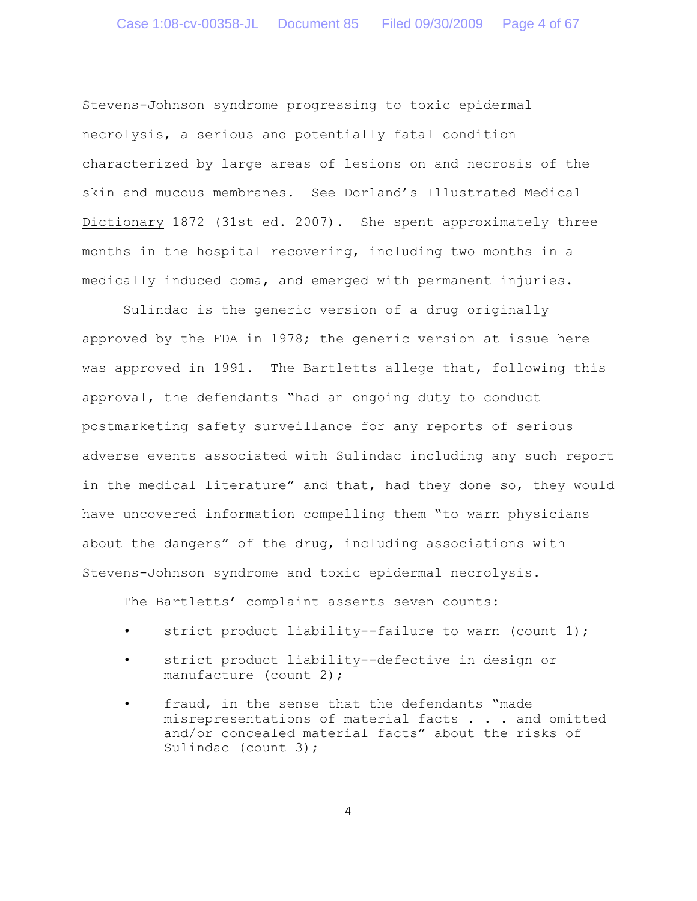Stevens-Johnson syndrome progressing to toxic epidermal necrolysis, a serious and potentially fatal condition characterized by large areas of lesions on and necrosis of the skin and mucous membranes. See Dorland's Illustrated Medical Dictionary 1872 (31st ed. 2007). She spent approximately three months in the hospital recovering, including two months in a medically induced coma, and emerged with permanent injuries.

Sulindac is the generic version of a drug originally approved by the FDA in 1978; the generic version at issue here was approved in 1991. The Bartletts allege that, following this approval, the defendants "had an ongoing duty to conduct postmarketing safety surveillance for any reports of serious adverse events associated with Sulindac including any such report in the medical literature" and that, had they done so, they would have uncovered information compelling them "to warn physicians about the dangers" of the drug, including associations with Stevens-Johnson syndrome and toxic epidermal necrolysis.

The Bartletts' complaint asserts seven counts:

- strict product liability--failure to warn (count 1);
- strict product liability--defective in design or manufacture (count 2);
- fraud, in the sense that the defendants "made misrepresentations of material facts . . . and omitted and/or concealed material facts" about the risks of Sulindac (count 3);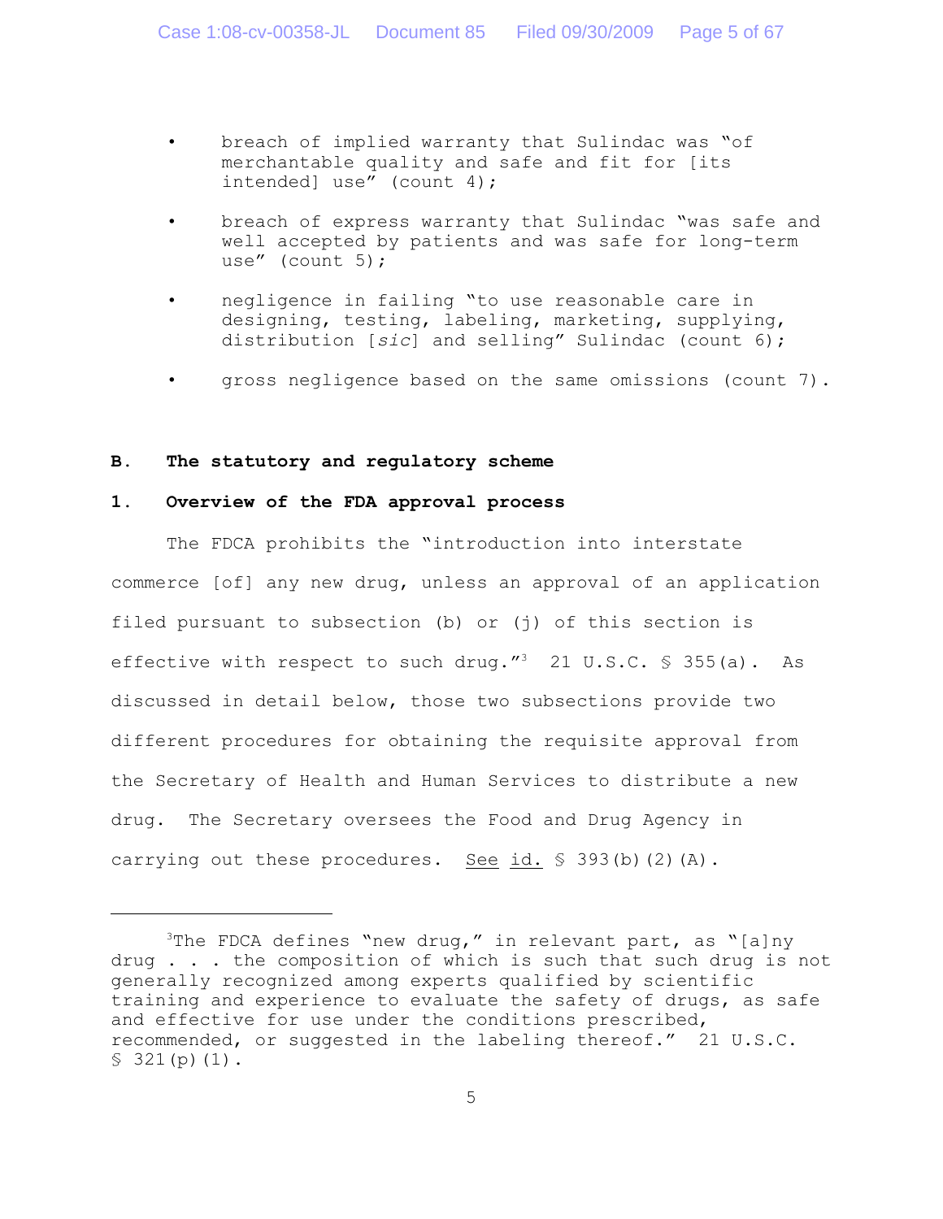- breach of implied warranty that Sulindac was "of merchantable quality and safe and fit for [its intended] use" (count 4);
- breach of express warranty that Sulindac "was safe and well accepted by patients and was safe for long-term use" (count 5);
- negligence in failing "to use reasonable care in designing, testing, labeling, marketing, supplying, distribution [*sic*] and selling" Sulindac (count 6);
- gross negligence based on the same omissions (count 7).

**B. The statutory and regulatory scheme**

**1. Overview of the FDA approval process**

The FDCA prohibits the "introduction into interstate commerce [of] any new drug, unless an approval of an application filed pursuant to subsection (b) or (j) of this section is effective with respect to such drug."[3] 21 U.S.C. § 355(a). As discussed in detail below, those two subsections provide two different procedures for obtaining the requisite approval from the Secretary of Health and Human Services to distribute a new drug. The Secretary oversees the Food and Drug Agency in carrying out these procedures. See id. § 393(b)(2)(A).

---

[3]The FDCA defines "new drug," in relevant part, as "[a]ny drug . . . the composition of which is such that such drug is not generally recognized among experts qualified by scientific training and experience to evaluate the safety of drugs, as safe and effective for use under the conditions prescribed, recommended, or suggested in the labeling thereof." 21 U.S.C. § 321(p)(1).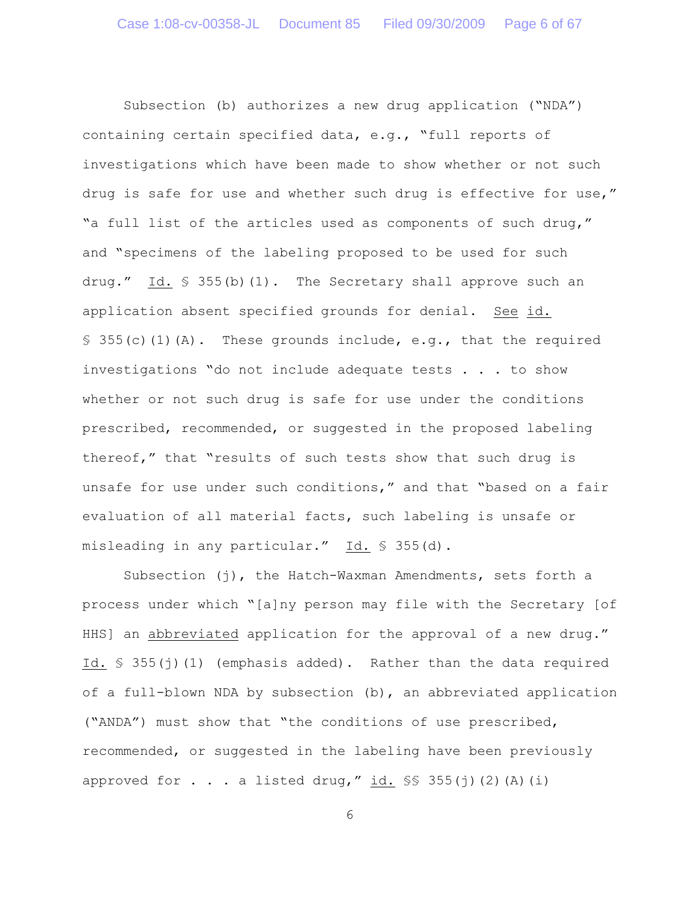Subsection (b) authorizes a new drug application ("NDA") containing certain specified data, e.g., "full reports of investigations which have been made to show whether or not such drug is safe for use and whether such drug is effective for use," "a full list of the articles used as components of such drug," and "specimens of the labeling proposed to be used for such drug." Id. § 355(b)(1). The Secretary shall approve such an application absent specified grounds for denial. See id. § 355(c)(1)(A). These grounds include, e.g., that the required investigations "do not include adequate tests . . . to show whether or not such drug is safe for use under the conditions prescribed, recommended, or suggested in the proposed labeling thereof," that "results of such tests show that such drug is unsafe for use under such conditions," and that "based on a fair evaluation of all material facts, such labeling is unsafe or misleading in any particular." Id. § 355(d).

Subsection (j), the Hatch-Waxman Amendments, sets forth a process under which "[a]ny person may file with the Secretary [of HHS] an abbreviated application for the approval of a new drug." Id. § 355(j)(1) (emphasis added). Rather than the data required of a full-blown NDA by subsection (b), an abbreviated application ("ANDA") must show that "the conditions of use prescribed, recommended, or suggested in the labeling have been previously approved for . . . a listed drug," id. §§ 355(j)(2)(A)(i)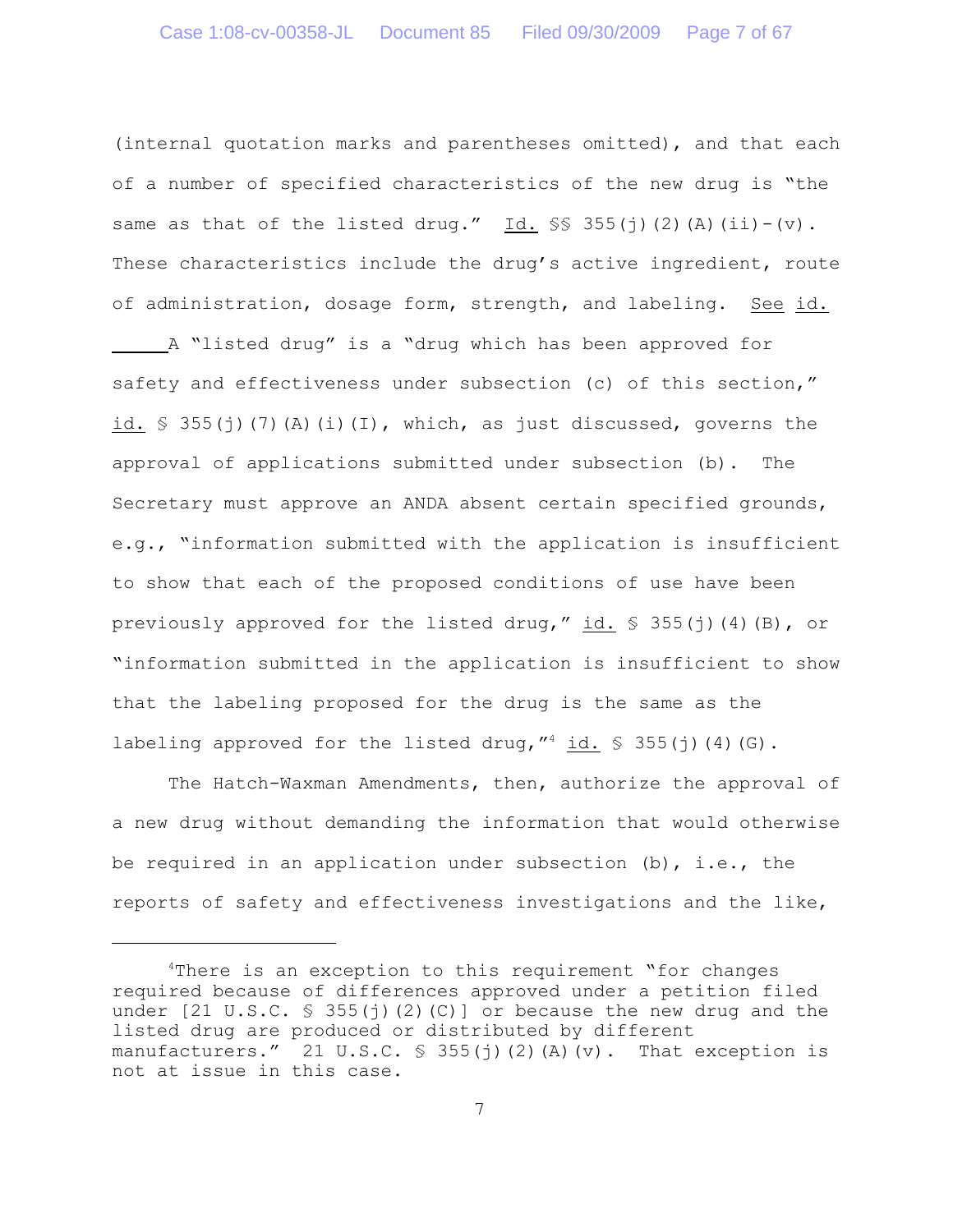(internal quotation marks and parentheses omitted), and that each of a number of specified characteristics of the new drug is "the same as that of the listed drug." Id. §§ 355(j)(2)(A)(ii)-(v). These characteristics include the drug's active ingredient, route of administration, dosage form, strength, and labeling. See id.

A "listed drug" is a "drug which has been approved for safety and effectiveness under subsection (c) of this section," id. § 355(j)(7)(A)(i)(I), which, as just discussed, governs the approval of applications submitted under subsection (b). The Secretary must approve an ANDA absent certain specified grounds, e.g., "information submitted with the application is insufficient to show that each of the proposed conditions of use have been previously approved for the listed drug," id. § 355(j)(4)(B), or "information submitted in the application is insufficient to show that the labeling proposed for the drug is the same as the labeling approved for the listed drug,"[4] id. § 355(j)(4)(G).

The Hatch-Waxman Amendments, then, authorize the approval of a new drug without demanding the information that would otherwise be required in an application under subsection (b), i.e., the reports of safety and effectiveness investigations and the like,

---

[4]There is an exception to this requirement "for changes required because of differences approved under a petition filed under [21 U.S.C. § 355(j)(2)(C)] or because the new drug and the listed drug are produced or distributed by different manufacturers." 21 U.S.C. § 355(j)(2)(A)(v). That exception is not at issue in this case.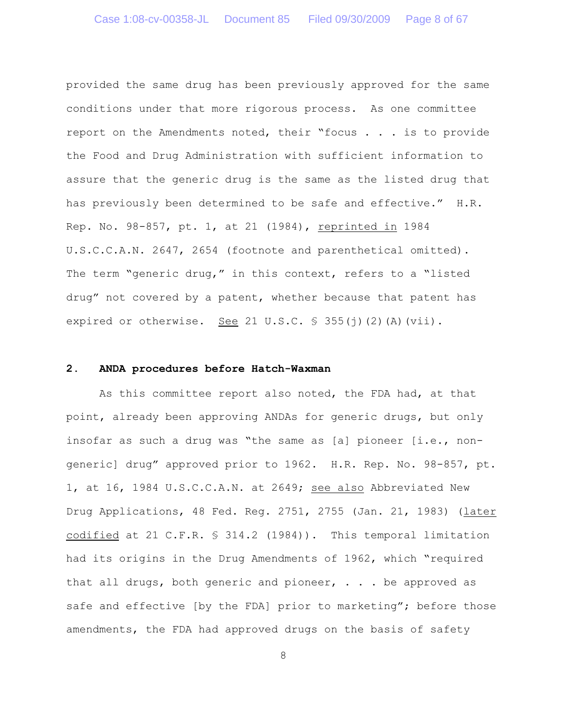provided the same drug has been previously approved for the same conditions under that more rigorous process. As one committee report on the Amendments noted, their "focus . . . is to provide the Food and Drug Administration with sufficient information to assure that the generic drug is the same as the listed drug that has previously been determined to be safe and effective." H.R. Rep. No. 98-857, pt. 1, at 21 (1984), reprinted in 1984 U.S.C.C.A.N. 2647, 2654 (footnote and parenthetical omitted). The term "generic drug," in this context, refers to a "listed drug" not covered by a patent, whether because that patent has expired or otherwise. See 21 U.S.C. § 355(j)(2)(A)(vii).

**2. ANDA procedures before Hatch-Waxman**

As this committee report also noted, the FDA had, at that point, already been approving ANDAs for generic drugs, but only insofar as such a drug was "the same as [a] pioneer [i.e., non-generic] drug" approved prior to 1962. H.R. Rep. No. 98-857, pt. 1, at 16, 1984 U.S.C.C.A.N. at 2649; see also Abbreviated New Drug Applications, 48 Fed. Reg. 2751, 2755 (Jan. 21, 1983) (later codified at 21 C.F.R. § 314.2 (1984)). This temporal limitation had its origins in the Drug Amendments of 1962, which "required that all drugs, both generic and pioneer, . . . be approved as safe and effective [by the FDA] prior to marketing"; before those amendments, the FDA had approved drugs on the basis of safety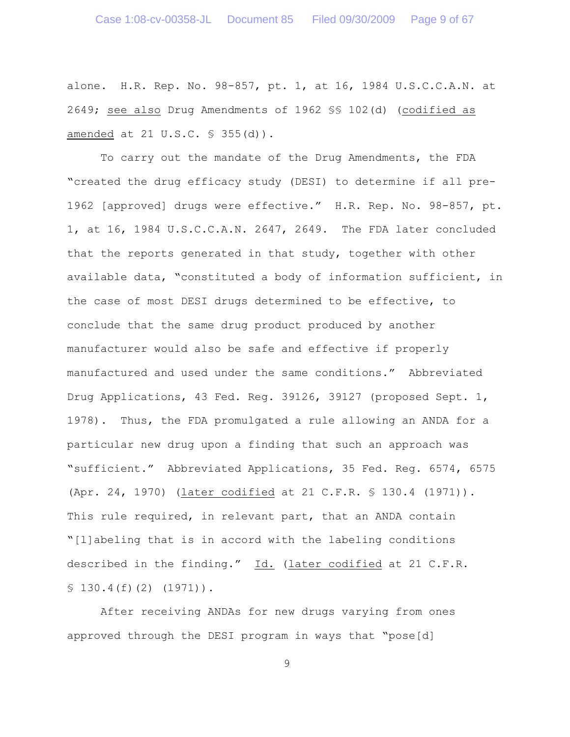alone. H.R. Rep. No. 98-857, pt. 1, at 16, 1984 U.S.C.C.A.N. at 2649; _see also_ Drug Amendments of 1962 §§ 102(d) (_codified as amended_ at 21 U.S.C. § 355(d)).

To carry out the mandate of the Drug Amendments, the FDA "created the drug efficacy study (DESI) to determine if all pre-1962 [approved] drugs were effective." H.R. Rep. No. 98-857, pt. 1, at 16, 1984 U.S.C.C.A.N. 2647, 2649. The FDA later concluded that the reports generated in that study, together with other available data, "constituted a body of information sufficient, in the case of most DESI drugs determined to be effective, to conclude that the same drug product produced by another manufacturer would also be safe and effective if properly manufactured and used under the same conditions." Abbreviated Drug Applications, 43 Fed. Reg. 39126, 39127 (proposed Sept. 1, 1978). Thus, the FDA promulgated a rule allowing an ANDA for a particular new drug upon a finding that such an approach was "sufficient." Abbreviated Applications, 35 Fed. Reg. 6574, 6575 (Apr. 24, 1970) (_later codified_ at 21 C.F.R. § 130.4 (1971)). This rule required, in relevant part, that an ANDA contain "[l]abeling that is in accord with the labeling conditions described in the finding." _Id._ (_later codified_ at 21 C.F.R. § 130.4(f)(2) (1971)).

After receiving ANDAs for new drugs varying from ones approved through the DESI program in ways that "pose[d]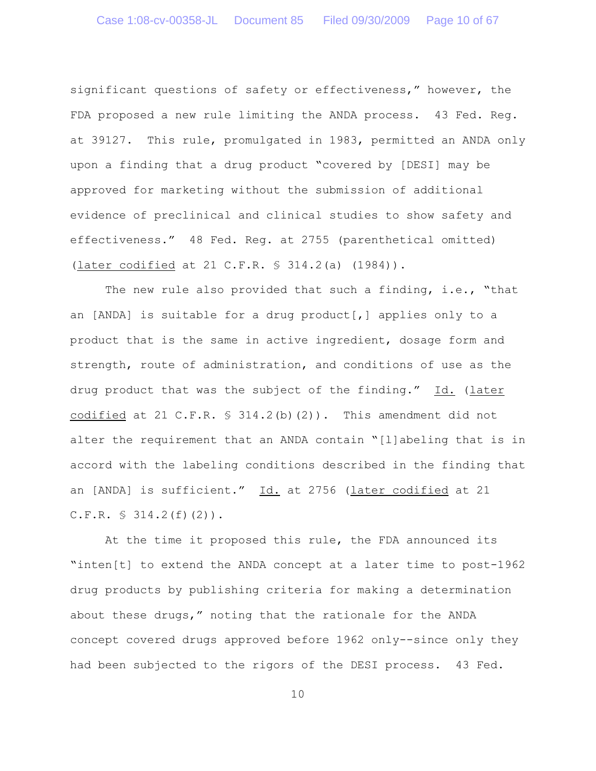significant questions of safety or effectiveness," however, the FDA proposed a new rule limiting the ANDA process. 43 Fed. Reg. at 39127. This rule, promulgated in 1983, permitted an ANDA only upon a finding that a drug product "covered by [DESI] may be approved for marketing without the submission of additional evidence of preclinical and clinical studies to show safety and effectiveness." 48 Fed. Reg. at 2755 (parenthetical omitted) (later codified at 21 C.F.R. § 314.2(a) (1984)).

The new rule also provided that such a finding, i.e., "that an [ANDA] is suitable for a drug product[,] applies only to a product that is the same in active ingredient, dosage form and strength, route of administration, and conditions of use as the drug product that was the subject of the finding." Id. (later codified at 21 C.F.R. § 314.2(b)(2)). This amendment did not alter the requirement that an ANDA contain "[l]abeling that is in accord with the labeling conditions described in the finding that an [ANDA] is sufficient." Id. at 2756 (later codified at 21 C.F.R. § 314.2(f)(2)).

At the time it proposed this rule, the FDA announced its "inten[t] to extend the ANDA concept at a later time to post-1962 drug products by publishing criteria for making a determination about these drugs," noting that the rationale for the ANDA concept covered drugs approved before 1962 only--since only they had been subjected to the rigors of the DESI process. 43 Fed.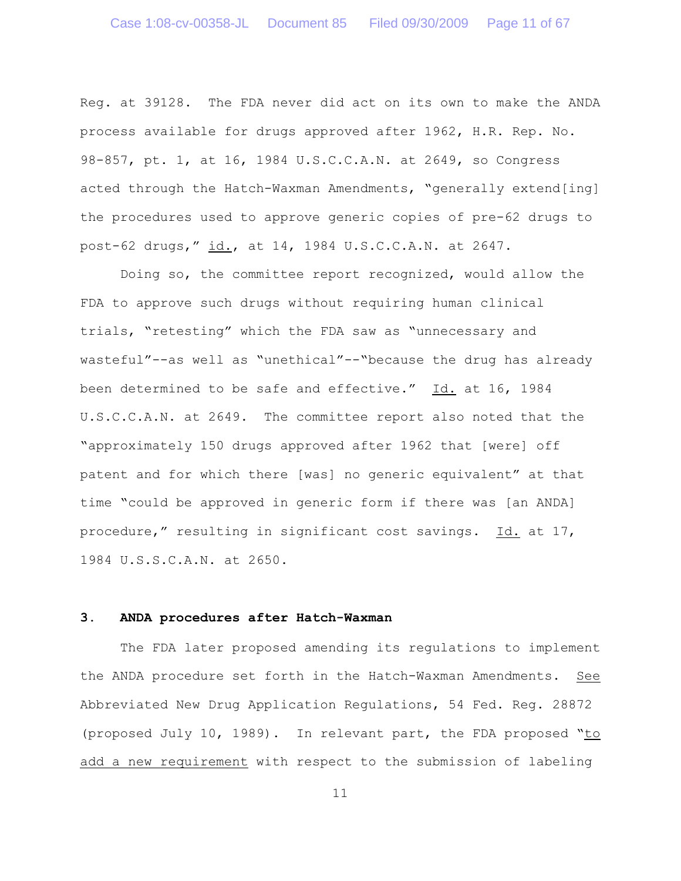Reg. at 39128. The FDA never did act on its own to make the ANDA process available for drugs approved after 1962, H.R. Rep. No. 98-857, pt. 1, at 16, 1984 U.S.C.C.A.N. at 2649, so Congress acted through the Hatch-Waxman Amendments, "generally extend[ing] the procedures used to approve generic copies of pre-62 drugs to post-62 drugs," id., at 14, 1984 U.S.C.C.A.N. at 2647.

Doing so, the committee report recognized, would allow the FDA to approve such drugs without requiring human clinical trials, "retesting" which the FDA saw as "unnecessary and wasteful"--as well as "unethical"--"because the drug has already been determined to be safe and effective." Id. at 16, 1984 U.S.C.C.A.N. at 2649. The committee report also noted that the "approximately 150 drugs approved after 1962 that [were] off patent and for which there [was] no generic equivalent" at that time "could be approved in generic form if there was [an ANDA] procedure," resulting in significant cost savings. Id. at 17, 1984 U.S.S.C.A.N. at 2650.

### 3. ANDA procedures after Hatch-Waxman

The FDA later proposed amending its regulations to implement the ANDA procedure set forth in the Hatch-Waxman Amendments. See Abbreviated New Drug Application Regulations, 54 Fed. Reg. 28872 (proposed July 10, 1989). In relevant part, the FDA proposed "to add a new requirement with respect to the submission of labeling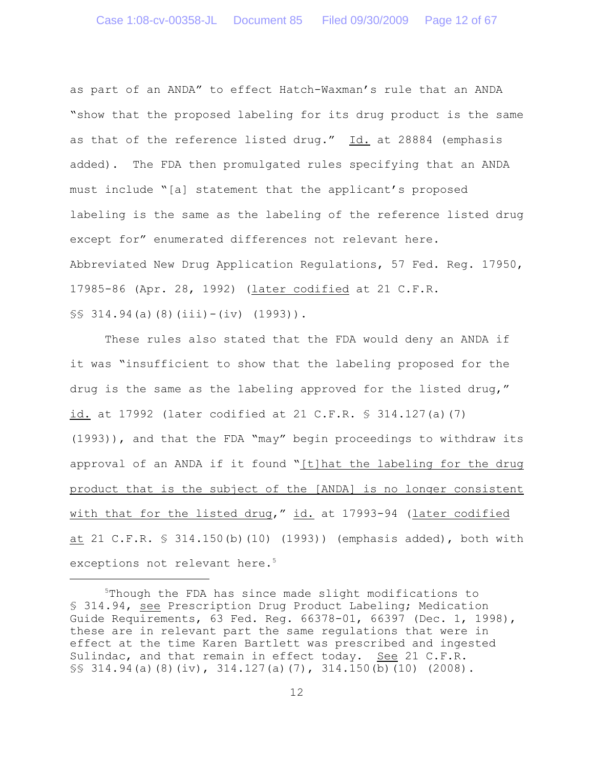as part of an ANDA" to effect Hatch-Waxman's rule that an ANDA "show that the proposed labeling for its drug product is the same as that of the reference listed drug." Id. at 28884 (emphasis added). The FDA then promulgated rules specifying that an ANDA must include "[a] statement that the applicant's proposed labeling is the same as the labeling of the reference listed drug except for" enumerated differences not relevant here. Abbreviated New Drug Application Regulations, 57 Fed. Reg. 17950, 17985-86 (Apr. 28, 1992) (later codified at 21 C.F.R. §§ 314.94(a)(8)(iii)-(iv) (1993)).

These rules also stated that the FDA would deny an ANDA if it was "insufficient to show that the labeling proposed for the drug is the same as the labeling approved for the listed drug," id. at 17992 (later codified at 21 C.F.R. § 314.127(a)(7) (1993)), and that the FDA "may" begin proceedings to withdraw its approval of an ANDA if it found "[t]hat the labeling for the drug product that is the subject of the [ANDA] is no longer consistent with that for the listed drug," id. at 17993-94 (later codified at 21 C.F.R. § 314.150(b)(10) (1993)) (emphasis added), both with exceptions not relevant here.[5]

---

[5]Though the FDA has since made slight modifications to § 314.94, see Prescription Drug Product Labeling; Medication Guide Requirements, 63 Fed. Reg. 66378-01, 66397 (Dec. 1, 1998), these are in relevant part the same regulations that were in effect at the time Karen Bartlett was prescribed and ingested Sulindac, and that remain in effect today. See 21 C.F.R. §§ 314.94(a)(8)(iv), 314.127(a)(7), 314.150(b)(10) (2008).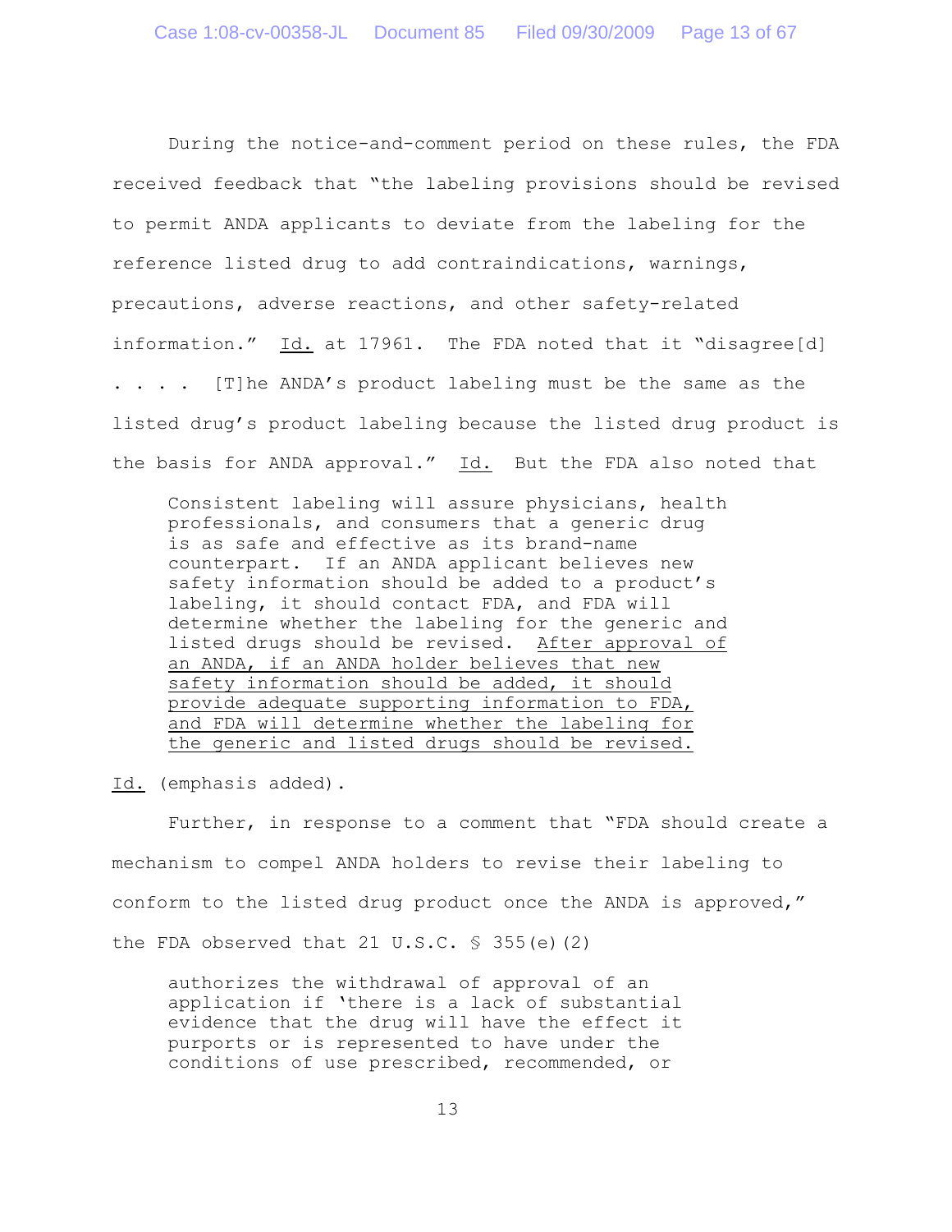During the notice-and-comment period on these rules, the FDA received feedback that "the labeling provisions should be revised to permit ANDA applicants to deviate from the labeling for the reference listed drug to add contraindications, warnings, precautions, adverse reactions, and other safety-related information." Id. at 17961. The FDA noted that it "disagree[d] . . . . [T]he ANDA's product labeling must be the same as the listed drug's product labeling because the listed drug product is the basis for ANDA approval." Id. But the FDA also noted that

> Consistent labeling will assure physicians, health professionals, and consumers that a generic drug is as safe and effective as its brand-name counterpart. If an ANDA applicant believes new safety information should be added to a product's labeling, it should contact FDA, and FDA will determine whether the labeling for the generic and listed drugs should be revised. <u>After approval of an ANDA, if an ANDA holder believes that new safety information should be added, it should provide adequate supporting information to FDA, and FDA will determine whether the labeling for the generic and listed drugs should be revised.</u>

Id. (emphasis added).

Further, in response to a comment that "FDA should create a mechanism to compel ANDA holders to revise their labeling to conform to the listed drug product once the ANDA is approved," the FDA observed that 21 U.S.C. § 355(e)(2)

> authorizes the withdrawal of approval of an application if 'there is a lack of substantial evidence that the drug will have the effect it purports or is represented to have under the conditions of use prescribed, recommended, or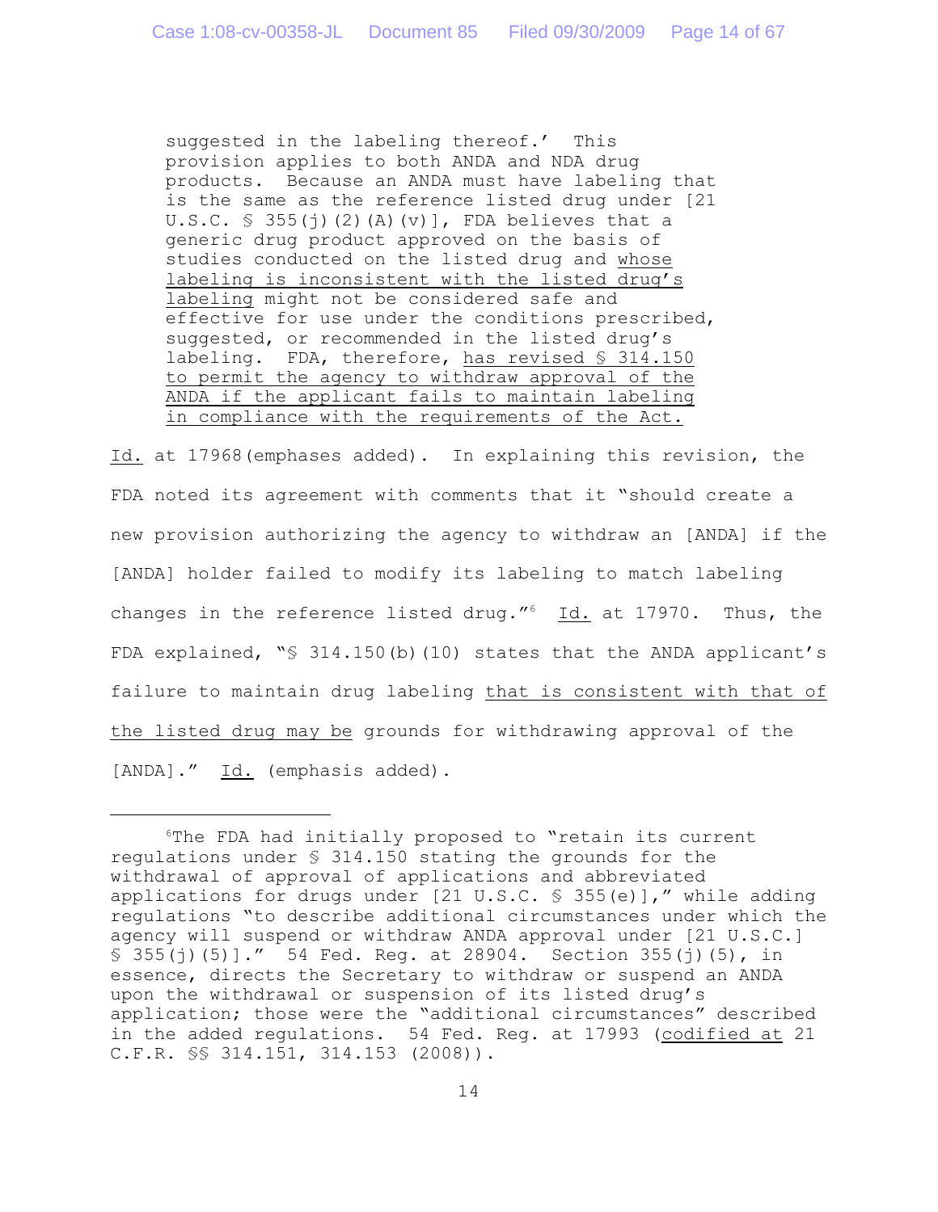> suggested in the labeling thereof.' This provision applies to both ANDA and NDA drug products. Because an ANDA must have labeling that is the same as the reference listed drug under [21 U.S.C. § 355(j)(2)(A)(v)], FDA believes that a generic drug product approved on the basis of studies conducted on the listed drug and <u>whose labeling is inconsistent with the listed drug's labeling</u> might not be considered safe and effective for use under the conditions prescribed, suggested, or recommended in the listed drug's labeling. FDA, therefore, <u>has revised § 314.150 to permit the agency to withdraw approval of the ANDA if the applicant fails to maintain labeling in compliance with the requirements of the Act.</u>

<u>Id.</u> at 17968(emphases added). In explaining this revision, the FDA noted its agreement with comments that it "should create a new provision authorizing the agency to withdraw an [ANDA] if the [ANDA] holder failed to modify its labeling to match labeling changes in the reference listed drug."[6] <u>Id.</u> at 17970. Thus, the FDA explained, "§ 314.150(b)(10) states that the ANDA applicant's failure to maintain drug labeling <u>that is consistent with that of the listed drug may be</u> grounds for withdrawing approval of the [ANDA]." <u>Id.</u> (emphasis added).

---

[6] The FDA had initially proposed to "retain its current regulations under § 314.150 stating the grounds for the withdrawal of approval of applications and abbreviated applications for drugs under [21 U.S.C. § 355(e)]," while adding regulations "to describe additional circumstances under which the agency will suspend or withdraw ANDA approval under [21 U.S.C.] § 355(j)(5)]." 54 Fed. Reg. at 28904. Section 355(j)(5), in essence, directs the Secretary to withdraw or suspend an ANDA upon the withdrawal or suspension of its listed drug's application; those were the "additional circumstances" described in the added regulations. 54 Fed. Reg. at 17993 (<u>codified at</u> 21 C.F.R. §§ 314.151, 314.153 (2008)).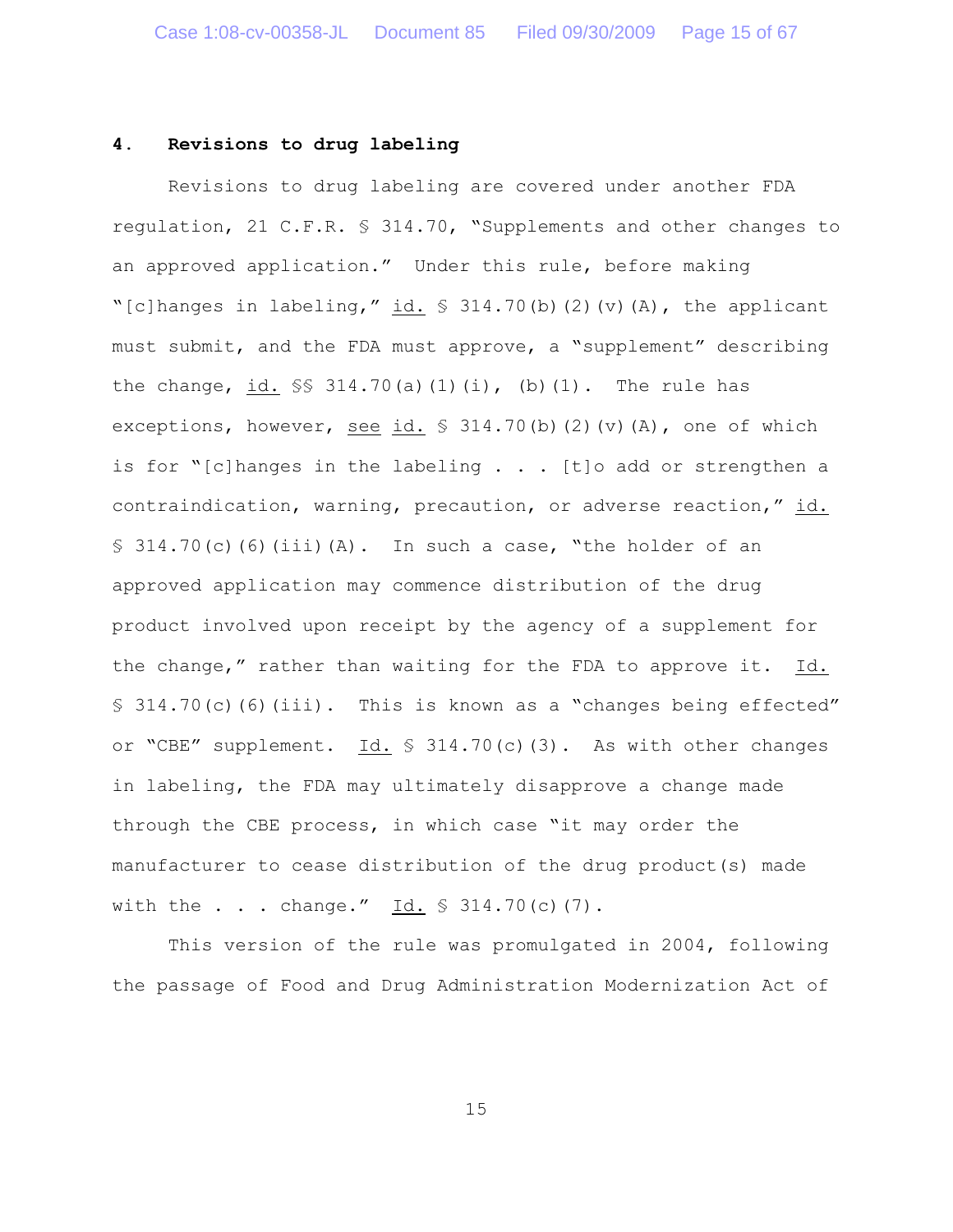### 4. Revisions to drug labeling

Revisions to drug labeling are covered under another FDA regulation, 21 C.F.R. § 314.70, "Supplements and other changes to an approved application." Under this rule, before making "[c]hanges in labeling," id. § 314.70(b)(2)(v)(A), the applicant must submit, and the FDA must approve, a "supplement" describing the change, id. §§ 314.70(a)(1)(i), (b)(1). The rule has exceptions, however, see id. § 314.70(b)(2)(v)(A), one of which is for "[c]hanges in the labeling . . . [t]o add or strengthen a contraindication, warning, precaution, or adverse reaction," id. § 314.70(c)(6)(iii)(A). In such a case, "the holder of an approved application may commence distribution of the drug product involved upon receipt by the agency of a supplement for the change," rather than waiting for the FDA to approve it. Id. § 314.70(c)(6)(iii). This is known as a "changes being effected" or "CBE" supplement. Id. § 314.70(c)(3). As with other changes in labeling, the FDA may ultimately disapprove a change made through the CBE process, in which case "it may order the manufacturer to cease distribution of the drug product(s) made with the . . . change." Id. § 314.70(c)(7).

This version of the rule was promulgated in 2004, following the passage of Food and Drug Administration Modernization Act of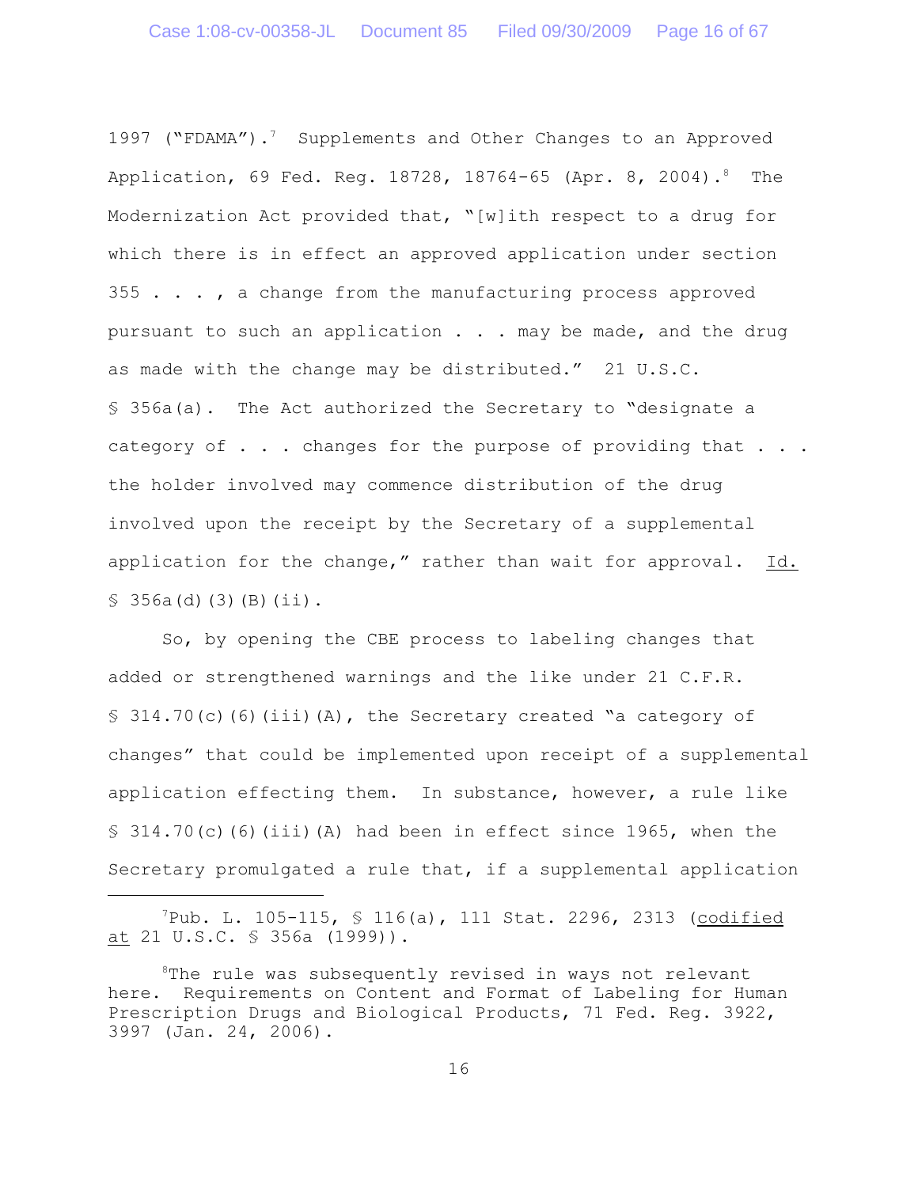1997 ("FDAMA").[7] Supplements and Other Changes to an Approved Application, 69 Fed. Reg. 18728, 18764-65 (Apr. 8, 2004).[8] The Modernization Act provided that, "[w]ith respect to a drug for which there is in effect an approved application under section 355 . . . , a change from the manufacturing process approved pursuant to such an application . . . may be made, and the drug as made with the change may be distributed." 21 U.S.C. § 356a(a). The Act authorized the Secretary to "designate a category of . . . changes for the purpose of providing that . . . the holder involved may commence distribution of the drug involved upon the receipt by the Secretary of a supplemental application for the change," rather than wait for approval. Id. § 356a(d)(3)(B)(ii).

So, by opening the CBE process to labeling changes that added or strengthened warnings and the like under 21 C.F.R. § 314.70(c)(6)(iii)(A), the Secretary created "a category of changes" that could be implemented upon receipt of a supplemental application effecting them. In substance, however, a rule like § 314.70(c)(6)(iii)(A) had been in effect since 1965, when the Secretary promulgated a rule that, if a supplemental application

---

[7] Pub. L. 105-115, § 116(a), 111 Stat. 2296, 2313 (codified at 21 U.S.C. § 356a (1999)).

[8] The rule was subsequently revised in ways not relevant here. Requirements on Content and Format of Labeling for Human Prescription Drugs and Biological Products, 71 Fed. Reg. 3922, 3997 (Jan. 24, 2006).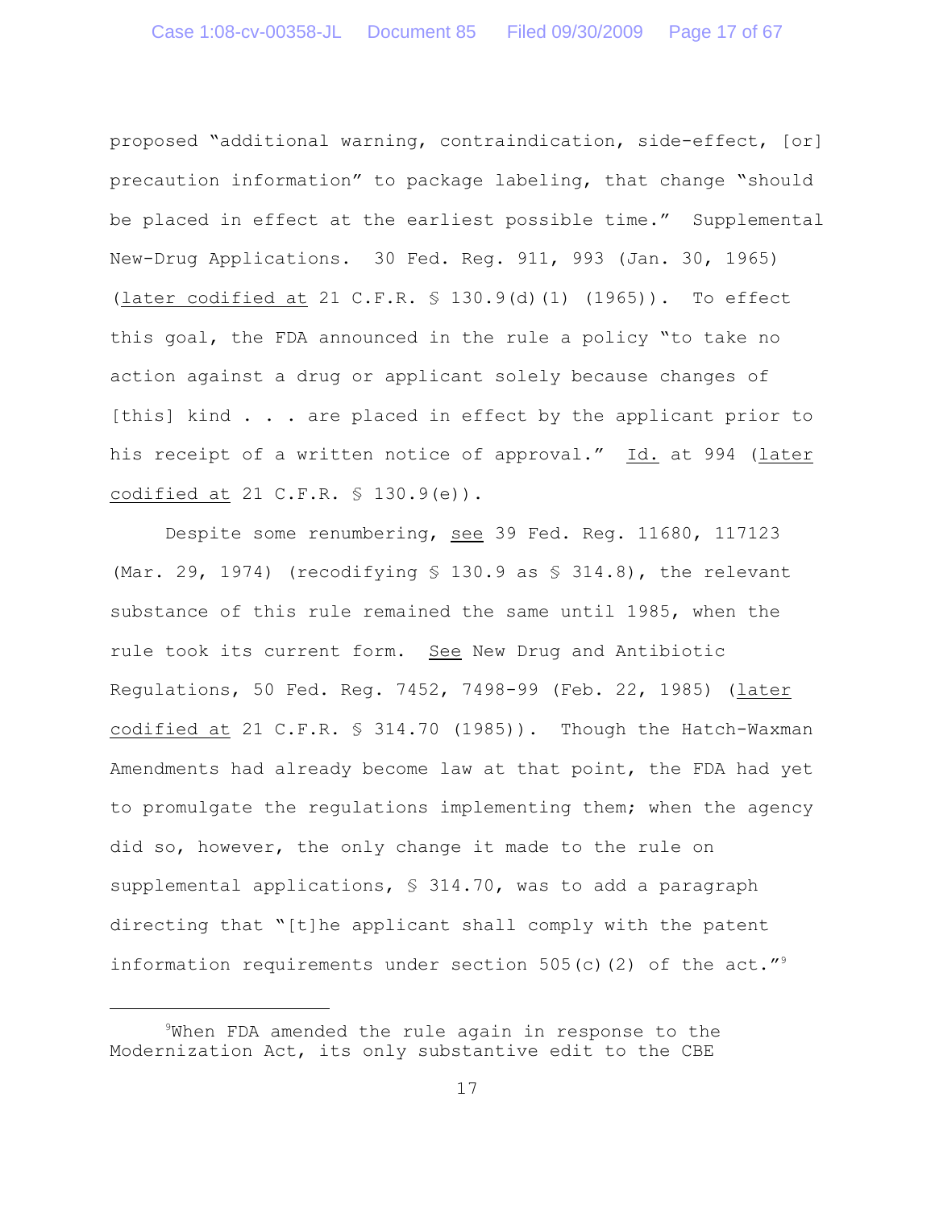proposed "additional warning, contraindication, side-effect, [or] precaution information" to package labeling, that change "should be placed in effect at the earliest possible time." Supplemental New-Drug Applications. 30 Fed. Reg. 911, 993 (Jan. 30, 1965) (later codified at 21 C.F.R. § 130.9(d)(1) (1965)). To effect this goal, the FDA announced in the rule a policy "to take no action against a drug or applicant solely because changes of [this] kind . . . are placed in effect by the applicant prior to his receipt of a written notice of approval." Id. at 994 (later codified at 21 C.F.R. § 130.9(e)).

Despite some renumbering, see 39 Fed. Reg. 11680, 117123 (Mar. 29, 1974) (recodifying § 130.9 as § 314.8), the relevant substance of this rule remained the same until 1985, when the rule took its current form. See New Drug and Antibiotic Regulations, 50 Fed. Reg. 7452, 7498-99 (Feb. 22, 1985) (later codified at 21 C.F.R. § 314.70 (1985)). Though the Hatch-Waxman Amendments had already become law at that point, the FDA had yet to promulgate the regulations implementing them; when the agency did so, however, the only change it made to the rule on supplemental applications, § 314.70, was to add a paragraph directing that "[t]he applicant shall comply with the patent information requirements under section 505(c)(2) of the act."[9]

---

[9]When FDA amended the rule again in response to the Modernization Act, its only substantive edit to the CBE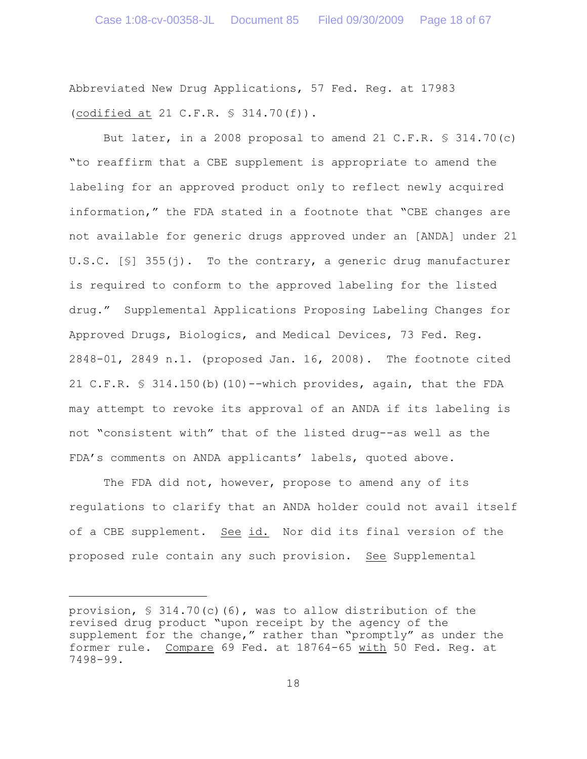Abbreviated New Drug Applications, 57 Fed. Reg. at 17983 (codified at 21 C.F.R. § 314.70(f)).

But later, in a 2008 proposal to amend 21 C.F.R. § 314.70(c) "to reaffirm that a CBE supplement is appropriate to amend the labeling for an approved product only to reflect newly acquired information," the FDA stated in a footnote that "CBE changes are not available for generic drugs approved under an [ANDA] under 21 U.S.C. [§] 355(j). To the contrary, a generic drug manufacturer is required to conform to the approved labeling for the listed drug." Supplemental Applications Proposing Labeling Changes for Approved Drugs, Biologics, and Medical Devices, 73 Fed. Reg. 2848-01, 2849 n.1. (proposed Jan. 16, 2008). The footnote cited 21 C.F.R. § 314.150(b)(10)--which provides, again, that the FDA may attempt to revoke its approval of an ANDA if its labeling is not "consistent with" that of the listed drug--as well as the FDA's comments on ANDA applicants' labels, quoted above.

The FDA did not, however, propose to amend any of its regulations to clarify that an ANDA holder could not avail itself of a CBE supplement. See id. Nor did its final version of the proposed rule contain any such provision. See Supplemental

---

provision, § 314.70(c)(6), was to allow distribution of the revised drug product "upon receipt by the agency of the supplement for the change," rather than "promptly" as under the former rule. Compare 69 Fed. at 18764-65 with 50 Fed. Reg. at 7498-99.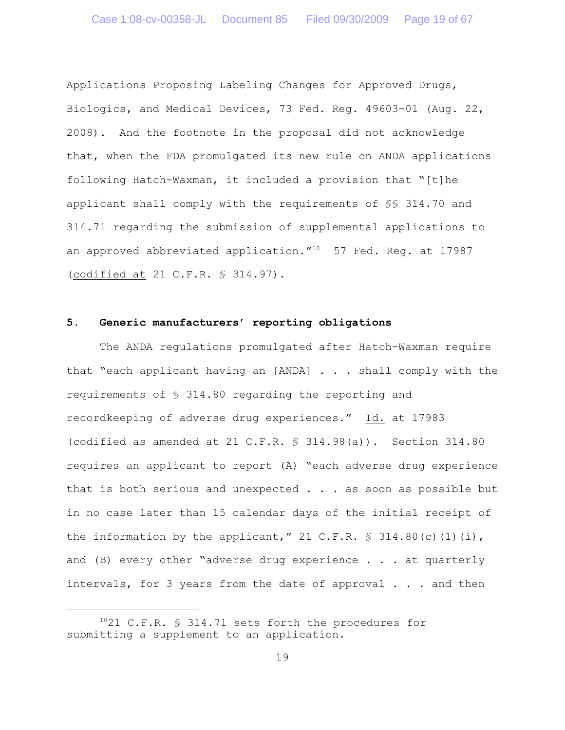Applications Proposing Labeling Changes for Approved Drugs, Biologics, and Medical Devices, 73 Fed. Reg. 49603-01 (Aug. 22, 2008). And the footnote in the proposal did not acknowledge that, when the FDA promulgated its new rule on ANDA applications following Hatch-Waxman, it included a provision that "[t]he applicant shall comply with the requirements of §§ 314.70 and 314.71 regarding the submission of supplemental applications to an approved abbreviated application."[10] 57 Fed. Reg. at 17987 (codified at 21 C.F.R. § 314.97).

### 5. Generic manufacturers' reporting obligations

The ANDA regulations promulgated after Hatch-Waxman require that "each applicant having an [ANDA] . . . shall comply with the requirements of § 314.80 regarding the reporting and recordkeeping of adverse drug experiences." Id. at 17983 (codified as amended at 21 C.F.R. § 314.98(a)). Section 314.80 requires an applicant to report (A) "each adverse drug experience that is both serious and unexpected . . . as soon as possible but in no case later than 15 calendar days of the initial receipt of the information by the applicant," 21 C.F.R. § 314.80(c)(1)(i), and (B) every other "adverse drug experience . . . at quarterly intervals, for 3 years from the date of approval . . . and then

---

[10] 21 C.F.R. § 314.71 sets forth the procedures for submitting a supplement to an application.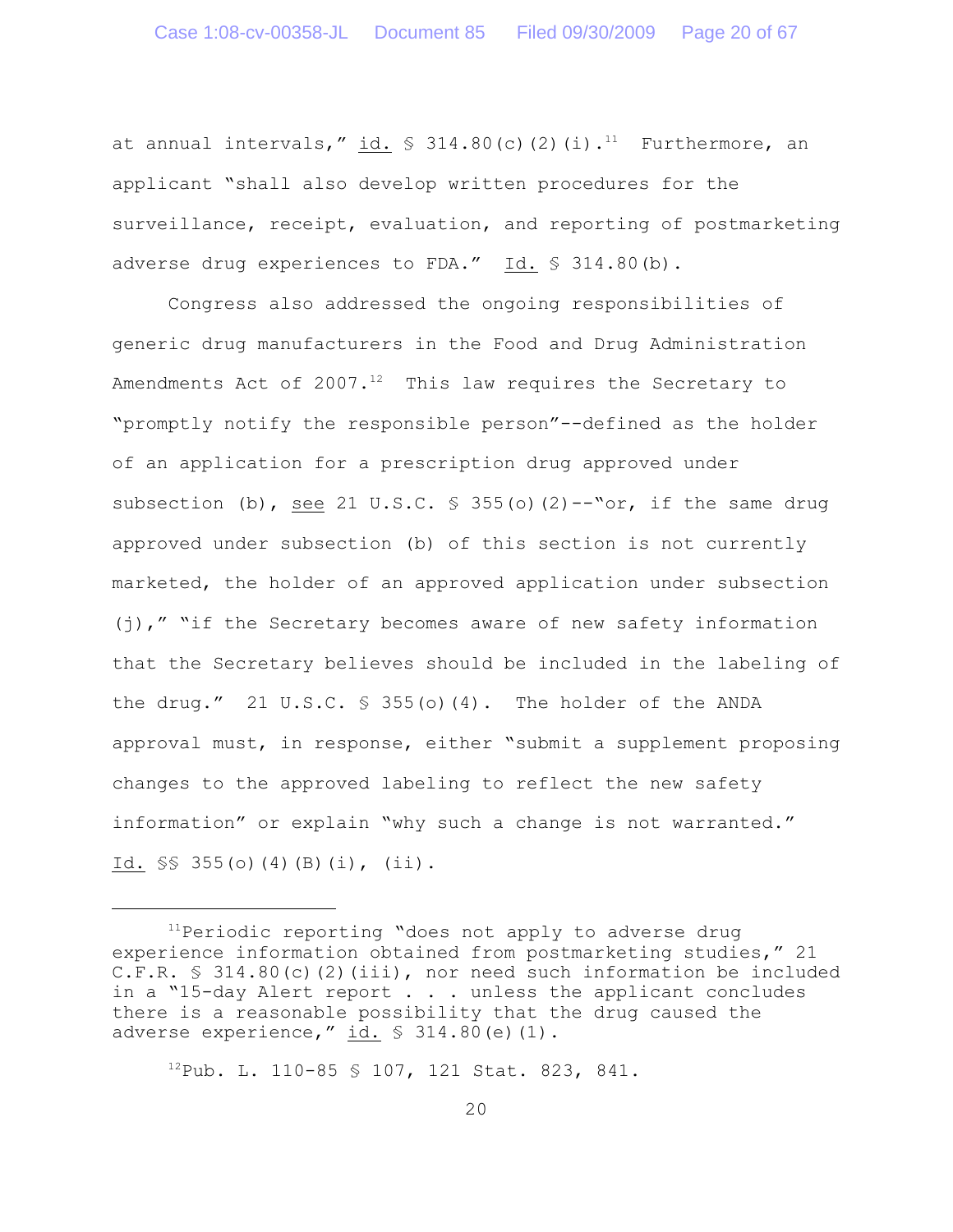at annual intervals," id. § 314.80(c)(2)(i).[11] Furthermore, an applicant "shall also develop written procedures for the surveillance, receipt, evaluation, and reporting of postmarketing adverse drug experiences to FDA." Id. § 314.80(b).

Congress also addressed the ongoing responsibilities of generic drug manufacturers in the Food and Drug Administration Amendments Act of 2007.[12] This law requires the Secretary to "promptly notify the responsible person"--defined as the holder of an application for a prescription drug approved under subsection (b), see 21 U.S.C. § 355(o)(2)--"or, if the same drug approved under subsection (b) of this section is not currently marketed, the holder of an approved application under subsection (j)," "if the Secretary becomes aware of new safety information that the Secretary believes should be included in the labeling of the drug." 21 U.S.C. § 355(o)(4). The holder of the ANDA approval must, in response, either "submit a supplement proposing changes to the approved labeling to reflect the new safety information" or explain "why such a change is not warranted." Id. §§ 355(o)(4)(B)(i), (ii).

---

[11] Periodic reporting "does not apply to adverse drug experience information obtained from postmarketing studies," 21 C.F.R. § 314.80(c)(2)(iii), nor need such information be included in a "15-day Alert report . . . unless the applicant concludes there is a reasonable possibility that the drug caused the adverse experience," id. § 314.80(e)(1).

[12] Pub. L. 110-85 § 107, 121 Stat. 823, 841.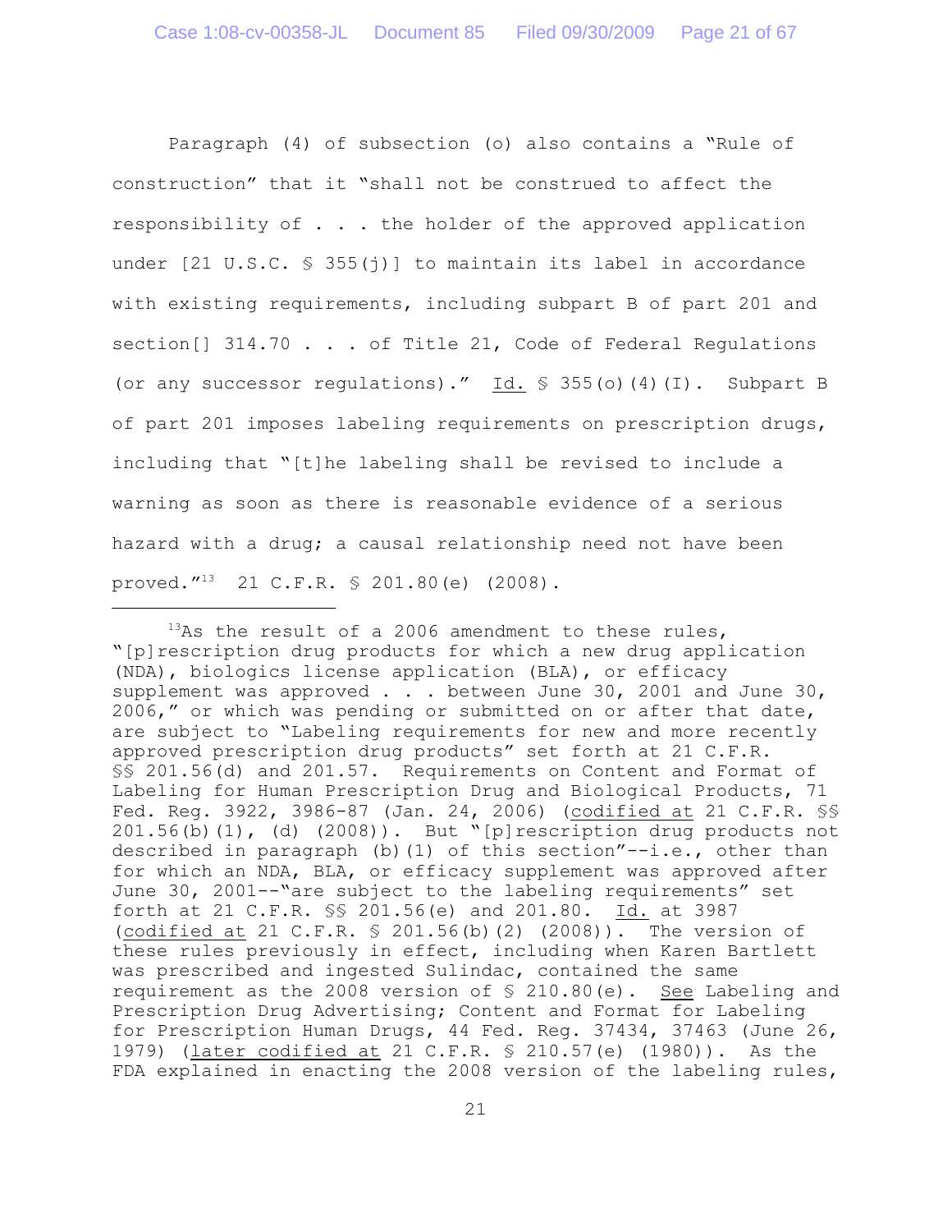Paragraph (4) of subsection (o) also contains a "Rule of construction" that it "shall not be construed to affect the responsibility of . . . the holder of the approved application under [21 U.S.C. § 355(j)] to maintain its label in accordance with existing requirements, including subpart B of part 201 and section[] 314.70 . . . of Title 21, Code of Federal Regulations (or any successor regulations)." Id. § 355(o)(4)(I). Subpart B of part 201 imposes labeling requirements on prescription drugs, including that "[t]he labeling shall be revised to include a warning as soon as there is reasonable evidence of a serious hazard with a drug; a causal relationship need not have been proved."[13] 21 C.F.R. § 201.80(e) (2008).

---

[13]As the result of a 2006 amendment to these rules, "[p]rescription drug products for which a new drug application (NDA), biologics license application (BLA), or efficacy supplement was approved . . . between June 30, 2001 and June 30, 2006," or which was pending or submitted on or after that date, are subject to "Labeling requirements for new and more recently approved prescription drug products" set forth at 21 C.F.R. §§ 201.56(d) and 201.57. Requirements on Content and Format of Labeling for Human Prescription Drug and Biological Products, 71 Fed. Reg. 3922, 3986-87 (Jan. 24, 2006) (codified at 21 C.F.R. §§ 201.56(b)(1), (d) (2008)). But "[p]rescription drug products not described in paragraph (b)(1) of this section"--i.e., other than for which an NDA, BLA, or efficacy supplement was approved after June 30, 2001--"are subject to the labeling requirements" set forth at 21 C.F.R. §§ 201.56(e) and 201.80. Id. at 3987 (codified at 21 C.F.R. § 201.56(b)(2) (2008)). The version of these rules previously in effect, including when Karen Bartlett was prescribed and ingested Sulindac, contained the same requirement as the 2008 version of § 210.80(e). See Labeling and Prescription Drug Advertising; Content and Format for Labeling for Prescription Human Drugs, 44 Fed. Reg. 37434, 37463 (June 26, 1979) (later codified at 21 C.F.R. § 210.57(e) (1980)). As the FDA explained in enacting the 2008 version of the labeling rules,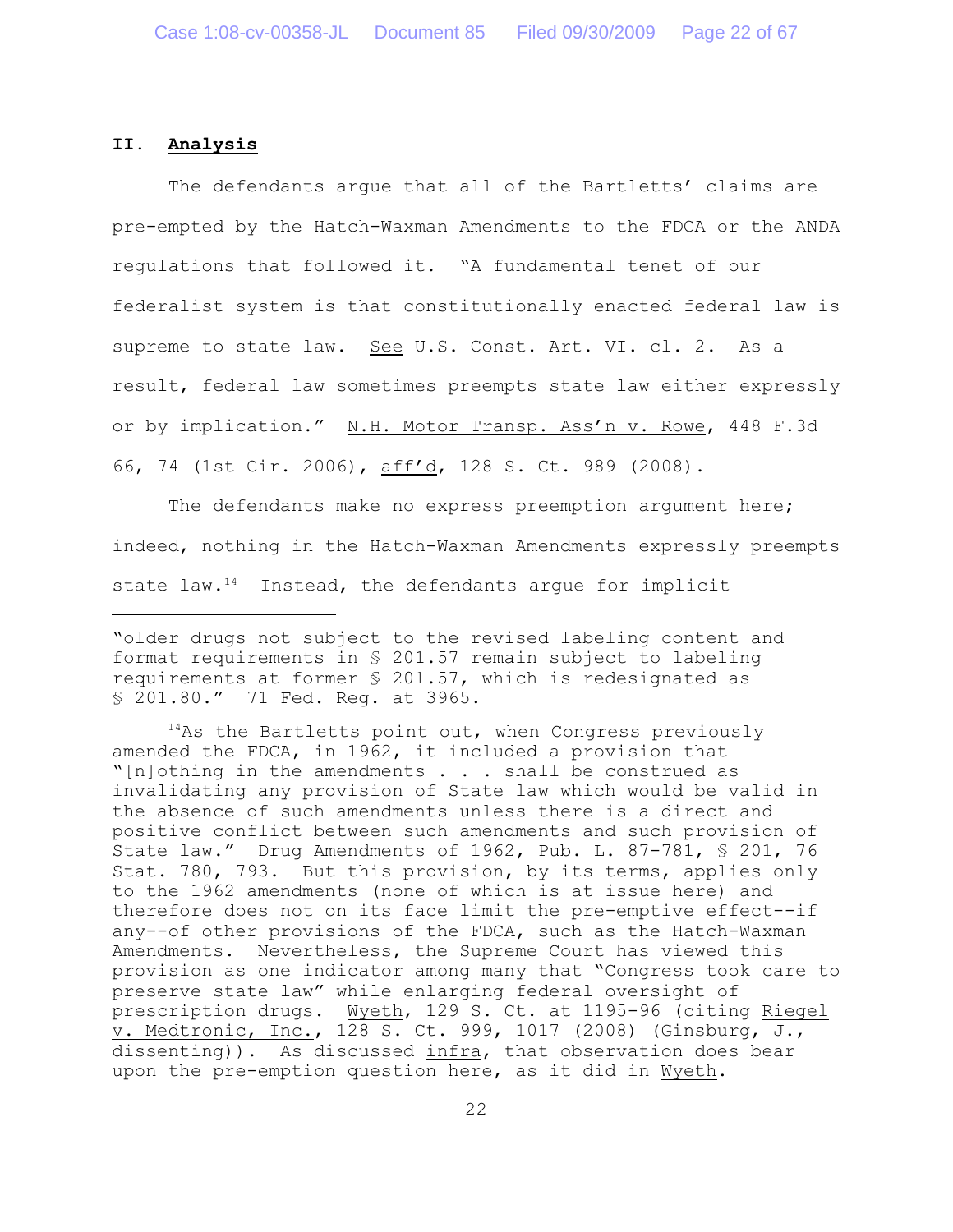## II. Analysis

The defendants argue that all of the Bartletts' claims are pre-empted by the Hatch-Waxman Amendments to the FDCA or the ANDA regulations that followed it. "A fundamental tenet of our federalist system is that constitutionally enacted federal law is supreme to state law. See U.S. Const. Art. VI. cl. 2. As a result, federal law sometimes preempts state law either expressly or by implication." N.H. Motor Transp. Ass'n v. Rowe, 448 F.3d 66, 74 (1st Cir. 2006), aff'd, 128 S. Ct. 989 (2008).

The defendants make no express preemption argument here; indeed, nothing in the Hatch-Waxman Amendments expressly preempts state law.[14] Instead, the defendants argue for implicit

---

"older drugs not subject to the revised labeling content and format requirements in § 201.57 remain subject to labeling requirements at former § 201.57, which is redesignated as § 201.80." 71 Fed. Reg. at 3965.

[14]As the Bartletts point out, when Congress previously amended the FDCA, in 1962, it included a provision that "[n]othing in the amendments . . . shall be construed as invalidating any provision of State law which would be valid in the absence of such amendments unless there is a direct and positive conflict between such amendments and such provision of State law." Drug Amendments of 1962, Pub. L. 87-781, § 201, 76 Stat. 780, 793. But this provision, by its terms, applies only to the 1962 amendments (none of which is at issue here) and therefore does not on its face limit the pre-emptive effect--if any--of other provisions of the FDCA, such as the Hatch-Waxman Amendments. Nevertheless, the Supreme Court has viewed this provision as one indicator among many that "Congress took care to preserve state law" while enlarging federal oversight of prescription drugs. Wyeth, 129 S. Ct. at 1195-96 (citing Riegel v. Medtronic, Inc., 128 S. Ct. 999, 1017 (2008) (Ginsburg, J., dissenting)). As discussed infra, that observation does bear upon the pre-emption question here, as it did in Wyeth.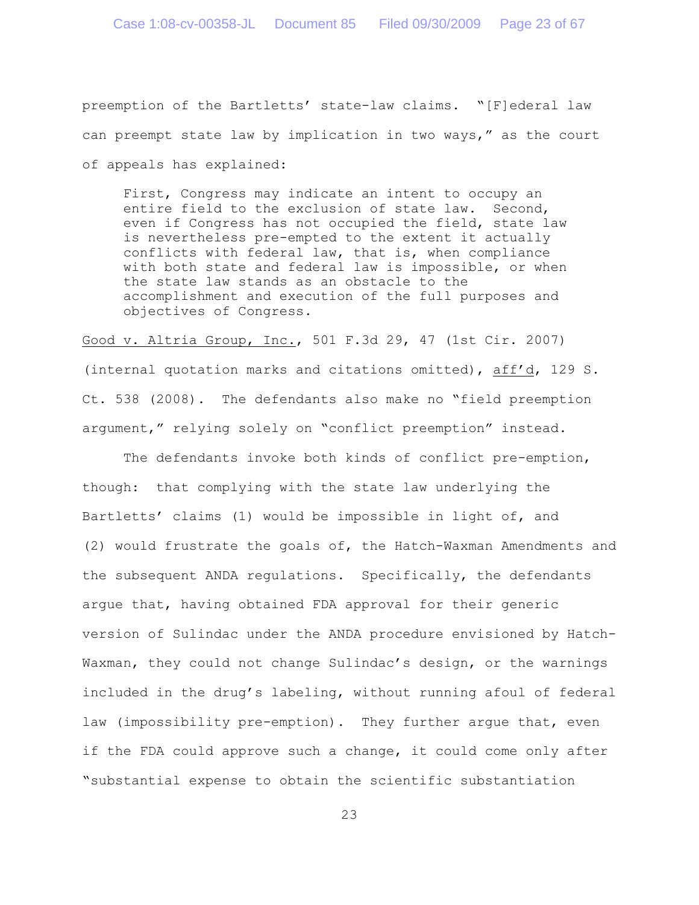preemption of the Bartletts' state-law claims. "[F]ederal law can preempt state law by implication in two ways," as the court of appeals has explained:

> First, Congress may indicate an intent to occupy an entire field to the exclusion of state law. Second, even if Congress has not occupied the field, state law is nevertheless pre-empted to the extent it actually conflicts with federal law, that is, when compliance with both state and federal law is impossible, or when the state law stands as an obstacle to the accomplishment and execution of the full purposes and objectives of Congress.

Good v. Altria Group, Inc., 501 F.3d 29, 47 (1st Cir. 2007) (internal quotation marks and citations omitted), aff'd, 129 S. Ct. 538 (2008). The defendants also make no "field preemption argument," relying solely on "conflict preemption" instead.

The defendants invoke both kinds of conflict pre-emption, though: that complying with the state law underlying the Bartletts' claims (1) would be impossible in light of, and (2) would frustrate the goals of, the Hatch-Waxman Amendments and the subsequent ANDA regulations. Specifically, the defendants argue that, having obtained FDA approval for their generic version of Sulindac under the ANDA procedure envisioned by Hatch-Waxman, they could not change Sulindac's design, or the warnings included in the drug's labeling, without running afoul of federal law (impossibility pre-emption). They further argue that, even if the FDA could approve such a change, it could come only after "substantial expense to obtain the scientific substantiation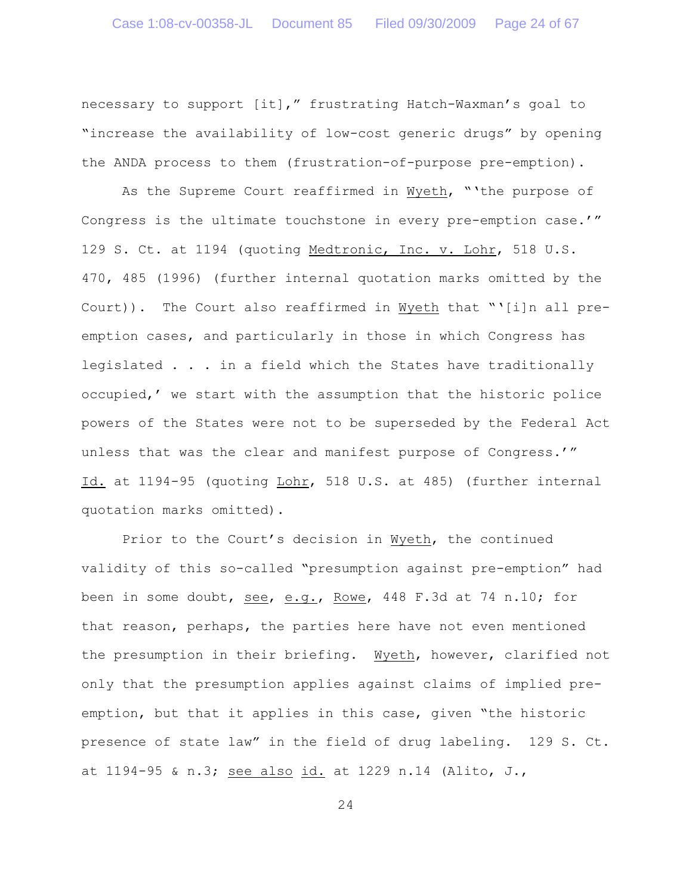necessary to support [it],” frustrating Hatch-Waxman’s goal to “increase the availability of low-cost generic drugs” by opening the ANDA process to them (frustration-of-purpose pre-emption).

As the Supreme Court reaffirmed in Wyeth, “‘the purpose of Congress is the ultimate touchstone in every pre-emption case.’” 129 S. Ct. at 1194 (quoting Medtronic, Inc. v. Lohr, 518 U.S. 470, 485 (1996) (further internal quotation marks omitted by the Court)). The Court also reaffirmed in Wyeth that “‘[i]n all pre-emption cases, and particularly in those in which Congress has legislated . . . in a field which the States have traditionally occupied,’ we start with the assumption that the historic police powers of the States were not to be superseded by the Federal Act unless that was the clear and manifest purpose of Congress.’” Id. at 1194-95 (quoting Lohr, 518 U.S. at 485) (further internal quotation marks omitted).

Prior to the Court’s decision in Wyeth, the continued validity of this so-called “presumption against pre-emption” had been in some doubt, see, e.g., Rowe, 448 F.3d at 74 n.10; for that reason, perhaps, the parties here have not even mentioned the presumption in their briefing. Wyeth, however, clarified not only that the presumption applies against claims of implied pre-emption, but that it applies in this case, given “the historic presence of state law” in the field of drug labeling. 129 S. Ct. at 1194-95 & n.3; see also id. at 1229 n.14 (Alito, J.,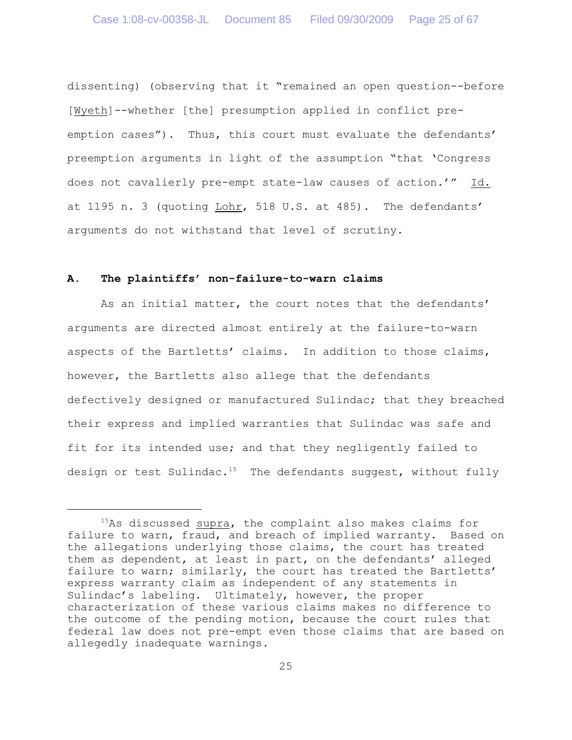dissenting) (observing that it "remained an open question--before [Wyeth]--whether [the] presumption applied in conflict pre-emption cases"). Thus, this court must evaluate the defendants' preemption arguments in light of the assumption "that 'Congress does not cavalierly pre-empt state-law causes of action.'" Id. at 1195 n. 3 (quoting Lohr, 518 U.S. at 485). The defendants' arguments do not withstand that level of scrutiny.

### A. The plaintiffs' non-failure-to-warn claims

As an initial matter, the court notes that the defendants' arguments are directed almost entirely at the failure-to-warn aspects of the Bartletts' claims. In addition to those claims, however, the Bartletts also allege that the defendants defectively designed or manufactured Sulindac; that they breached their express and implied warranties that Sulindac was safe and fit for its intended use; and that they negligently failed to design or test Sulindac.[15] The defendants suggest, without fully

---

[15] As discussed supra, the complaint also makes claims for failure to warn, fraud, and breach of implied warranty. Based on the allegations underlying those claims, the court has treated them as dependent, at least in part, on the defendants' alleged failure to warn; similarly, the court has treated the Bartletts' express warranty claim as independent of any statements in Sulindac's labeling. Ultimately, however, the proper characterization of these various claims makes no difference to the outcome of the pending motion, because the court rules that federal law does not pre-empt even those claims that are based on allegedly inadequate warnings.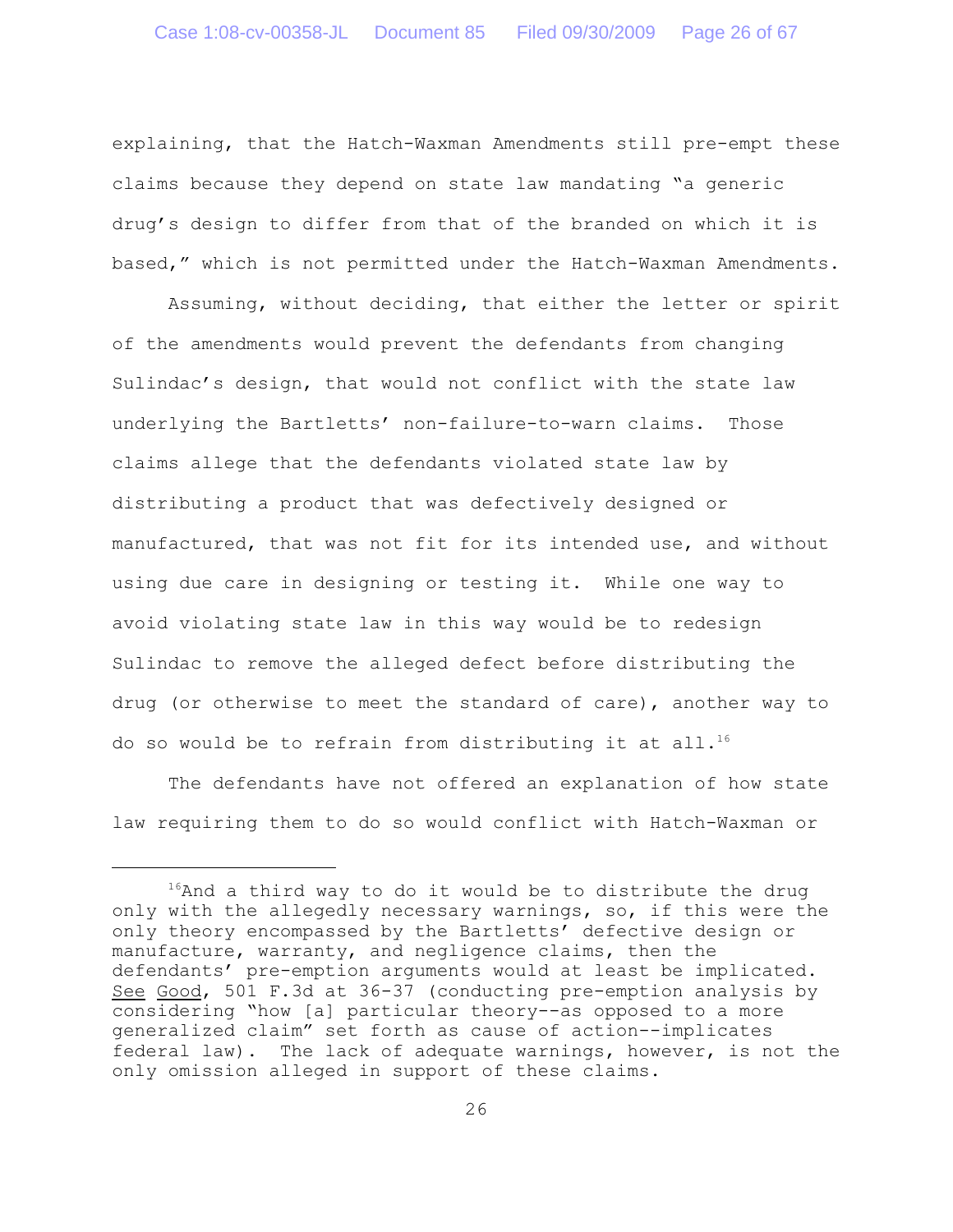explaining, that the Hatch-Waxman Amendments still pre-empt these claims because they depend on state law mandating "a generic drug's design to differ from that of the branded on which it is based," which is not permitted under the Hatch-Waxman Amendments.

Assuming, without deciding, that either the letter or spirit of the amendments would prevent the defendants from changing Sulindac's design, that would not conflict with the state law underlying the Bartletts' non-failure-to-warn claims. Those claims allege that the defendants violated state law by distributing a product that was defectively designed or manufactured, that was not fit for its intended use, and without using due care in designing or testing it. While one way to avoid violating state law in this way would be to redesign Sulindac to remove the alleged defect before distributing the drug (or otherwise to meet the standard of care), another way to do so would be to refrain from distributing it at all.[16]

The defendants have not offered an explanation of how state law requiring them to do so would conflict with Hatch-Waxman or

---

[16]And a third way to do it would be to distribute the drug only with the allegedly necessary warnings, so, if this were the only theory encompassed by the Bartletts' defective design or manufacture, warranty, and negligence claims, then the defendants' pre-emption arguments would at least be implicated. See Good, 501 F.3d at 36-37 (conducting pre-emption analysis by considering "how [a] particular theory--as opposed to a more generalized claim" set forth as cause of action--implicates federal law). The lack of adequate warnings, however, is not the only omission alleged in support of these claims.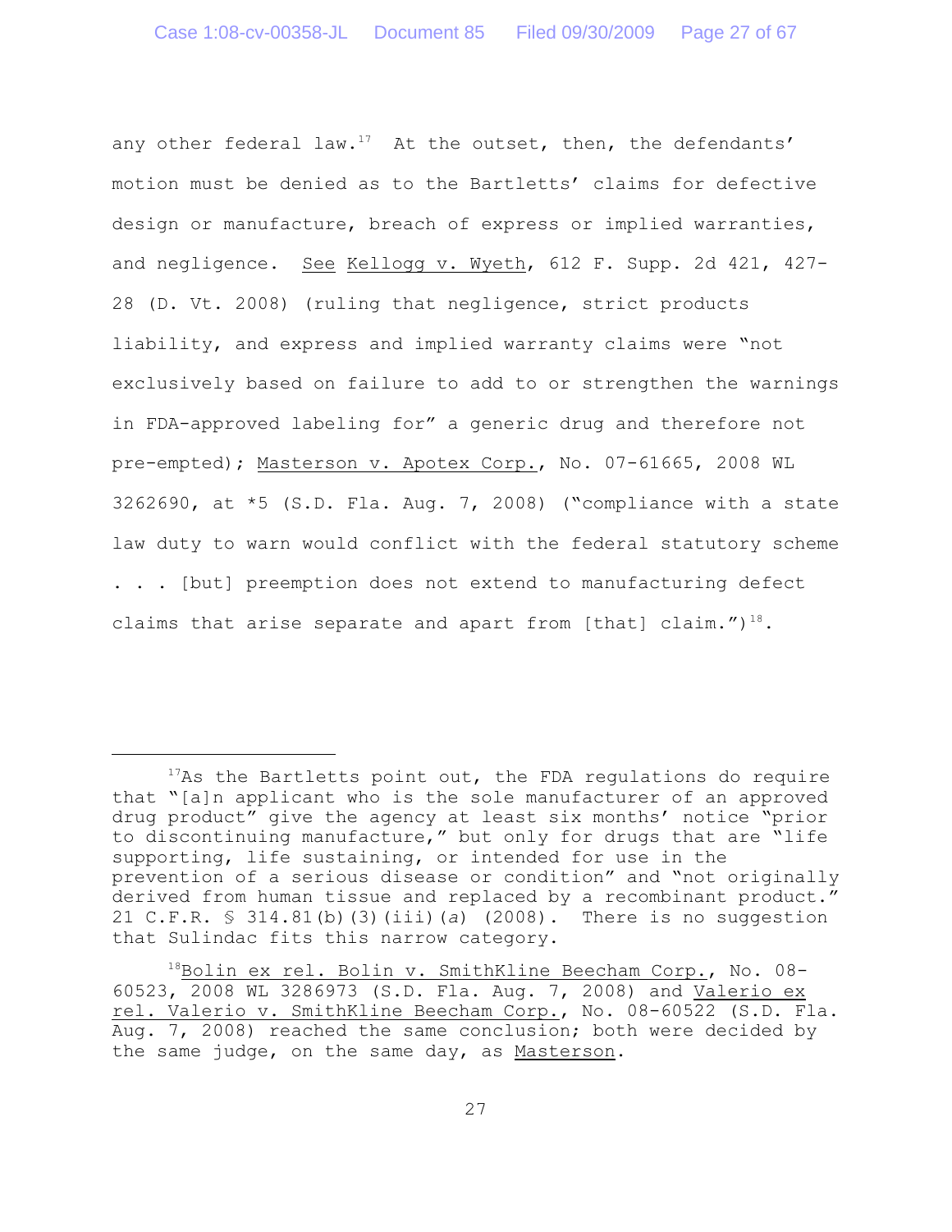any other federal law.[17] At the outset, then, the defendants' motion must be denied as to the Bartletts' claims for defective design or manufacture, breach of express or implied warranties, and negligence. See Kellogg v. Wyeth, 612 F. Supp. 2d 421, 427-28 (D. Vt. 2008) (ruling that negligence, strict products liability, and express and implied warranty claims were "not exclusively based on failure to add to or strengthen the warnings in FDA-approved labeling for" a generic drug and therefore not pre-empted); Masterson v. Apotex Corp., No. 07-61665, 2008 WL 3262690, at *5 (S.D. Fla. Aug. 7, 2008) ("compliance with a state law duty to warn would conflict with the federal statutory scheme . . . [but] preemption does not extend to manufacturing defect claims that arise separate and apart from [that] claim.")[18].

---

[17]As the Bartletts point out, the FDA regulations do require that "[a]n applicant who is the sole manufacturer of an approved drug product" give the agency at least six months' notice "prior to discontinuing manufacture," but only for drugs that are "life supporting, life sustaining, or intended for use in the prevention of a serious disease or condition" and "not originally derived from human tissue and replaced by a recombinant product." 21 C.F.R. § 314.81(b)(3)(iii)(*a*) (2008). There is no suggestion that Sulindac fits this narrow category.

[18]Bolin ex rel. Bolin v. SmithKline Beecham Corp., No. 08-60523, 2008 WL 3286973 (S.D. Fla. Aug. 7, 2008) and Valerio ex rel. Valerio v. SmithKline Beecham Corp., No. 08-60522 (S.D. Fla. Aug. 7, 2008) reached the same conclusion; both were decided by the same judge, on the same day, as Masterson.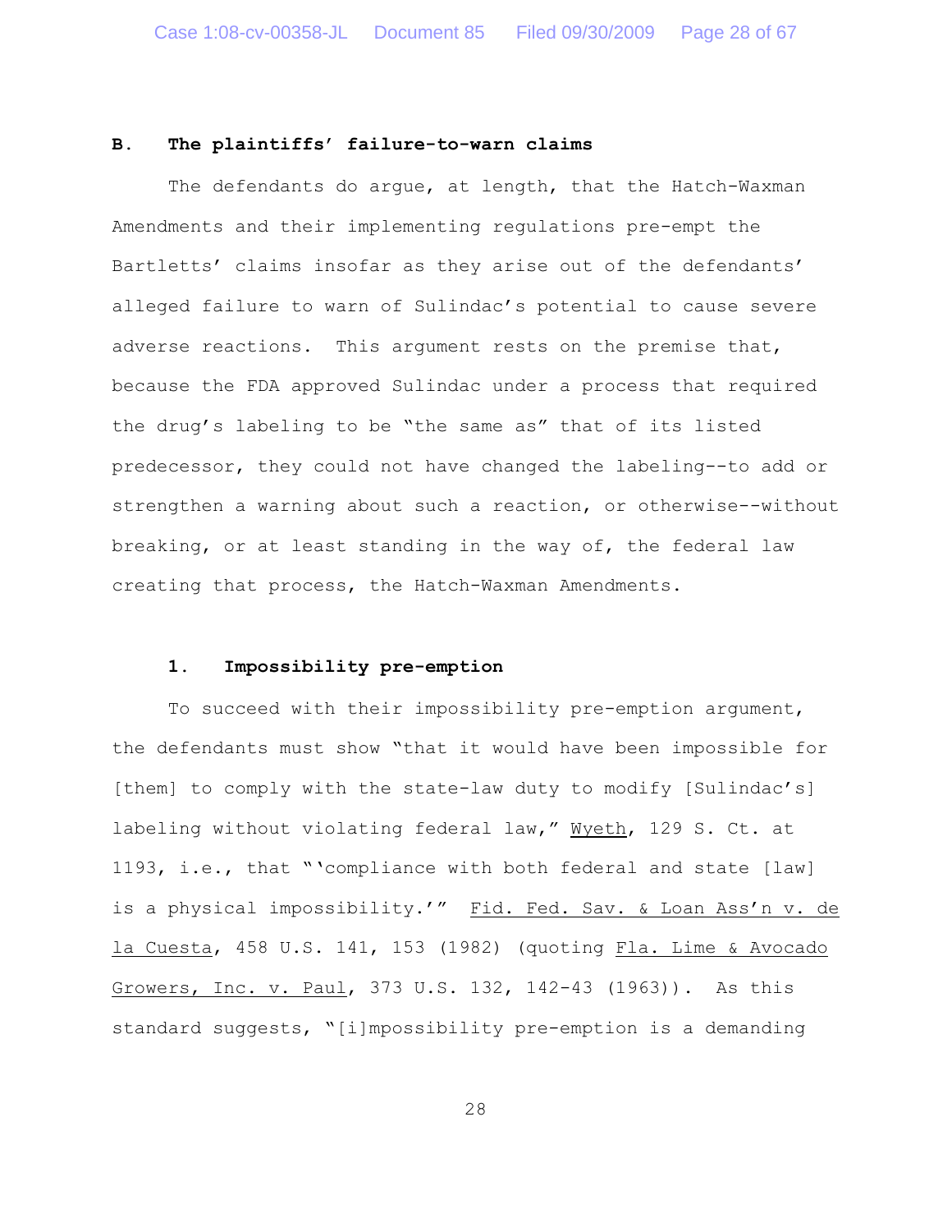## B. The plaintiffs' failure-to-warn claims

The defendants do argue, at length, that the Hatch-Waxman Amendments and their implementing regulations pre-empt the Bartletts' claims insofar as they arise out of the defendants' alleged failure to warn of Sulindac's potential to cause severe adverse reactions. This argument rests on the premise that, because the FDA approved Sulindac under a process that required the drug's labeling to be "the same as" that of its listed predecessor, they could not have changed the labeling--to add or strengthen a warning about such a reaction, or otherwise--without breaking, or at least standing in the way of, the federal law creating that process, the Hatch-Waxman Amendments.

### 1. Impossibility pre-emption

To succeed with their impossibility pre-emption argument, the defendants must show "that it would have been impossible for [them] to comply with the state-law duty to modify [Sulindac's] labeling without violating federal law," Wyeth, 129 S. Ct. at 1193, i.e., that "'compliance with both federal and state [law] is a physical impossibility.'" Fid. Fed. Sav. & Loan Ass'n v. de la Cuesta, 458 U.S. 141, 153 (1982) (quoting Fla. Lime & Avocado Growers, Inc. v. Paul, 373 U.S. 132, 142-43 (1963)). As this standard suggests, "[i]mpossibility pre-emption is a demanding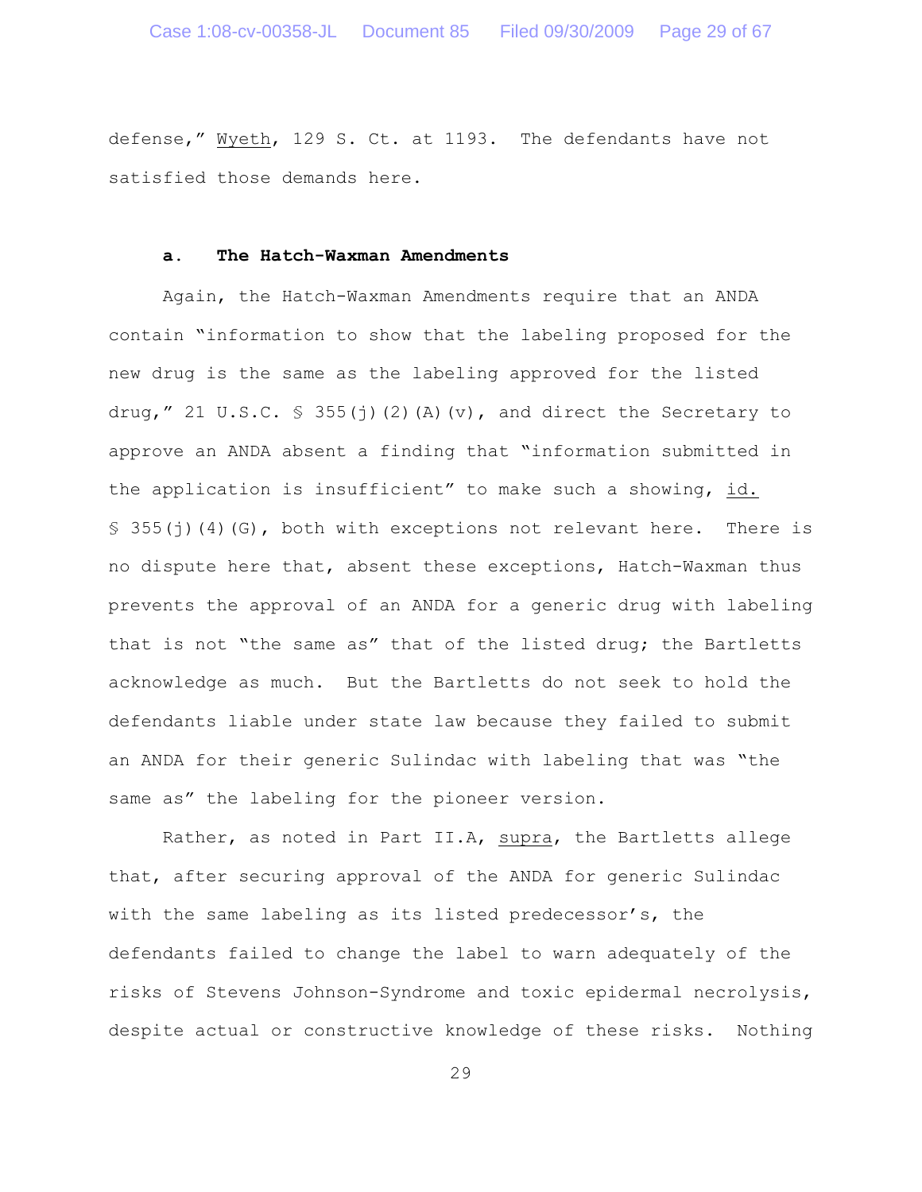defense," <u>Wyeth</u>, 129 S. Ct. at 1193. The defendants have not satisfied those demands here.

**a. The Hatch-Waxman Amendments**

Again, the Hatch-Waxman Amendments require that an ANDA contain "information to show that the labeling proposed for the new drug is the same as the labeling approved for the listed drug," 21 U.S.C. § 355(j)(2)(A)(v), and direct the Secretary to approve an ANDA absent a finding that "information submitted in the application is insufficient" to make such a showing, <u>id.</u> § 355(j)(4)(G), both with exceptions not relevant here. There is no dispute here that, absent these exceptions, Hatch-Waxman thus prevents the approval of an ANDA for a generic drug with labeling that is not "the same as" that of the listed drug; the Bartletts acknowledge as much. But the Bartletts do not seek to hold the defendants liable under state law because they failed to submit an ANDA for their generic Sulindac with labeling that was "the same as" the labeling for the pioneer version.

Rather, as noted in Part II.A, <u>supra</u>, the Bartletts allege that, after securing approval of the ANDA for generic Sulindac with the same labeling as its listed predecessor's, the defendants failed to change the label to warn adequately of the risks of Stevens Johnson-Syndrome and toxic epidermal necrolysis, despite actual or constructive knowledge of these risks. Nothing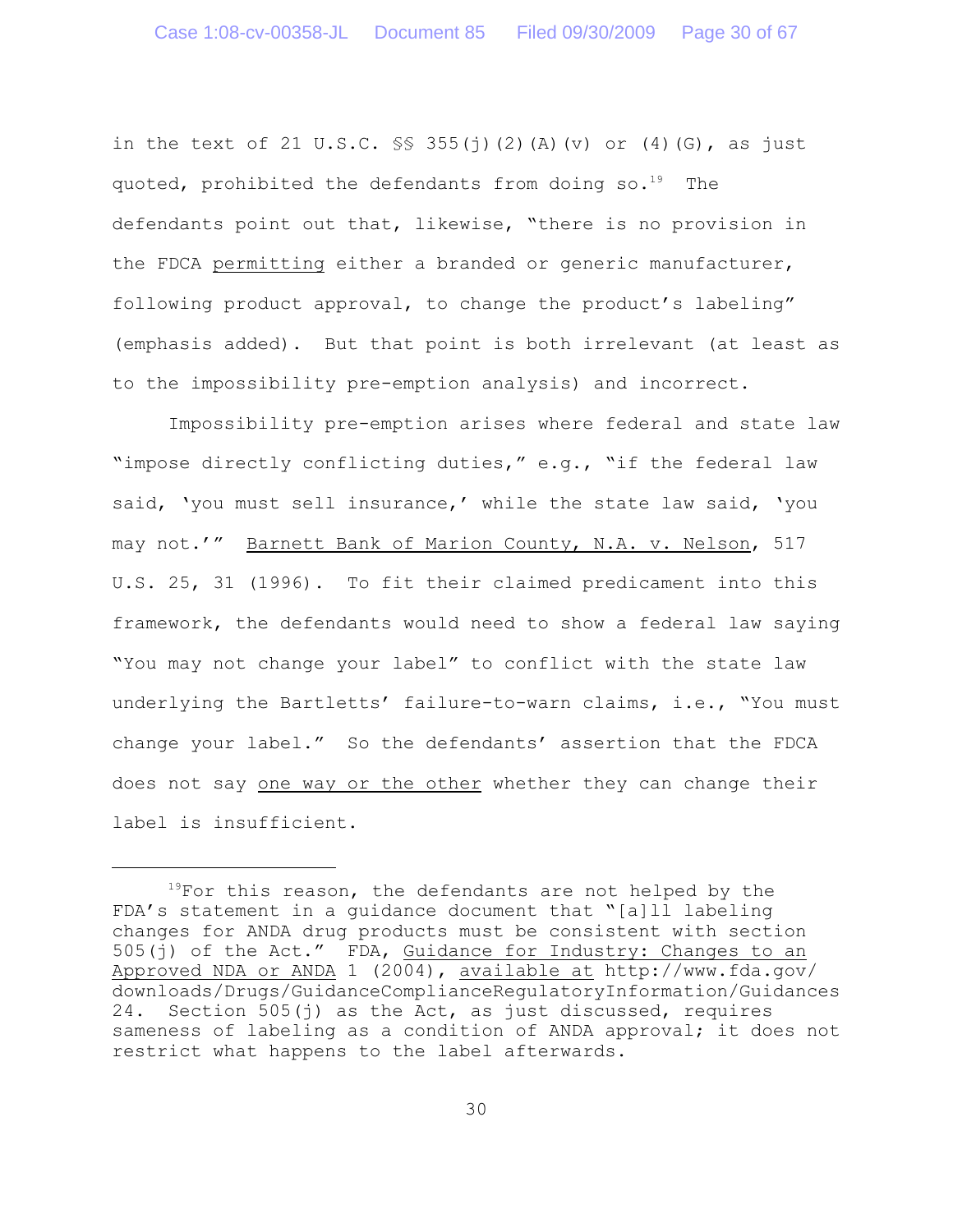in the text of 21 U.S.C. §§ 355(j)(2)(A)(v) or (4)(G), as just quoted, prohibited the defendants from doing so.[19] The defendants point out that, likewise, "there is no provision in the FDCA permitting either a branded or generic manufacturer, following product approval, to change the product's labeling" (emphasis added). But that point is both irrelevant (at least as to the impossibility pre-emption analysis) and incorrect.

Impossibility pre-emption arises where federal and state law "impose directly conflicting duties," e.g., "if the federal law said, 'you must sell insurance,' while the state law said, 'you may not.'" Barnett Bank of Marion County, N.A. v. Nelson, 517 U.S. 25, 31 (1996). To fit their claimed predicament into this framework, the defendants would need to show a federal law saying "You may not change your label" to conflict with the state law underlying the Bartletts' failure-to-warn claims, i.e., "You must change your label." So the defendants' assertion that the FDCA does not say one way or the other whether they can change their label is insufficient.

---

[19]For this reason, the defendants are not helped by the FDA's statement in a guidance document that "[a]ll labeling changes for ANDA drug products must be consistent with section 505(j) of the Act." FDA, Guidance for Industry: Changes to an Approved NDA or ANDA 1 (2004), available at http://www.fda.gov/downloads/Drugs/GuidanceComplianceRegulatoryInformation/Guidances 24. Section 505(j) as the Act, as just discussed, requires sameness of labeling as a condition of ANDA approval; it does not restrict what happens to the label afterwards.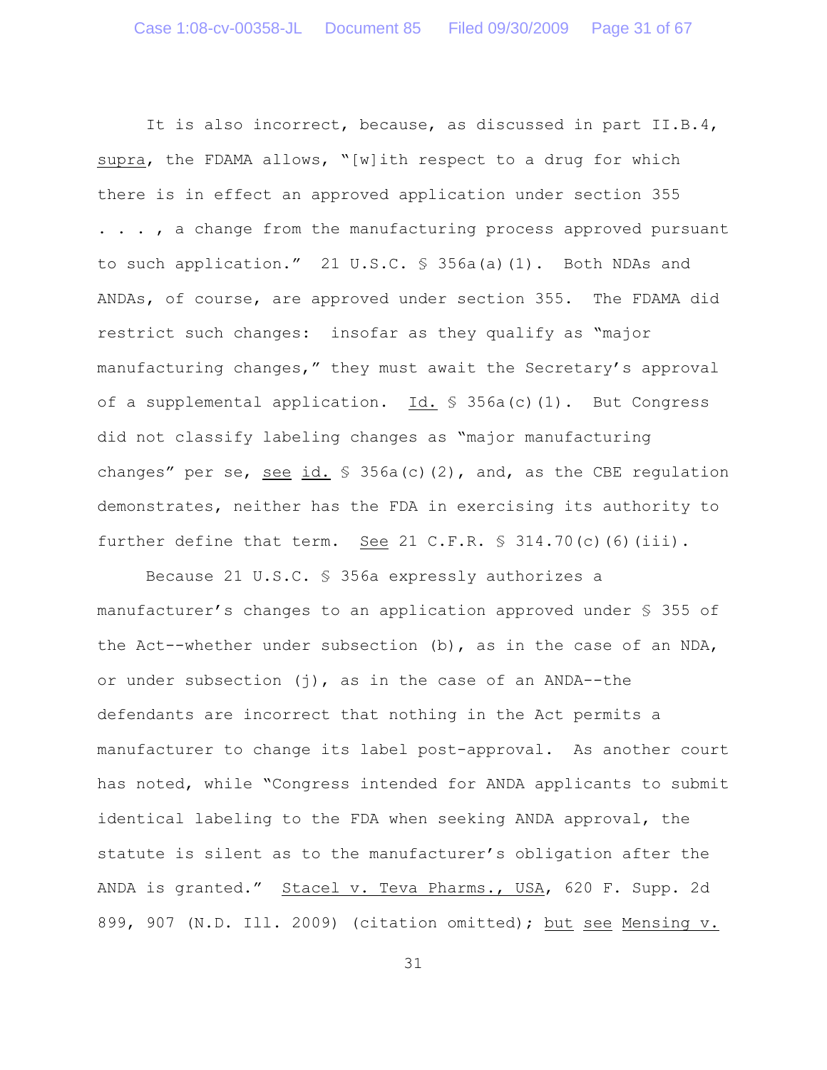It is also incorrect, because, as discussed in part II.B.4, supra, the FDAMA allows, "[w]ith respect to a drug for which there is in effect an approved application under section 355 . . . , a change from the manufacturing process approved pursuant to such application." 21 U.S.C. § 356a(a)(1). Both NDAs and ANDAs, of course, are approved under section 355. The FDAMA did restrict such changes: insofar as they qualify as "major manufacturing changes," they must await the Secretary's approval of a supplemental application. Id. § 356a(c)(1). But Congress did not classify labeling changes as "major manufacturing changes" per se, see id. § 356a(c)(2), and, as the CBE regulation demonstrates, neither has the FDA in exercising its authority to further define that term. See 21 C.F.R. § 314.70(c)(6)(iii).

Because 21 U.S.C. § 356a expressly authorizes a manufacturer's changes to an application approved under § 355 of the Act--whether under subsection (b), as in the case of an NDA, or under subsection (j), as in the case of an ANDA--the defendants are incorrect that nothing in the Act permits a manufacturer to change its label post-approval. As another court has noted, while "Congress intended for ANDA applicants to submit identical labeling to the FDA when seeking ANDA approval, the statute is silent as to the manufacturer's obligation after the ANDA is granted." Stacel v. Teva Pharms., USA, 620 F. Supp. 2d 899, 907 (N.D. Ill. 2009) (citation omitted); but see Mensing v.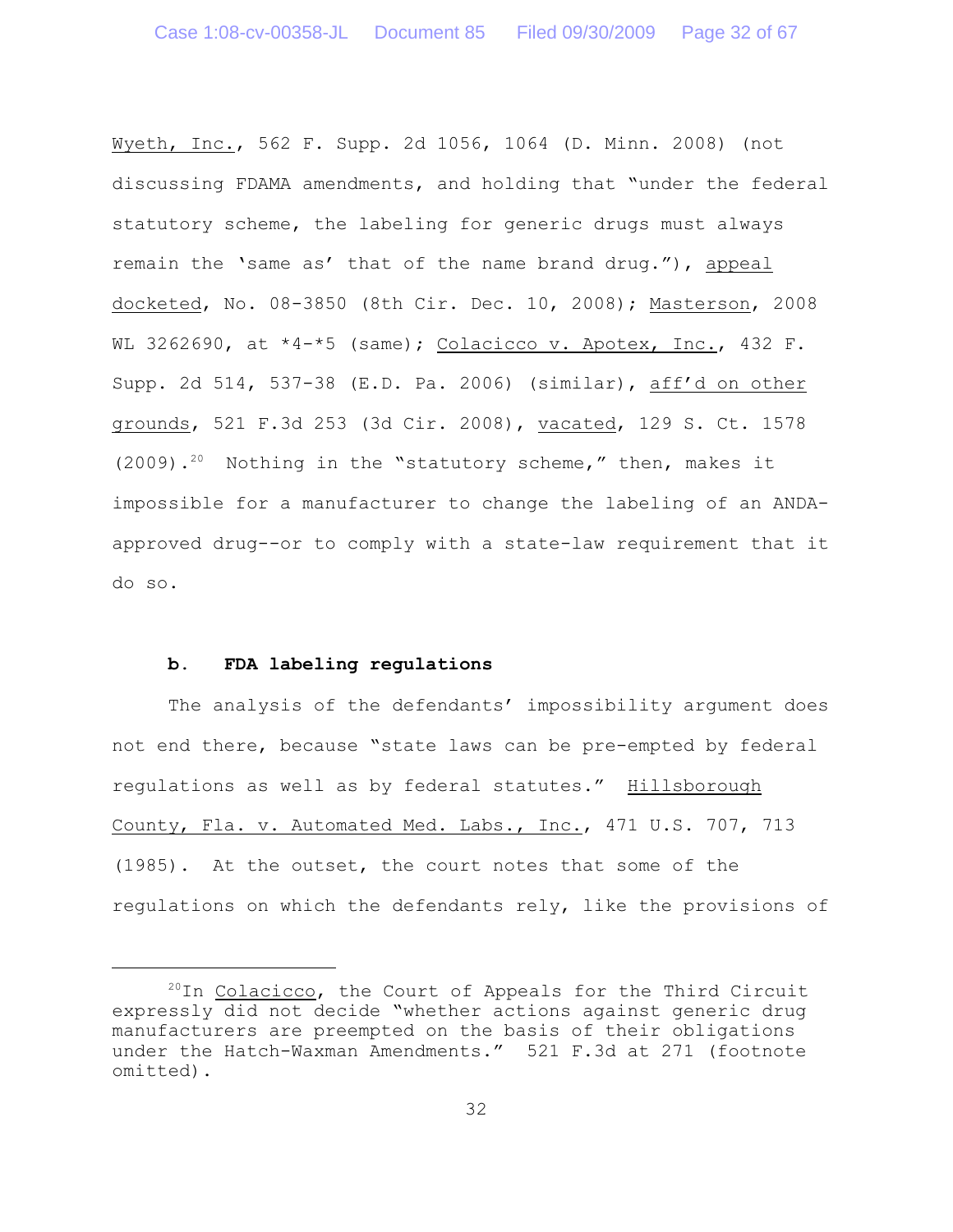Wyeth, Inc., 562 F. Supp. 2d 1056, 1064 (D. Minn. 2008) (not discussing FDAMA amendments, and holding that "under the federal statutory scheme, the labeling for generic drugs must always remain the 'same as' that of the name brand drug."), appeal docketed, No. 08-3850 (8th Cir. Dec. 10, 2008); Masterson, 2008 WL 3262690, at *4-*5 (same); Colacicco v. Apotex, Inc., 432 F. Supp. 2d 514, 537-38 (E.D. Pa. 2006) (similar), aff'd on other grounds, 521 F.3d 253 (3d Cir. 2008), vacated, 129 S. Ct. 1578 (2009).[20] Nothing in the "statutory scheme," then, makes it impossible for a manufacturer to change the labeling of an ANDA-approved drug--or to comply with a state-law requirement that it do so.

**b. FDA labeling regulations**

The analysis of the defendants' impossibility argument does not end there, because "state laws can be pre-empted by federal regulations as well as by federal statutes." Hillsborough County, Fla. v. Automated Med. Labs., Inc., 471 U.S. 707, 713 (1985). At the outset, the court notes that some of the regulations on which the defendants rely, like the provisions of

---

[20] In Colacicco, the Court of Appeals for the Third Circuit expressly did not decide "whether actions against generic drug manufacturers are preempted on the basis of their obligations under the Hatch-Waxman Amendments." 521 F.3d at 271 (footnote omitted).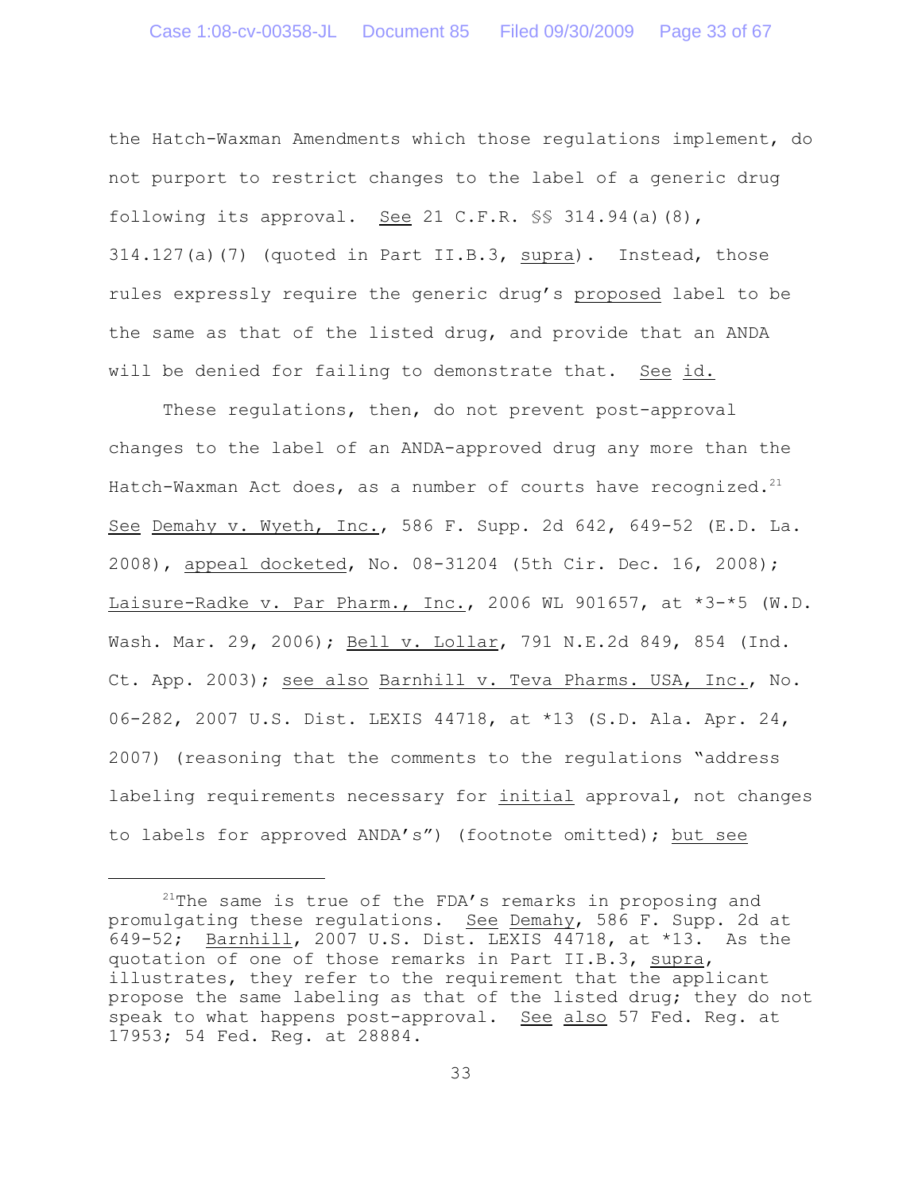the Hatch-Waxman Amendments which those regulations implement, do not purport to restrict changes to the label of a generic drug following its approval. See 21 C.F.R. §§ 314.94(a)(8), 314.127(a)(7) (quoted in Part II.B.3, supra). Instead, those rules expressly require the generic drug's proposed label to be the same as that of the listed drug, and provide that an ANDA will be denied for failing to demonstrate that. See id.

These regulations, then, do not prevent post-approval changes to the label of an ANDA-approved drug any more than the Hatch-Waxman Act does, as a number of courts have recognized.[21] See Demahy v. Wyeth, Inc., 586 F. Supp. 2d 642, 649-52 (E.D. La. 2008), appeal docketed, No. 08-31204 (5th Cir. Dec. 16, 2008); Laisure-Radke v. Par Pharm., Inc., 2006 WL 901657, at *3-*5 (W.D. Wash. Mar. 29, 2006); Bell v. Lollar, 791 N.E.2d 849, 854 (Ind. Ct. App. 2003); see also Barnhill v. Teva Pharms. USA, Inc., No. 06-282, 2007 U.S. Dist. LEXIS 44718, at *13 (S.D. Ala. Apr. 24, 2007) (reasoning that the comments to the regulations "address labeling requirements necessary for initial approval, not changes to labels for approved ANDA's") (footnote omitted); but see

[21]The same is true of the FDA's remarks in proposing and promulgating these regulations. See Demahy, 586 F. Supp. 2d at 649-52; Barnhill, 2007 U.S. Dist. LEXIS 44718, at *13. As the quotation of one of those remarks in Part II.B.3, supra, illustrates, they refer to the requirement that the applicant propose the same labeling as that of the listed drug; they do not speak to what happens post-approval. See also 57 Fed. Reg. at 17953; 54 Fed. Reg. at 28884.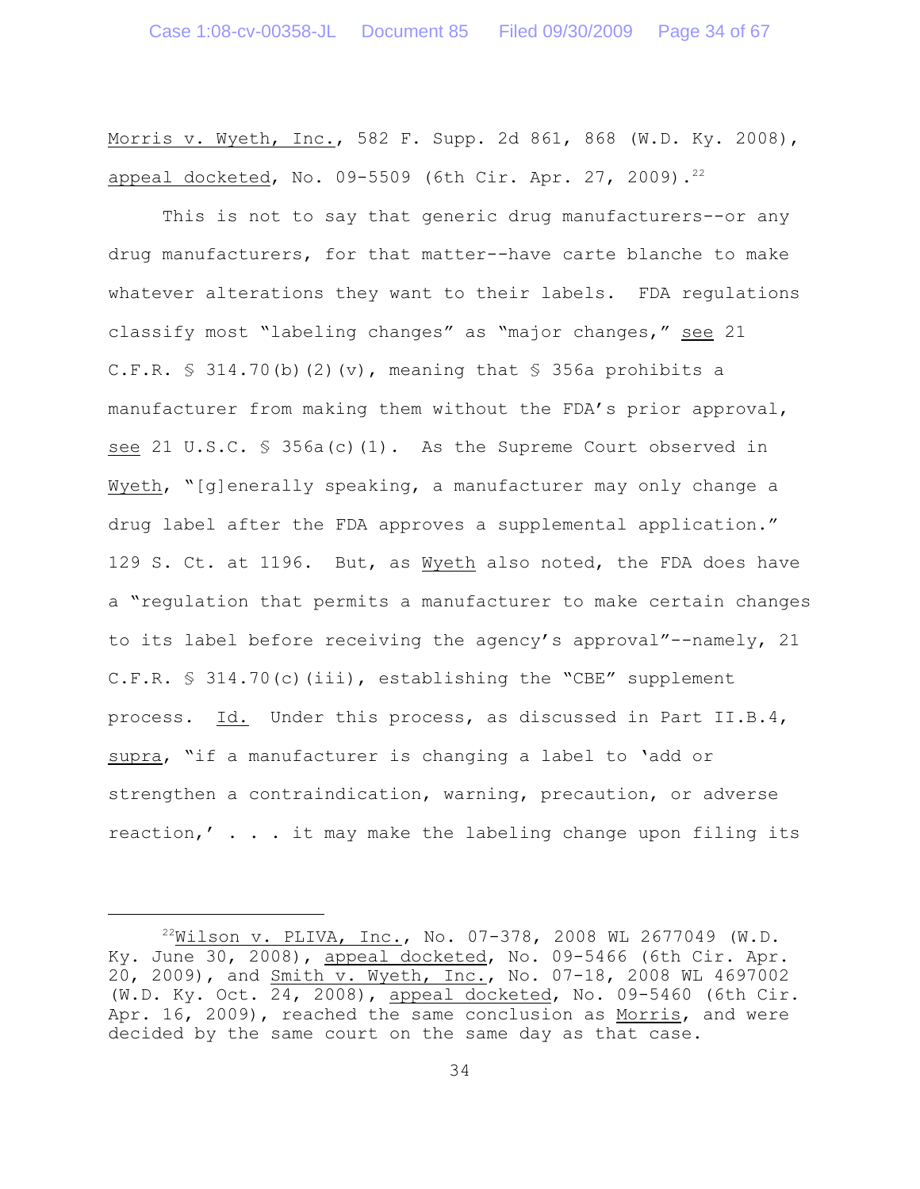Morris v. Wyeth, Inc., 582 F. Supp. 2d 861, 868 (W.D. Ky. 2008), appeal docketed, No. 09-5509 (6th Cir. Apr. 27, 2009).[22]

This is not to say that generic drug manufacturers--or any drug manufacturers, for that matter--have carte blanche to make whatever alterations they want to their labels. FDA regulations classify most "labeling changes" as "major changes," see 21 C.F.R. § 314.70(b)(2)(v), meaning that § 356a prohibits a manufacturer from making them without the FDA's prior approval, see 21 U.S.C. § 356a(c)(1). As the Supreme Court observed in Wyeth, "[g]enerally speaking, a manufacturer may only change a drug label after the FDA approves a supplemental application." 129 S. Ct. at 1196. But, as Wyeth also noted, the FDA does have a "regulation that permits a manufacturer to make certain changes to its label before receiving the agency's approval"--namely, 21 C.F.R. § 314.70(c)(iii), establishing the "CBE" supplement process. Id. Under this process, as discussed in Part II.B.4, supra, "if a manufacturer is changing a label to 'add or strengthen a contraindication, warning, precaution, or adverse reaction,' . . . it may make the labeling change upon filing its

---

[22] Wilson v. PLIVA, Inc., No. 07-378, 2008 WL 2677049 (W.D. Ky. June 30, 2008), appeal docketed, No. 09-5466 (6th Cir. Apr. 20, 2009), and Smith v. Wyeth, Inc., No. 07-18, 2008 WL 4697002 (W.D. Ky. Oct. 24, 2008), appeal docketed, No. 09-5460 (6th Cir. Apr. 16, 2009), reached the same conclusion as Morris, and were decided by the same court on the same day as that case.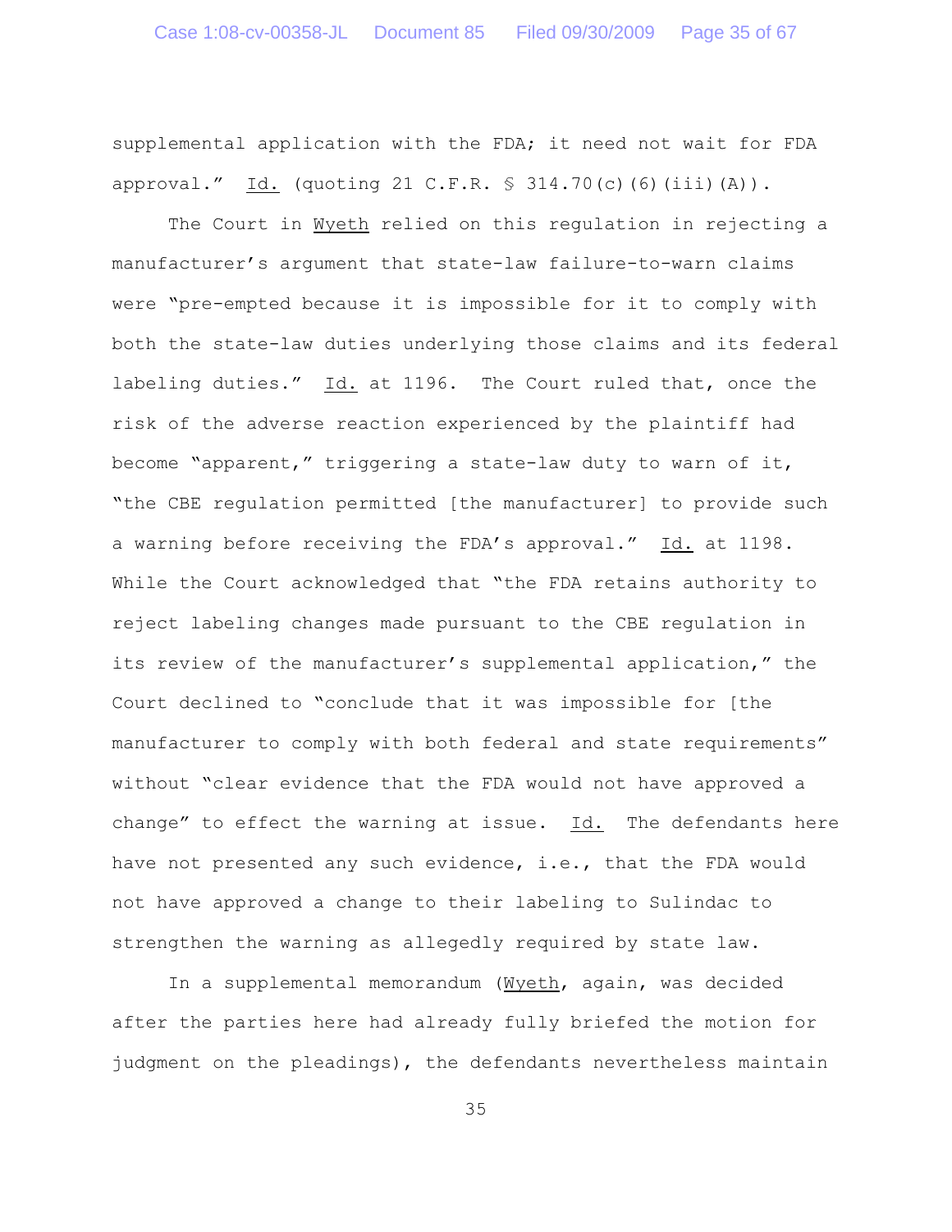supplemental application with the FDA; it need not wait for FDA approval." Id. (quoting 21 C.F.R. § 314.70(c)(6)(iii)(A)).

The Court in Wyeth relied on this regulation in rejecting a manufacturer's argument that state-law failure-to-warn claims were "pre-empted because it is impossible for it to comply with both the state-law duties underlying those claims and its federal labeling duties." Id. at 1196. The Court ruled that, once the risk of the adverse reaction experienced by the plaintiff had become "apparent," triggering a state-law duty to warn of it, "the CBE regulation permitted [the manufacturer] to provide such a warning before receiving the FDA's approval." Id. at 1198. While the Court acknowledged that "the FDA retains authority to reject labeling changes made pursuant to the CBE regulation in its review of the manufacturer's supplemental application," the Court declined to "conclude that it was impossible for [the manufacturer to comply with both federal and state requirements" without "clear evidence that the FDA would not have approved a change" to effect the warning at issue. Id. The defendants here have not presented any such evidence, i.e., that the FDA would not have approved a change to their labeling to Sulindac to strengthen the warning as allegedly required by state law.

In a supplemental memorandum (Wyeth, again, was decided after the parties here had already fully briefed the motion for judgment on the pleadings), the defendants nevertheless maintain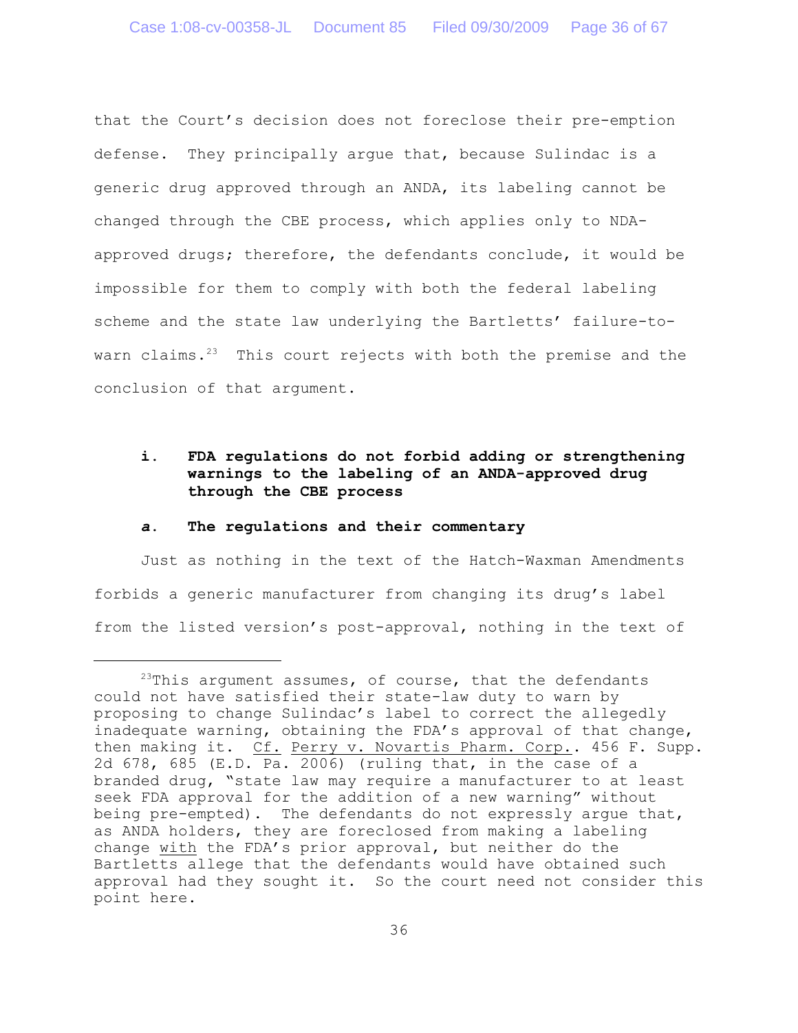that the Court's decision does not foreclose their pre-emption defense. They principally argue that, because Sulindac is a generic drug approved through an ANDA, its labeling cannot be changed through the CBE process, which applies only to NDA-approved drugs; therefore, the defendants conclude, it would be impossible for them to comply with both the federal labeling scheme and the state law underlying the Bartletts' failure-to-warn claims.[23] This court rejects with both the premise and the conclusion of that argument.

**i. FDA regulations do not forbid adding or strengthening warnings to the labeling of an ANDA-approved drug through the CBE process**

***a.* The regulations and their commentary**

Just as nothing in the text of the Hatch-Waxman Amendments forbids a generic manufacturer from changing its drug's label from the listed version's post-approval, nothing in the text of

---

[23]This argument assumes, of course, that the defendants could not have satisfied their state-law duty to warn by proposing to change Sulindac's label to correct the allegedly inadequate warning, obtaining the FDA's approval of that change, then making it. Cf. Perry v. Novartis Pharm. Corp.. 456 F. Supp. 2d 678, 685 (E.D. Pa. 2006) (ruling that, in the case of a branded drug, "state law may require a manufacturer to at least seek FDA approval for the addition of a new warning" without being pre-empted). The defendants do not expressly argue that, as ANDA holders, they are foreclosed from making a labeling change with the FDA's prior approval, but neither do the Bartletts allege that the defendants would have obtained such approval had they sought it. So the court need not consider this point here.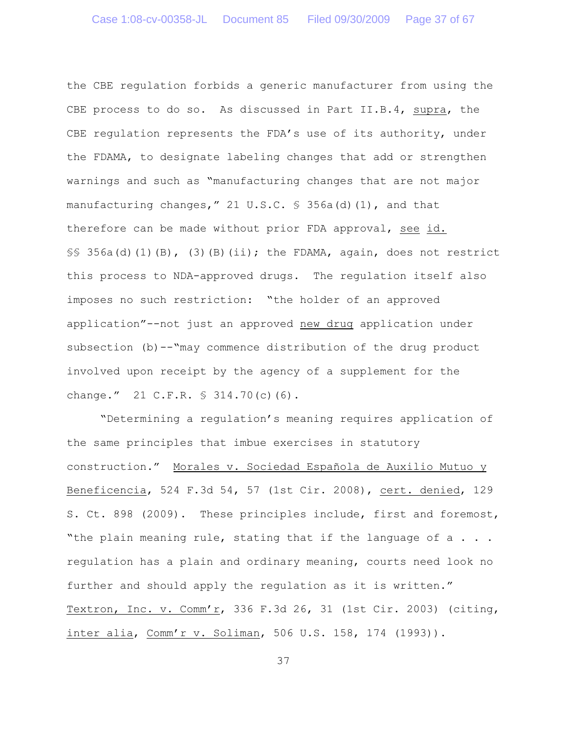the CBE regulation forbids a generic manufacturer from using the CBE process to do so. As discussed in Part II.B.4, supra, the CBE regulation represents the FDA's use of its authority, under the FDAMA, to designate labeling changes that add or strengthen warnings and such as "manufacturing changes that are not major manufacturing changes," 21 U.S.C. § 356a(d)(1), and that therefore can be made without prior FDA approval, see id. §§ 356a(d)(1)(B), (3)(B)(ii); the FDAMA, again, does not restrict this process to NDA-approved drugs. The regulation itself also imposes no such restriction: "the holder of an approved application"--not just an approved new drug application under subsection (b)--"may commence distribution of the drug product involved upon receipt by the agency of a supplement for the change." 21 C.F.R. § 314.70(c)(6).

"Determining a regulation's meaning requires application of the same principles that imbue exercises in statutory construction." Morales v. Sociedad Española de Auxilio Mutuo y Beneficencia, 524 F.3d 54, 57 (1st Cir. 2008), cert. denied, 129 S. Ct. 898 (2009). These principles include, first and foremost, "the plain meaning rule, stating that if the language of a . . . regulation has a plain and ordinary meaning, courts need look no further and should apply the regulation as it is written." Textron, Inc. v. Comm'r, 336 F.3d 26, 31 (1st Cir. 2003) (citing, inter alia, Comm'r v. Soliman, 506 U.S. 158, 174 (1993)).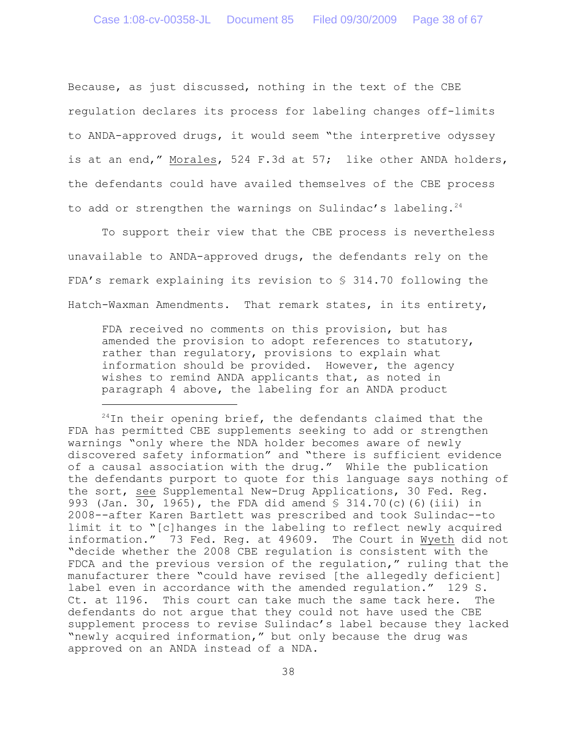Because, as just discussed, nothing in the text of the CBE regulation declares its process for labeling changes off-limits to ANDA-approved drugs, it would seem "the interpretive odyssey is at an end," Morales, 524 F.3d at 57; like other ANDA holders, the defendants could have availed themselves of the CBE process to add or strengthen the warnings on Sulindac's labeling.[24]

To support their view that the CBE process is nevertheless unavailable to ANDA-approved drugs, the defendants rely on the FDA's remark explaining its revision to § 314.70 following the Hatch-Waxman Amendments. That remark states, in its entirety,

> FDA received no comments on this provision, but has amended the provision to adopt references to statutory, rather than regulatory, provisions to explain what information should be provided. However, the agency wishes to remind ANDA applicants that, as noted in paragraph 4 above, the labeling for an ANDA product

---

[24] In their opening brief, the defendants claimed that the FDA has permitted CBE supplements seeking to add or strengthen warnings "only where the NDA holder becomes aware of newly discovered safety information" and "there is sufficient evidence of a causal association with the drug." While the publication the defendants purport to quote for this language says nothing of the sort, see Supplemental New-Drug Applications, 30 Fed. Reg. 993 (Jan. 30, 1965), the FDA did amend § 314.70(c)(6)(iii) in 2008--after Karen Bartlett was prescribed and took Sulindac--to limit it to "[c]hanges in the labeling to reflect newly acquired information." 73 Fed. Reg. at 49609. The Court in Wyeth did not "decide whether the 2008 CBE regulation is consistent with the FDCA and the previous version of the regulation," ruling that the manufacturer there "could have revised [the allegedly deficient] label even in accordance with the amended regulation." 129 S. Ct. at 1196. This court can take much the same tack here. The defendants do not argue that they could not have used the CBE supplement process to revise Sulindac's label because they lacked "newly acquired information," but only because the drug was approved on an ANDA instead of a NDA.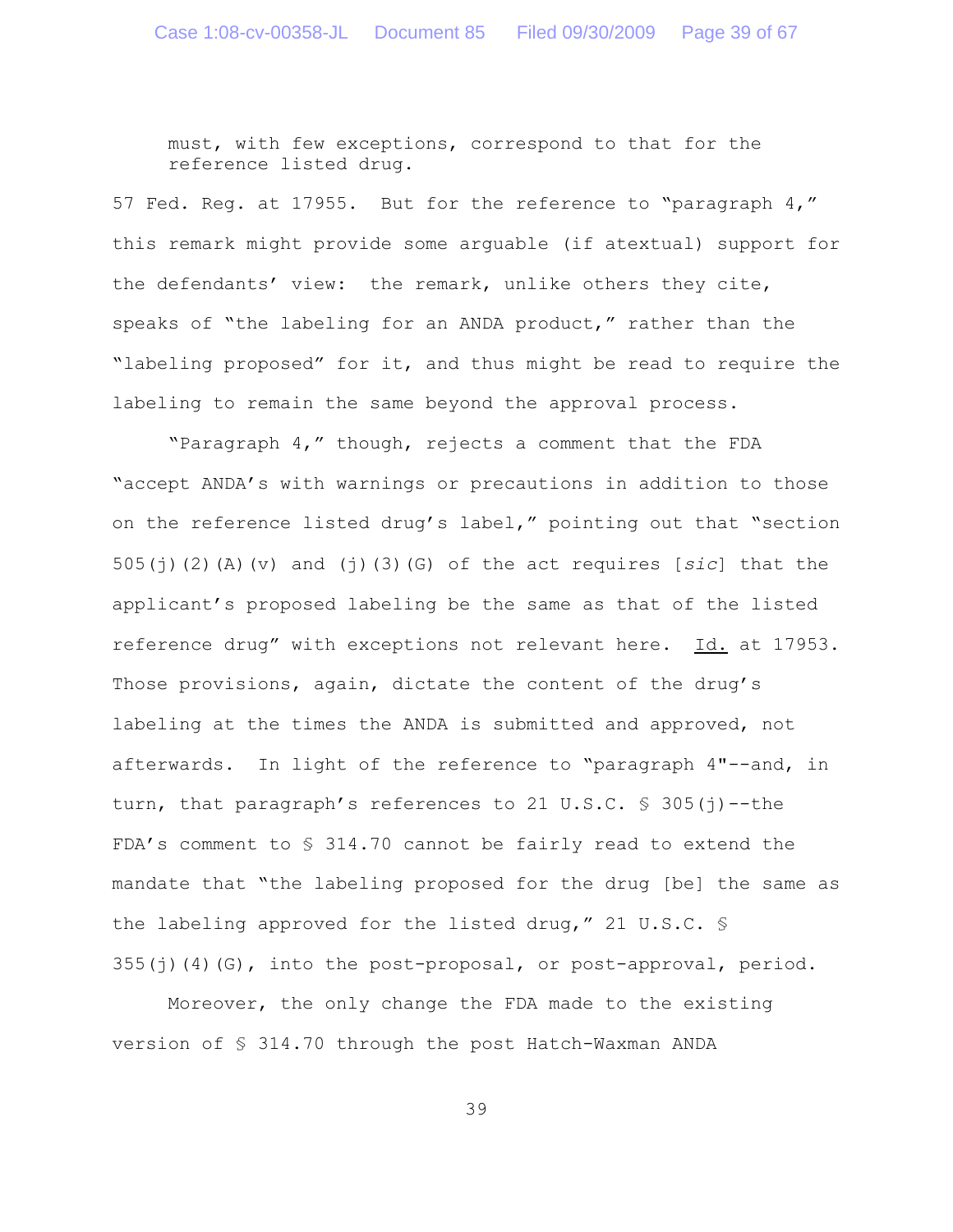> must, with few exceptions, correspond to that for the reference listed drug.

57 Fed. Reg. at 17955. But for the reference to "paragraph 4," this remark might provide some arguable (if atextual) support for the defendants' view: the remark, unlike others they cite, speaks of "the labeling for an ANDA product," rather than the "labeling proposed" for it, and thus might be read to require the labeling to remain the same beyond the approval process.

"Paragraph 4," though, rejects a comment that the FDA "accept ANDA's with warnings or precautions in addition to those on the reference listed drug's label," pointing out that "section 505(j)(2)(A)(v) and (j)(3)(G) of the act requires [*sic*] that the applicant's proposed labeling be the same as that of the listed reference drug" with exceptions not relevant here. Id. at 17953. Those provisions, again, dictate the content of the drug's labeling at the times the ANDA is submitted and approved, not afterwards. In light of the reference to "paragraph 4"--and, in turn, that paragraph's references to 21 U.S.C. § 305(j)--the FDA's comment to § 314.70 cannot be fairly read to extend the mandate that "the labeling proposed for the drug [be] the same as the labeling approved for the listed drug," 21 U.S.C. § 355(j)(4)(G), into the post-proposal, or post-approval, period.

Moreover, the only change the FDA made to the existing version of § 314.70 through the post Hatch-Waxman ANDA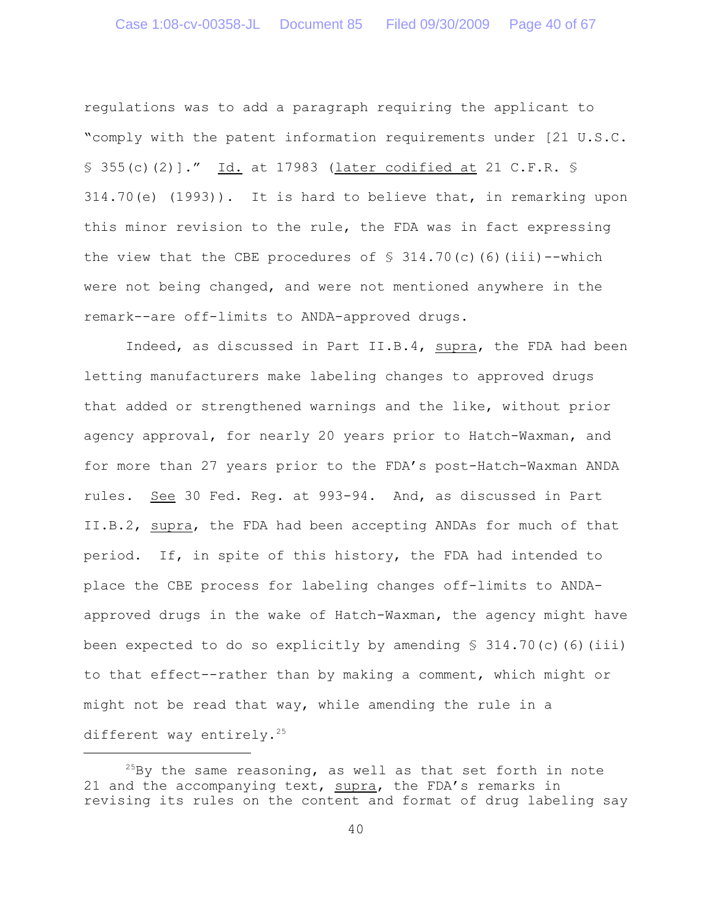regulations was to add a paragraph requiring the applicant to "comply with the patent information requirements under [21 U.S.C. § 355(c)(2)]." Id. at 17983 (later codified at 21 C.F.R. § 314.70(e) (1993)). It is hard to believe that, in remarking upon this minor revision to the rule, the FDA was in fact expressing the view that the CBE procedures of § 314.70(c)(6)(iii)--which were not being changed, and were not mentioned anywhere in the remark--are off-limits to ANDA-approved drugs.

Indeed, as discussed in Part II.B.4, supra, the FDA had been letting manufacturers make labeling changes to approved drugs that added or strengthened warnings and the like, without prior agency approval, for nearly 20 years prior to Hatch-Waxman, and for more than 27 years prior to the FDA's post-Hatch-Waxman ANDA rules. See 30 Fed. Reg. at 993-94. And, as discussed in Part II.B.2, supra, the FDA had been accepting ANDAs for much of that period. If, in spite of this history, the FDA had intended to place the CBE process for labeling changes off-limits to ANDA-approved drugs in the wake of Hatch-Waxman, the agency might have been expected to do so explicitly by amending § 314.70(c)(6)(iii) to that effect--rather than by making a comment, which might or might not be read that way, while amending the rule in a different way entirely.[25]

---

[25]By the same reasoning, as well as that set forth in note 21 and the accompanying text, supra, the FDA's remarks in revising its rules on the content and format of drug labeling say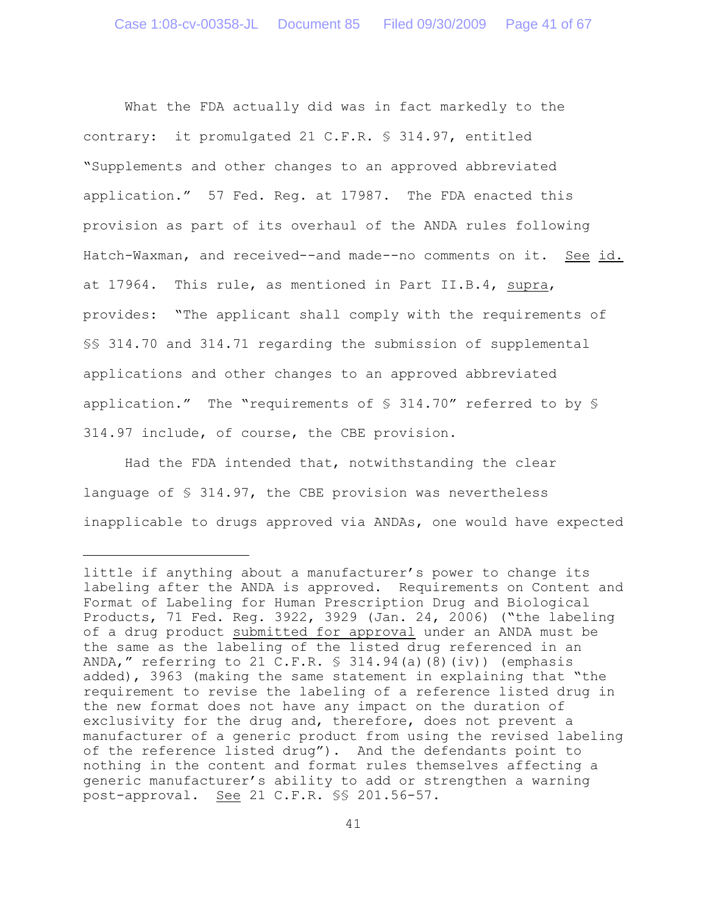What the FDA actually did was in fact markedly to the contrary: it promulgated 21 C.F.R. § 314.97, entitled "Supplements and other changes to an approved abbreviated application." 57 Fed. Reg. at 17987. The FDA enacted this provision as part of its overhaul of the ANDA rules following Hatch-Waxman, and received--and made--no comments on it. See id. at 17964. This rule, as mentioned in Part II.B.4, supra, provides: "The applicant shall comply with the requirements of §§ 314.70 and 314.71 regarding the submission of supplemental applications and other changes to an approved abbreviated application." The "requirements of § 314.70" referred to by § 314.97 include, of course, the CBE provision.

Had the FDA intended that, notwithstanding the clear language of § 314.97, the CBE provision was nevertheless inapplicable to drugs approved via ANDAs, one would have expected

---

little if anything about a manufacturer's power to change its labeling after the ANDA is approved. Requirements on Content and Format of Labeling for Human Prescription Drug and Biological Products, 71 Fed. Reg. 3922, 3929 (Jan. 24, 2006) ("the labeling of a drug product submitted for approval under an ANDA must be the same as the labeling of the listed drug referenced in an ANDA," referring to 21 C.F.R. § 314.94(a)(8)(iv)) (emphasis added), 3963 (making the same statement in explaining that "the requirement to revise the labeling of a reference listed drug in the new format does not have any impact on the duration of exclusivity for the drug and, therefore, does not prevent a manufacturer of a generic product from using the revised labeling of the reference listed drug"). And the defendants point to nothing in the content and format rules themselves affecting a generic manufacturer's ability to add or strengthen a warning post-approval. See 21 C.F.R. §§ 201.56-57.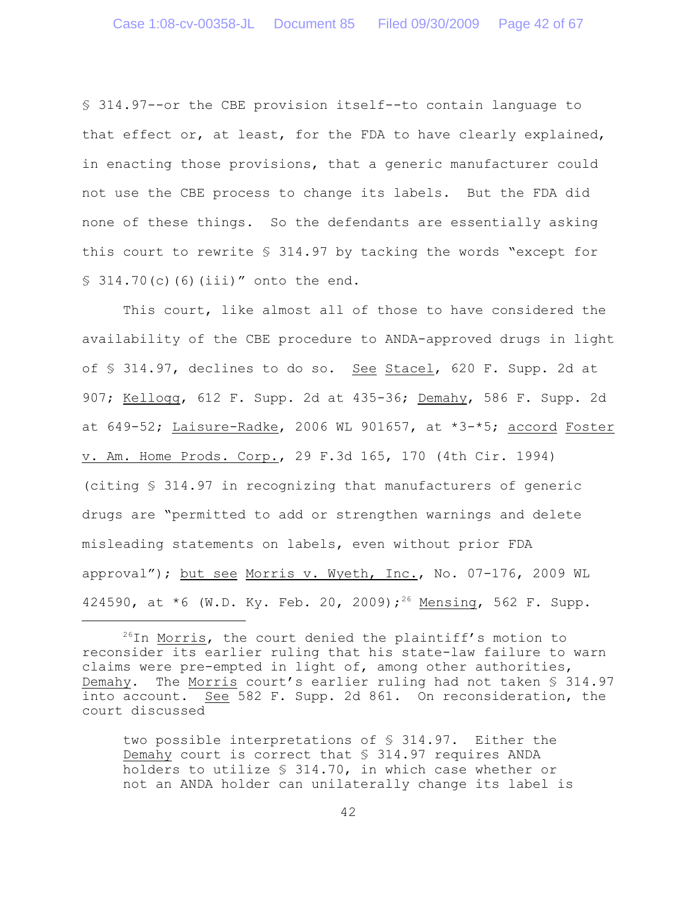§ 314.97--or the CBE provision itself--to contain language to that effect or, at least, for the FDA to have clearly explained, in enacting those provisions, that a generic manufacturer could not use the CBE process to change its labels. But the FDA did none of these things. So the defendants are essentially asking this court to rewrite § 314.97 by tacking the words "except for § 314.70(c)(6)(iii)" onto the end.

This court, like almost all of those to have considered the availability of the CBE procedure to ANDA-approved drugs in light of § 314.97, declines to do so. See Stacel, 620 F. Supp. 2d at 907; Kellogg, 612 F. Supp. 2d at 435-36; Demahy, 586 F. Supp. 2d at 649-52; Laisure-Radke, 2006 WL 901657, at *3-*5; accord Foster v. Am. Home Prods. Corp., 29 F.3d 165, 170 (4th Cir. 1994) (citing § 314.97 in recognizing that manufacturers of generic drugs are "permitted to add or strengthen warnings and delete misleading statements on labels, even without prior FDA approval"); but see Morris v. Wyeth, Inc., No. 07-176, 2009 WL 424590, at *6 (W.D. Ky. Feb. 20, 2009);[26] Mensing, 562 F. Supp.

---

[26]In Morris, the court denied the plaintiff's motion to reconsider its earlier ruling that his state-law failure to warn claims were pre-empted in light of, among other authorities, Demahy. The Morris court's earlier ruling had not taken § 314.97 into account. See 582 F. Supp. 2d 861. On reconsideration, the court discussed

> two possible interpretations of § 314.97. Either the Demahy court is correct that § 314.97 requires ANDA holders to utilize § 314.70, in which case whether or not an ANDA holder can unilaterally change its label is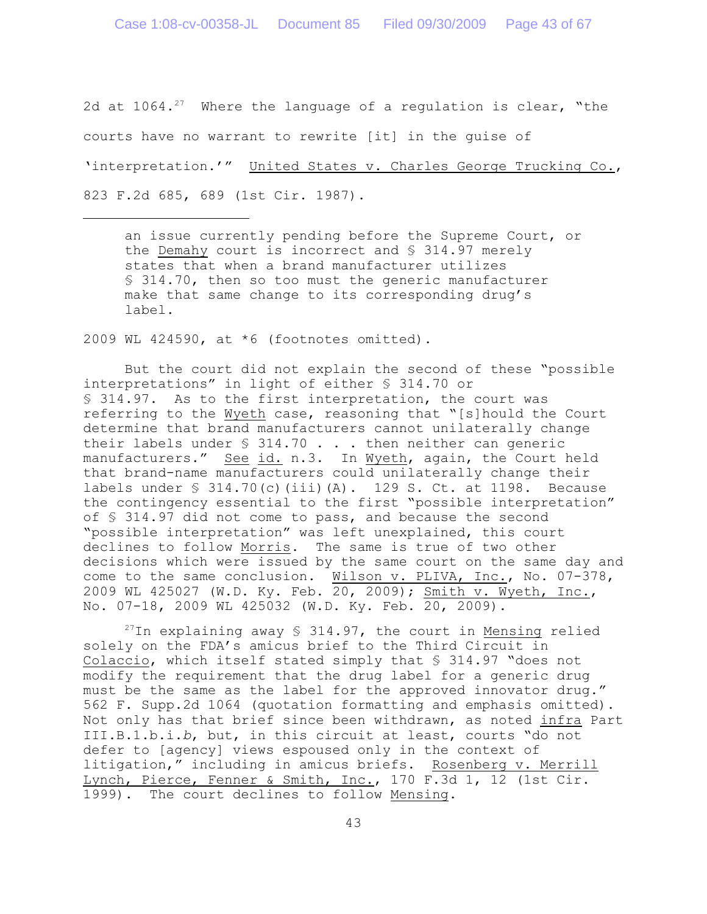2d at 1064.[27] Where the language of a regulation is clear, "the courts have no warrant to rewrite [it] in the guise of 'interpretation.'" United States v. Charles George Trucking Co., 823 F.2d 685, 689 (1st Cir. 1987).

---

> an issue currently pending before the Supreme Court, or the Demahy court is incorrect and § 314.97 merely states that when a brand manufacturer utilizes § 314.70, then so too must the generic manufacturer make that same change to its corresponding drug's label.

2009 WL 424590, at *6 (footnotes omitted).

But the court did not explain the second of these "possible interpretations" in light of either § 314.70 or § 314.97. As to the first interpretation, the court was referring to the Wyeth case, reasoning that "[s]hould the Court determine that brand manufacturers cannot unilaterally change their labels under § 314.70 . . . then neither can generic manufacturers." See id. n.3. In Wyeth, again, the Court held that brand-name manufacturers could unilaterally change their labels under § 314.70(c)(iii)(A). 129 S. Ct. at 1198. Because the contingency essential to the first "possible interpretation" of § 314.97 did not come to pass, and because the second "possible interpretation" was left unexplained, this court declines to follow Morris. The same is true of two other decisions which were issued by the same court on the same day and come to the same conclusion. Wilson v. PLIVA, Inc., No. 07-378, 2009 WL 425027 (W.D. Ky. Feb. 20, 2009); Smith v. Wyeth, Inc., No. 07-18, 2009 WL 425032 (W.D. Ky. Feb. 20, 2009).

[27]In explaining away § 314.97, the court in Mensing relied solely on the FDA's amicus brief to the Third Circuit in Colaccio, which itself stated simply that § 314.97 "does not modify the requirement that the drug label for a generic drug must be the same as the label for the approved innovator drug." 562 F. Supp.2d 1064 (quotation formatting and emphasis omitted). Not only has that brief since been withdrawn, as noted infra Part III.B.1.b.i.*b*, but, in this circuit at least, courts "do not defer to [agency] views espoused only in the context of litigation," including in amicus briefs. Rosenberg v. Merrill Lynch, Pierce, Fenner & Smith, Inc., 170 F.3d 1, 12 (1st Cir. 1999). The court declines to follow Mensing.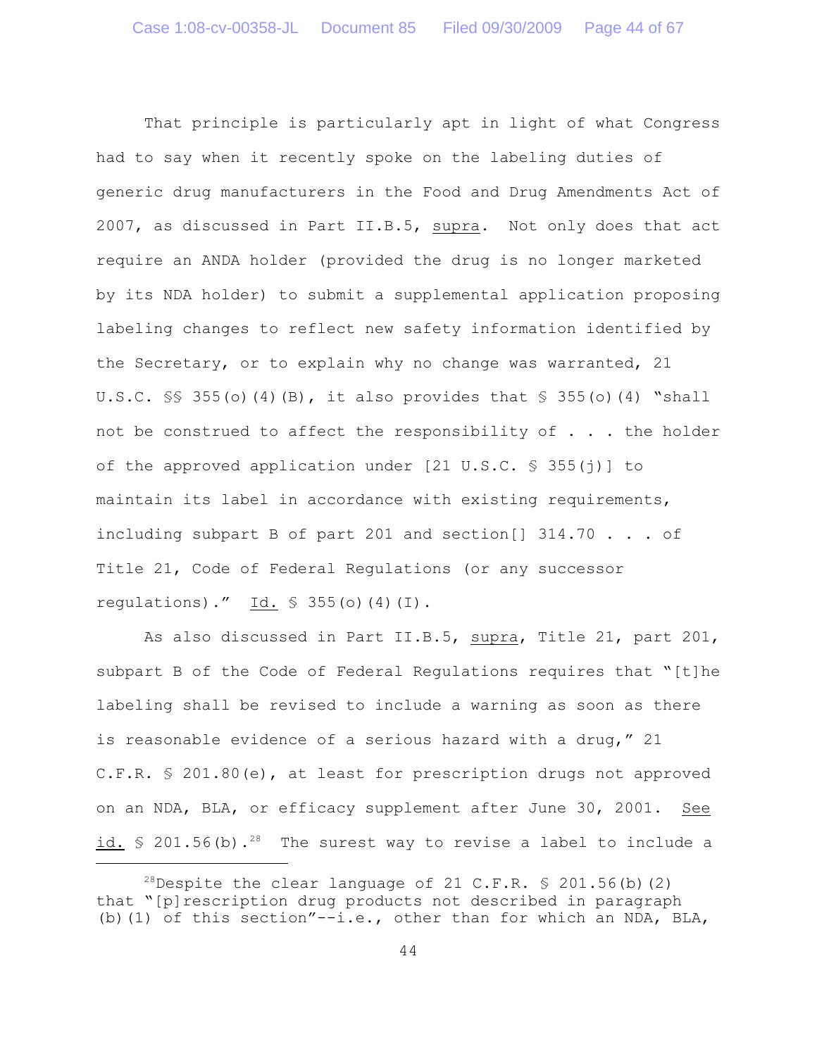That principle is particularly apt in light of what Congress had to say when it recently spoke on the labeling duties of generic drug manufacturers in the Food and Drug Amendments Act of 2007, as discussed in Part II.B.5, _supra_. Not only does that act require an ANDA holder (provided the drug is no longer marketed by its NDA holder) to submit a supplemental application proposing labeling changes to reflect new safety information identified by the Secretary, or to explain why no change was warranted, 21 U.S.C. §§ 355(o)(4)(B), it also provides that § 355(o)(4) "shall not be construed to affect the responsibility of . . . the holder of the approved application under [21 U.S.C. § 355(j)] to maintain its label in accordance with existing requirements, including subpart B of part 201 and section[] 314.70 . . . of Title 21, Code of Federal Regulations (or any successor regulations)." _Id._ § 355(o)(4)(I).

As also discussed in Part II.B.5, _supra_, Title 21, part 201, subpart B of the Code of Federal Regulations requires that "[t]he labeling shall be revised to include a warning as soon as there is reasonable evidence of a serious hazard with a drug," 21 C.F.R. § 201.80(e), at least for prescription drugs not approved on an NDA, BLA, or efficacy supplement after June 30, 2001. _See id._ § 201.56(b).[28] The surest way to revise a label to include a

---

[28]Despite the clear language of 21 C.F.R. § 201.56(b)(2) that "[p]rescription drug products not described in paragraph (b)(1) of this section"--i.e., other than for which an NDA, BLA,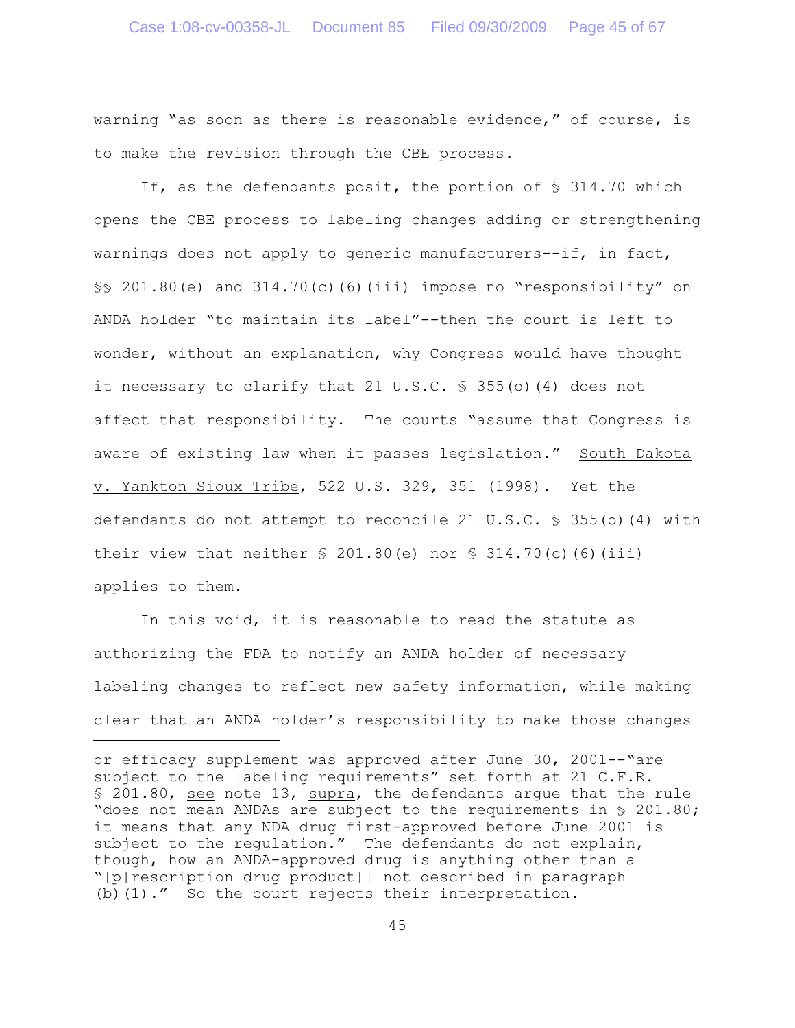warning "as soon as there is reasonable evidence," of course, is to make the revision through the CBE process.

If, as the defendants posit, the portion of § 314.70 which opens the CBE process to labeling changes adding or strengthening warnings does not apply to generic manufacturers--if, in fact, §§ 201.80(e) and 314.70(c)(6)(iii) impose no "responsibility" on ANDA holder "to maintain its label"--then the court is left to wonder, without an explanation, why Congress would have thought it necessary to clarify that 21 U.S.C. § 355(o)(4) does not affect that responsibility. The courts "assume that Congress is aware of existing law when it passes legislation." South Dakota v. Yankton Sioux Tribe, 522 U.S. 329, 351 (1998). Yet the defendants do not attempt to reconcile 21 U.S.C. § 355(o)(4) with their view that neither § 201.80(e) nor § 314.70(c)(6)(iii) applies to them.

In this void, it is reasonable to read the statute as authorizing the FDA to notify an ANDA holder of necessary labeling changes to reflect new safety information, while making clear that an ANDA holder's responsibility to make those changes

---

or efficacy supplement was approved after June 30, 2001--"are subject to the labeling requirements" set forth at 21 C.F.R. § 201.80, see note 13, supra, the defendants argue that the rule "does not mean ANDAs are subject to the requirements in § 201.80; it means that any NDA drug first-approved before June 2001 is subject to the regulation." The defendants do not explain, though, how an ANDA-approved drug is anything other than a "[p]rescription drug product[] not described in paragraph (b)(1)." So the court rejects their interpretation.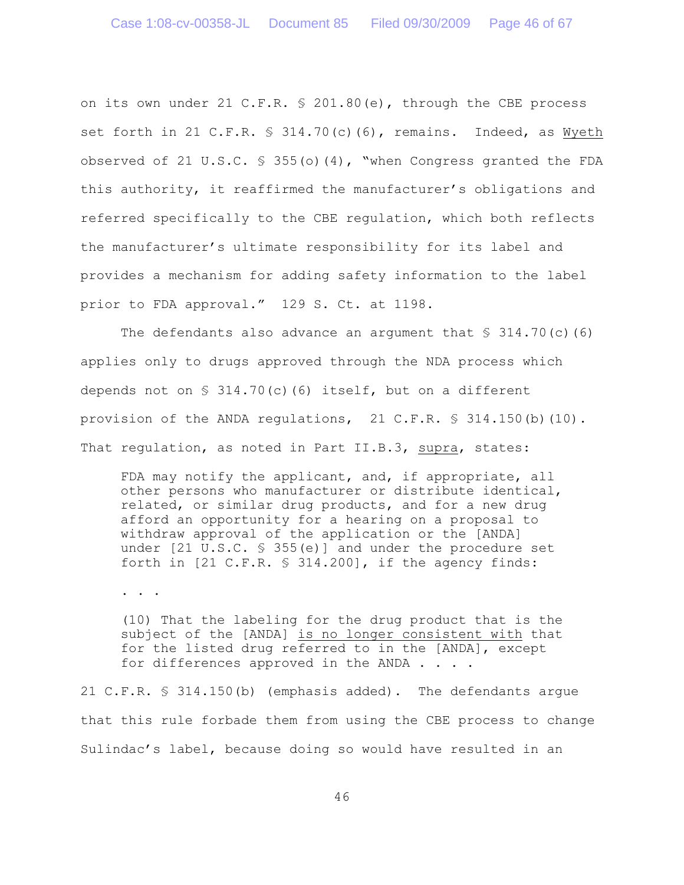on its own under 21 C.F.R. § 201.80(e), through the CBE process set forth in 21 C.F.R. § 314.70(c)(6), remains. Indeed, as Wyeth observed of 21 U.S.C. § 355(o)(4), "when Congress granted the FDA this authority, it reaffirmed the manufacturer's obligations and referred specifically to the CBE regulation, which both reflects the manufacturer's ultimate responsibility for its label and provides a mechanism for adding safety information to the label prior to FDA approval." 129 S. Ct. at 1198.

The defendants also advance an argument that § 314.70(c)(6) applies only to drugs approved through the NDA process which depends not on § 314.70(c)(6) itself, but on a different provision of the ANDA regulations, 21 C.F.R. § 314.150(b)(10). That regulation, as noted in Part II.B.3, supra, states:

> FDA may notify the applicant, and, if appropriate, all other persons who manufacturer or distribute identical, related, or similar drug products, and for a new drug afford an opportunity for a hearing on a proposal to withdraw approval of the application or the [ANDA] under [21 U.S.C. § 355(e)] and under the procedure set forth in [21 C.F.R. § 314.200], if the agency finds:
>
> . . .
>
> (10) That the labeling for the drug product that is the subject of the [ANDA] is no longer consistent with that for the listed drug referred to in the [ANDA], except for differences approved in the ANDA . . . .

21 C.F.R. § 314.150(b) (emphasis added). The defendants argue that this rule forbade them from using the CBE process to change Sulindac's label, because doing so would have resulted in an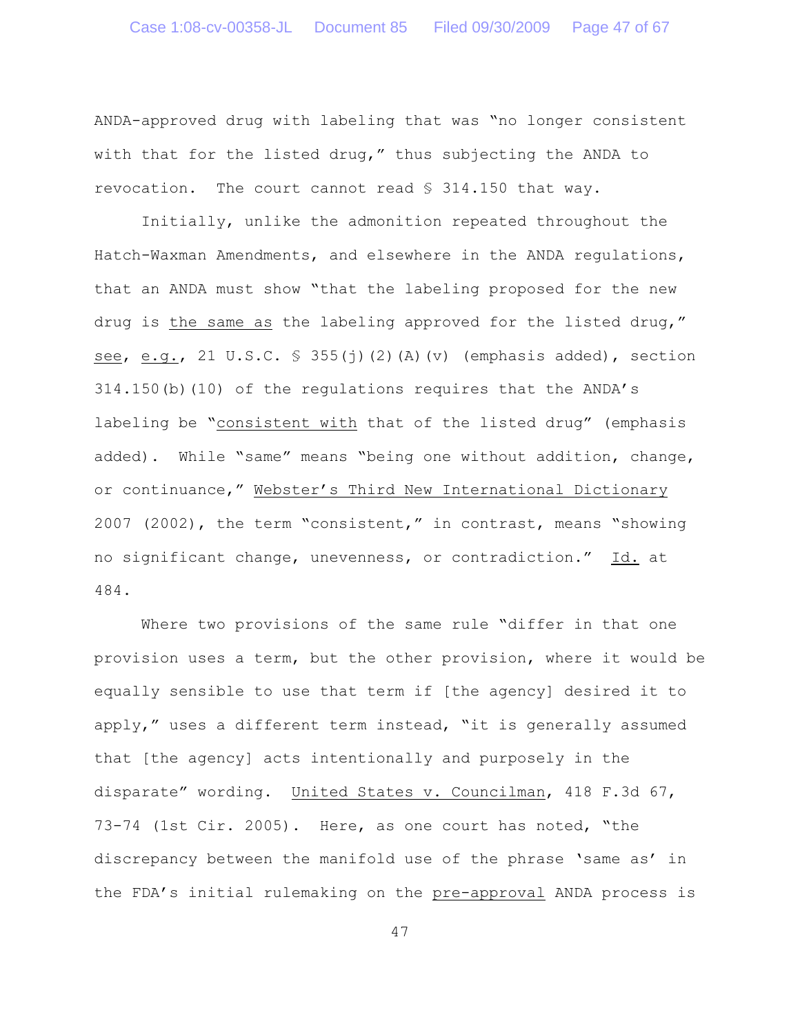ANDA-approved drug with labeling that was "no longer consistent with that for the listed drug," thus subjecting the ANDA to revocation. The court cannot read § 314.150 that way.

Initially, unlike the admonition repeated throughout the Hatch-Waxman Amendments, and elsewhere in the ANDA regulations, that an ANDA must show "that the labeling proposed for the new drug is <u>the same as</u> the labeling approved for the listed drug," <u>see</u>, <u>e.g.</u>, 21 U.S.C. § 355(j)(2)(A)(v) (emphasis added), section 314.150(b)(10) of the regulations requires that the ANDA's labeling be "<u>consistent with</u> that of the listed drug" (emphasis added). While "same" means "being one without addition, change, or continuance," <u>Webster's Third New International Dictionary</u> 2007 (2002), the term "consistent," in contrast, means "showing no significant change, unevenness, or contradiction." <u>Id.</u> at 484.

Where two provisions of the same rule "differ in that one provision uses a term, but the other provision, where it would be equally sensible to use that term if [the agency] desired it to apply," uses a different term instead, "it is generally assumed that [the agency] acts intentionally and purposely in the disparate" wording. <u>United States v. Councilman</u>, 418 F.3d 67, 73-74 (1st Cir. 2005). Here, as one court has noted, "the discrepancy between the manifold use of the phrase 'same as' in the FDA's initial rulemaking on the <u>pre-approval</u> ANDA process is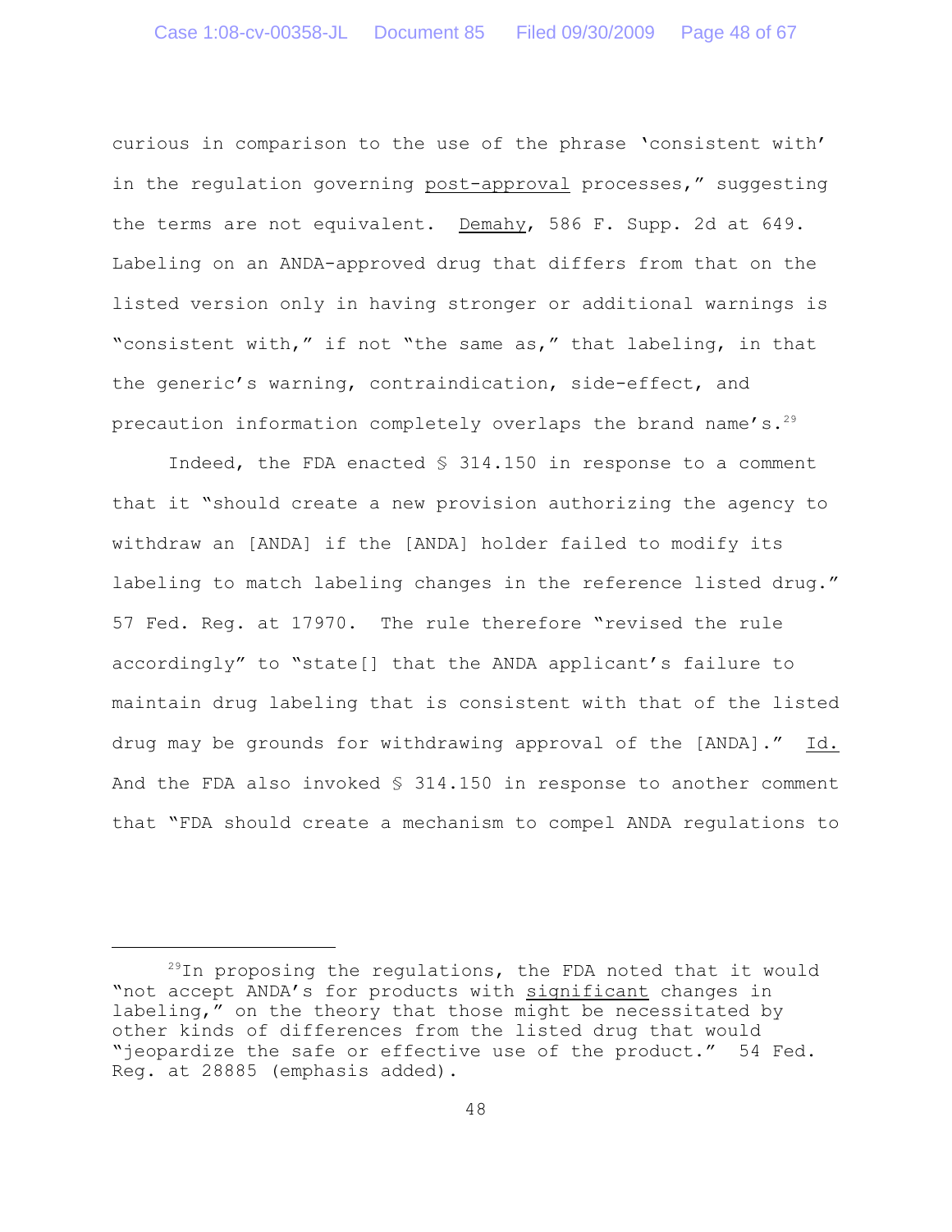curious in comparison to the use of the phrase 'consistent with' in the regulation governing <u>post-approval</u> processes," suggesting the terms are not equivalent. <u>Demahy</u>, 586 F. Supp. 2d at 649. Labeling on an ANDA-approved drug that differs from that on the listed version only in having stronger or additional warnings is "consistent with," if not "the same as," that labeling, in that the generic's warning, contraindication, side-effect, and precaution information completely overlaps the brand name's.[29]

Indeed, the FDA enacted § 314.150 in response to a comment that it "should create a new provision authorizing the agency to withdraw an [ANDA] if the [ANDA] holder failed to modify its labeling to match labeling changes in the reference listed drug." 57 Fed. Reg. at 17970. The rule therefore "revised the rule accordingly" to "state[] that the ANDA applicant's failure to maintain drug labeling that is consistent with that of the listed drug may be grounds for withdrawing approval of the [ANDA]." <u>Id.</u> And the FDA also invoked § 314.150 in response to another comment that "FDA should create a mechanism to compel ANDA regulations to

---

[29]In proposing the regulations, the FDA noted that it would "not accept ANDA's for products with <u>significant</u> changes in labeling," on the theory that those might be necessitated by other kinds of differences from the listed drug that would "jeopardize the safe or effective use of the product." 54 Fed. Reg. at 28885 (emphasis added).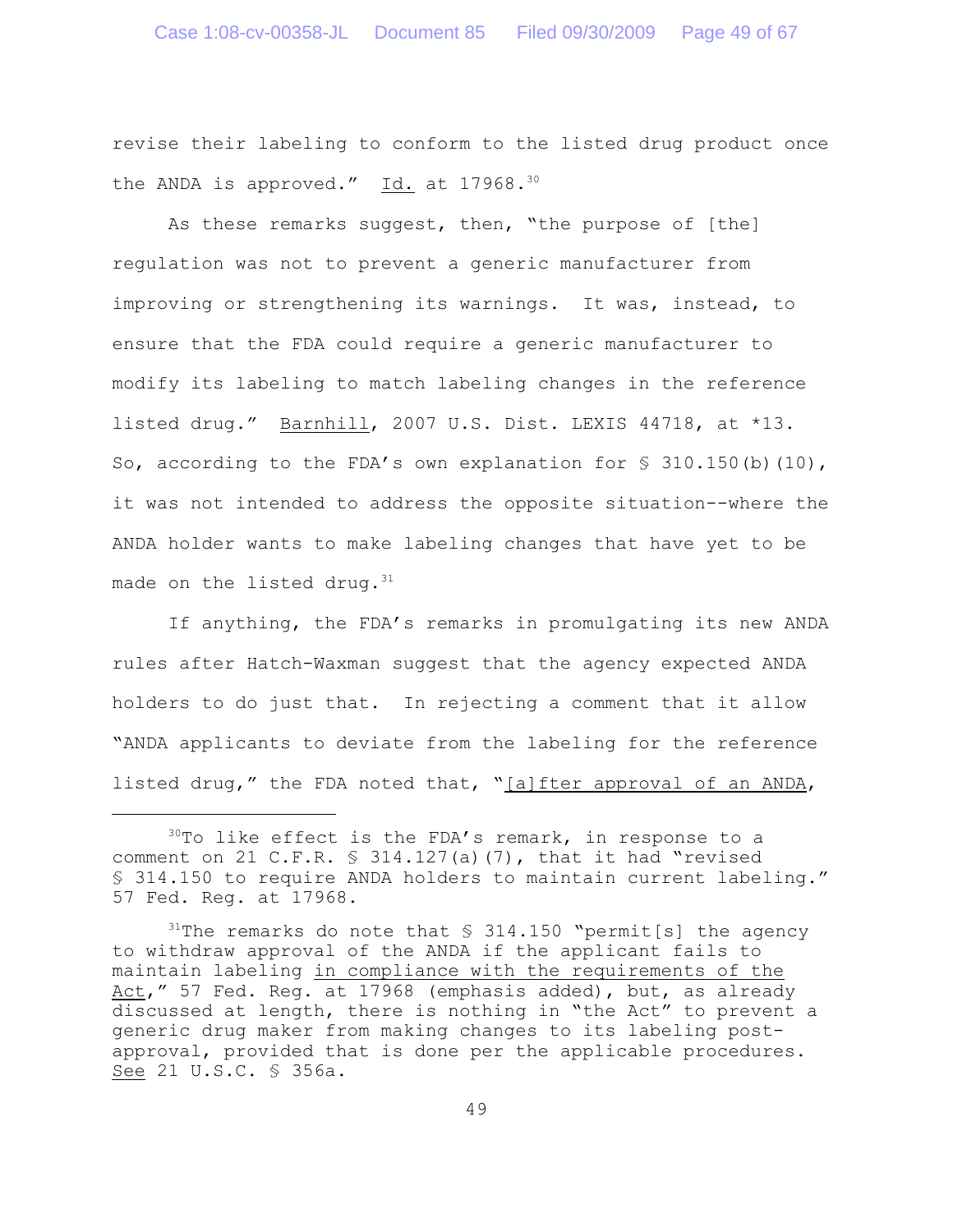revise their labeling to conform to the listed drug product once the ANDA is approved." Id. at 17968.[30]

As these remarks suggest, then, "the purpose of [the] regulation was not to prevent a generic manufacturer from improving or strengthening its warnings. It was, instead, to ensure that the FDA could require a generic manufacturer to modify its labeling to match labeling changes in the reference listed drug." Barnhill, 2007 U.S. Dist. LEXIS 44718, at *13. So, according to the FDA's own explanation for § 310.150(b)(10), it was not intended to address the opposite situation--where the ANDA holder wants to make labeling changes that have yet to be made on the listed drug.[31]

If anything, the FDA's remarks in promulgating its new ANDA rules after Hatch-Waxman suggest that the agency expected ANDA holders to do just that. In rejecting a comment that it allow "ANDA applicants to deviate from the labeling for the reference listed drug," the FDA noted that, "[a]fter approval of an ANDA,

---

[30]To like effect is the FDA's remark, in response to a comment on 21 C.F.R. § 314.127(a)(7), that it had "revised § 314.150 to require ANDA holders to maintain current labeling." 57 Fed. Reg. at 17968.

[31]The remarks do note that § 314.150 "permit[s] the agency to withdraw approval of the ANDA if the applicant fails to maintain labeling in compliance with the requirements of the Act," 57 Fed. Reg. at 17968 (emphasis added), but, as already discussed at length, there is nothing in "the Act" to prevent a generic drug maker from making changes to its labeling post-approval, provided that is done per the applicable procedures. See 21 U.S.C. § 356a.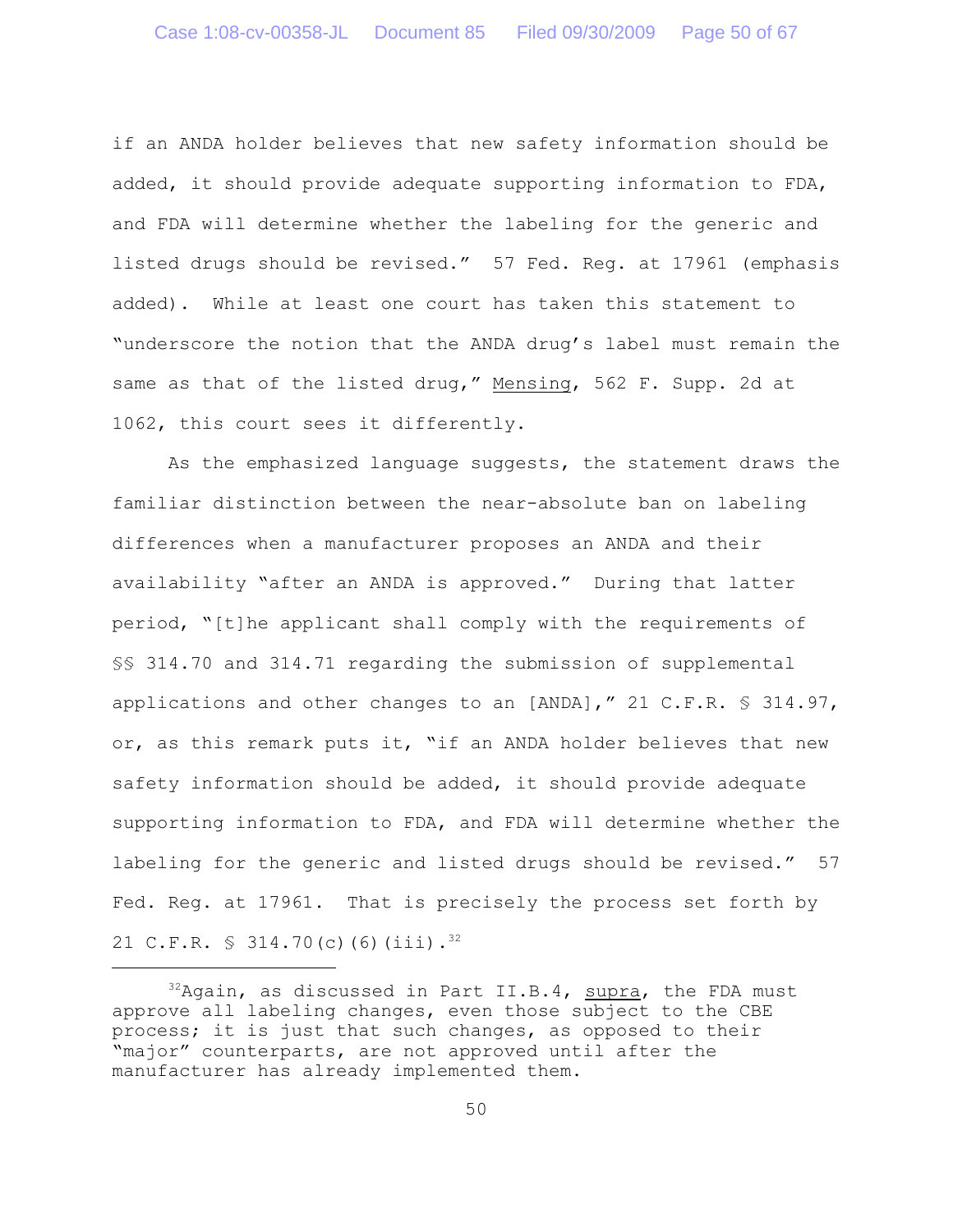if an ANDA holder believes that new safety information should be added, it should provide adequate supporting information to FDA, and FDA will determine whether the labeling for the generic and listed drugs should be revised." 57 Fed. Reg. at 17961 (emphasis added). While at least one court has taken this statement to "underscore the notion that the ANDA drug's label must remain the same as that of the listed drug," Mensing, 562 F. Supp. 2d at 1062, this court sees it differently.

As the emphasized language suggests, the statement draws the familiar distinction between the near-absolute ban on labeling differences when a manufacturer proposes an ANDA and their availability "after an ANDA is approved." During that latter period, "[t]he applicant shall comply with the requirements of §§ 314.70 and 314.71 regarding the submission of supplemental applications and other changes to an [ANDA]," 21 C.F.R. § 314.97, or, as this remark puts it, "if an ANDA holder believes that new safety information should be added, it should provide adequate supporting information to FDA, and FDA will determine whether the labeling for the generic and listed drugs should be revised." 57 Fed. Reg. at 17961. That is precisely the process set forth by 21 C.F.R. § 314.70(c)(6)(iii).[32]

---

[32]Again, as discussed in Part II.B.4, supra, the FDA must approve all labeling changes, even those subject to the CBE process; it is just that such changes, as opposed to their "major" counterparts, are not approved until after the manufacturer has already implemented them.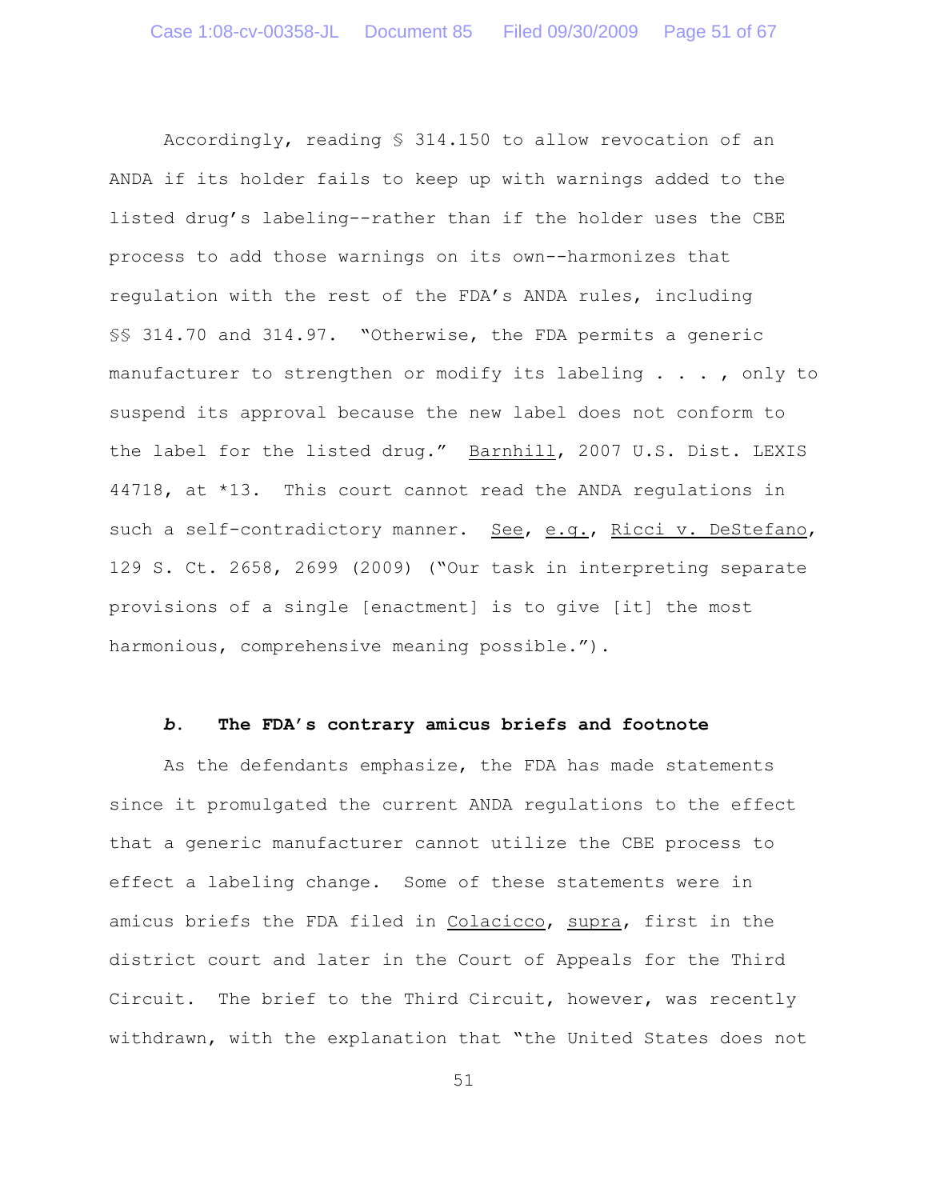Accordingly, reading § 314.150 to allow revocation of an ANDA if its holder fails to keep up with warnings added to the listed drug's labeling--rather than if the holder uses the CBE process to add those warnings on its own--harmonizes that regulation with the rest of the FDA's ANDA rules, including §§ 314.70 and 314.97. "Otherwise, the FDA permits a generic manufacturer to strengthen or modify its labeling . . . , only to suspend its approval because the new label does not conform to the label for the listed drug." Barnhill, 2007 U.S. Dist. LEXIS 44718, at *13. This court cannot read the ANDA regulations in such a self-contradictory manner. See, e.g., Ricci v. DeStefano, 129 S. Ct. 2658, 2699 (2009) ("Our task in interpreting separate provisions of a single [enactment] is to give [it] the most harmonious, comprehensive meaning possible.").

### *b.* The FDA's contrary amicus briefs and footnote

As the defendants emphasize, the FDA has made statements since it promulgated the current ANDA regulations to the effect that a generic manufacturer cannot utilize the CBE process to effect a labeling change. Some of these statements were in amicus briefs the FDA filed in Colacicco, supra, first in the district court and later in the Court of Appeals for the Third Circuit. The brief to the Third Circuit, however, was recently withdrawn, with the explanation that "the United States does not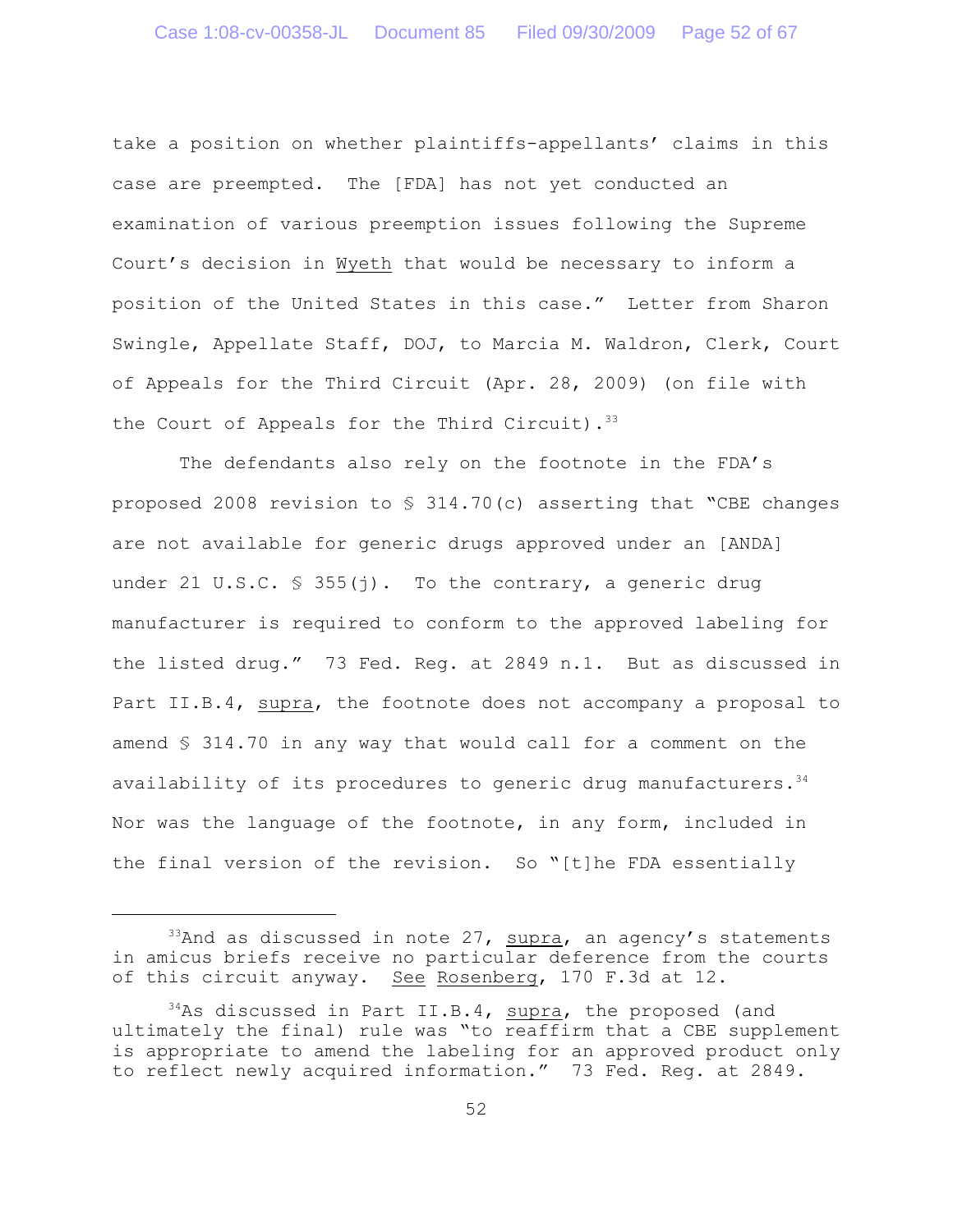take a position on whether plaintiffs-appellants' claims in this case are preempted. The [FDA] has not yet conducted an examination of various preemption issues following the Supreme Court's decision in Wyeth that would be necessary to inform a position of the United States in this case." Letter from Sharon Swingle, Appellate Staff, DOJ, to Marcia M. Waldron, Clerk, Court of Appeals for the Third Circuit (Apr. 28, 2009) (on file with the Court of Appeals for the Third Circuit).[33]

The defendants also rely on the footnote in the FDA's proposed 2008 revision to § 314.70(c) asserting that "CBE changes are not available for generic drugs approved under an [ANDA] under 21 U.S.C. § 355(j). To the contrary, a generic drug manufacturer is required to conform to the approved labeling for the listed drug." 73 Fed. Reg. at 2849 n.1. But as discussed in Part II.B.4, supra, the footnote does not accompany a proposal to amend § 314.70 in any way that would call for a comment on the availability of its procedures to generic drug manufacturers.[34] Nor was the language of the footnote, in any form, included in the final version of the revision. So "[t]he FDA essentially

---

[33] And as discussed in note 27, supra, an agency's statements in amicus briefs receive no particular deference from the courts of this circuit anyway. See Rosenberg, 170 F.3d at 12.

[34] As discussed in Part II.B.4, supra, the proposed (and ultimately the final) rule was "to reaffirm that a CBE supplement is appropriate to amend the labeling for an approved product only to reflect newly acquired information." 73 Fed. Reg. at 2849.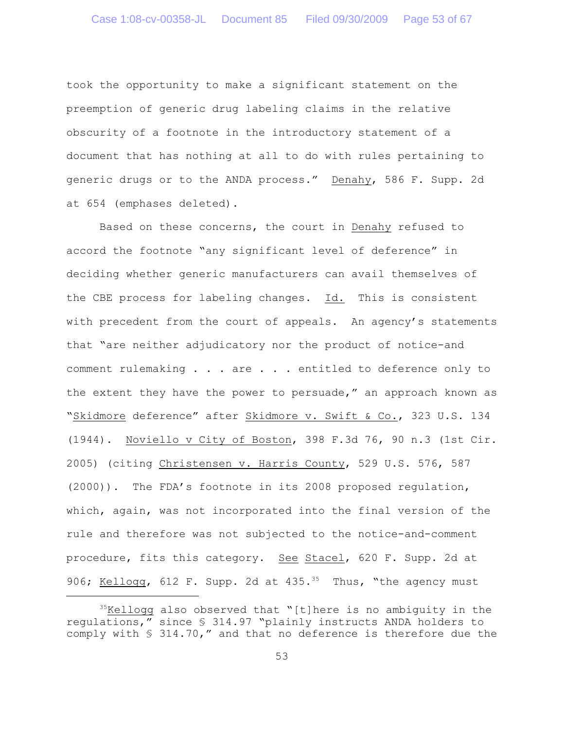took the opportunity to make a significant statement on the preemption of generic drug labeling claims in the relative obscurity of a footnote in the introductory statement of a document that has nothing at all to do with rules pertaining to generic drugs or to the ANDA process." Denahy, 586 F. Supp. 2d at 654 (emphases deleted).

Based on these concerns, the court in Denahy refused to accord the footnote "any significant level of deference" in deciding whether generic manufacturers can avail themselves of the CBE process for labeling changes. Id. This is consistent with precedent from the court of appeals. An agency's statements that "are neither adjudicatory nor the product of notice-and comment rulemaking . . . are . . . entitled to deference only to the extent they have the power to persuade," an approach known as "Skidmore deference" after Skidmore v. Swift & Co., 323 U.S. 134 (1944). Noviello v City of Boston, 398 F.3d 76, 90 n.3 (1st Cir. 2005) (citing Christensen v. Harris County, 529 U.S. 576, 587 (2000)). The FDA's footnote in its 2008 proposed regulation, which, again, was not incorporated into the final version of the rule and therefore was not subjected to the notice-and-comment procedure, fits this category. See Stacel, 620 F. Supp. 2d at 906; Kellogg, 612 F. Supp. 2d at 435.[35] Thus, "the agency must

[35]Kellogg also observed that "[t]here is no ambiguity in the regulations," since § 314.97 "plainly instructs ANDA holders to comply with § 314.70," and that no deference is therefore due the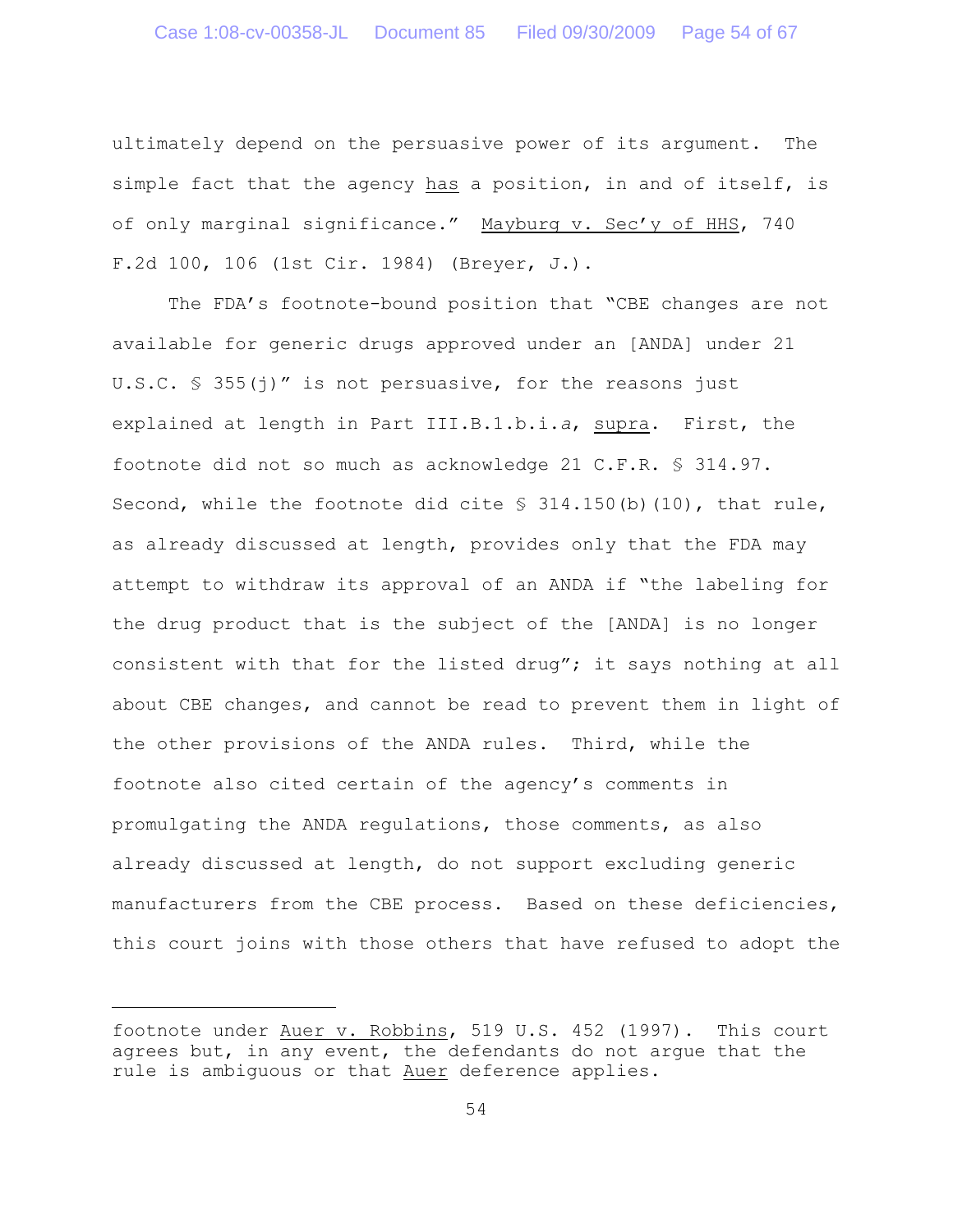ultimately depend on the persuasive power of its argument. The simple fact that the agency has a position, in and of itself, is of only marginal significance." Mayburg v. Sec'y of HHS, 740 F.2d 100, 106 (1st Cir. 1984) (Breyer, J.).

The FDA's footnote-bound position that "CBE changes are not available for generic drugs approved under an [ANDA] under 21 U.S.C. § 355(j)" is not persuasive, for the reasons just explained at length in Part III.B.1.b.i.*a*, supra. First, the footnote did not so much as acknowledge 21 C.F.R. § 314.97. Second, while the footnote did cite § 314.150(b)(10), that rule, as already discussed at length, provides only that the FDA may attempt to withdraw its approval of an ANDA if "the labeling for the drug product that is the subject of the [ANDA] is no longer consistent with that for the listed drug"; it says nothing at all about CBE changes, and cannot be read to prevent them in light of the other provisions of the ANDA rules. Third, while the footnote also cited certain of the agency's comments in promulgating the ANDA regulations, those comments, as also already discussed at length, do not support excluding generic manufacturers from the CBE process. Based on these deficiencies, this court joins with those others that have refused to adopt the

---

footnote under Auer v. Robbins, 519 U.S. 452 (1997). This court agrees but, in any event, the defendants do not argue that the rule is ambiguous or that Auer deference applies.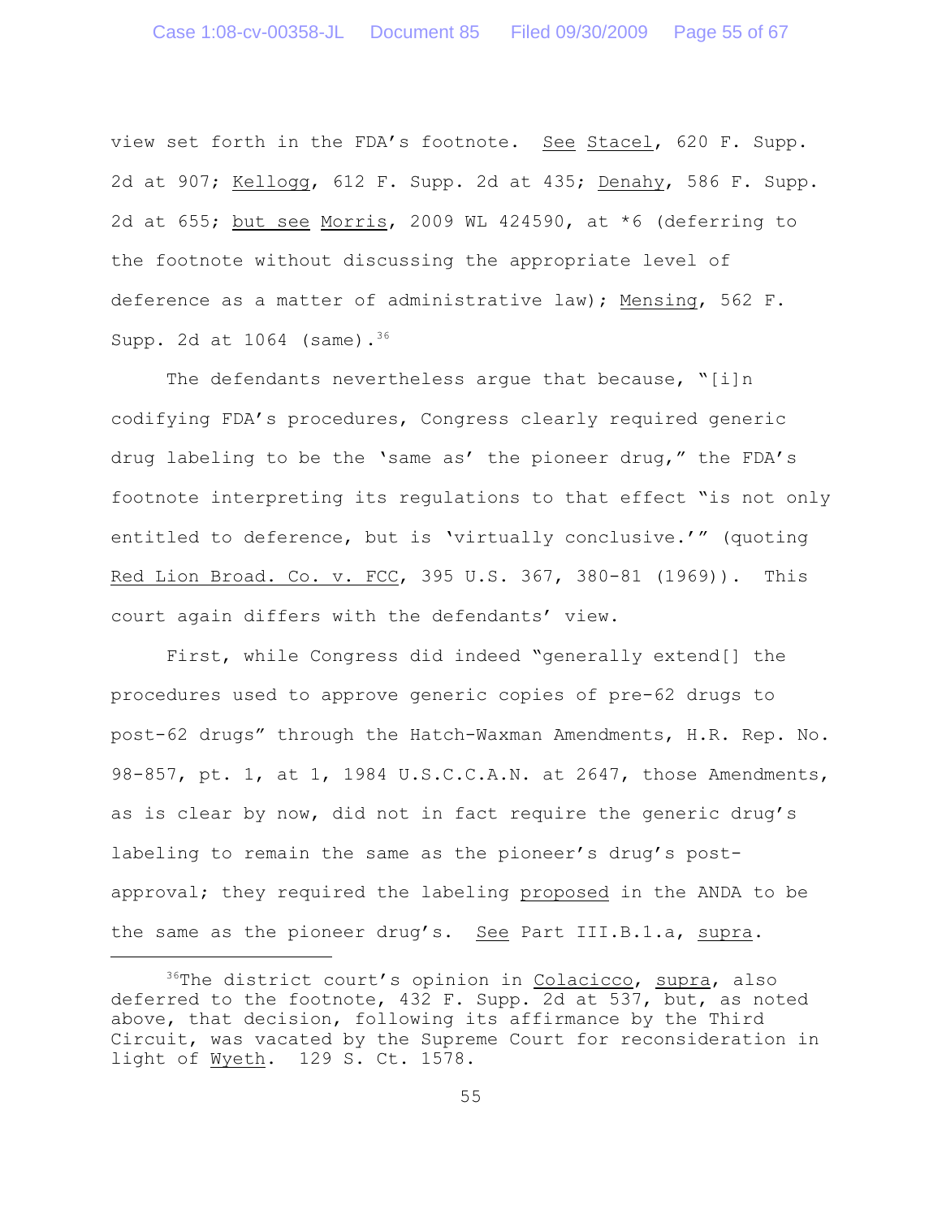view set forth in the FDA's footnote. See Stacel, 620 F. Supp. 2d at 907; Kellogg, 612 F. Supp. 2d at 435; Denahy, 586 F. Supp. 2d at 655; but see Morris, 2009 WL 424590, at *6 (deferring to the footnote without discussing the appropriate level of deference as a matter of administrative law); Mensing, 562 F. Supp. 2d at 1064 (same).[36]

The defendants nevertheless argue that because, "[i]n codifying FDA's procedures, Congress clearly required generic drug labeling to be the 'same as' the pioneer drug," the FDA's footnote interpreting its regulations to that effect "is not only entitled to deference, but is 'virtually conclusive.'" (quoting Red Lion Broad. Co. v. FCC, 395 U.S. 367, 380-81 (1969)). This court again differs with the defendants' view.

First, while Congress did indeed "generally extend[] the procedures used to approve generic copies of pre-62 drugs to post-62 drugs" through the Hatch-Waxman Amendments, H.R. Rep. No. 98-857, pt. 1, at 1, 1984 U.S.C.C.A.N. at 2647, those Amendments, as is clear by now, did not in fact require the generic drug's labeling to remain the same as the pioneer's drug's post-approval; they required the labeling proposed in the ANDA to be the same as the pioneer drug's. See Part III.B.1.a, supra.

[36]The district court's opinion in Colacicco, supra, also deferred to the footnote, 432 F. Supp. 2d at 537, but, as noted above, that decision, following its affirmance by the Third Circuit, was vacated by the Supreme Court for reconsideration in light of Wyeth. 129 S. Ct. 1578.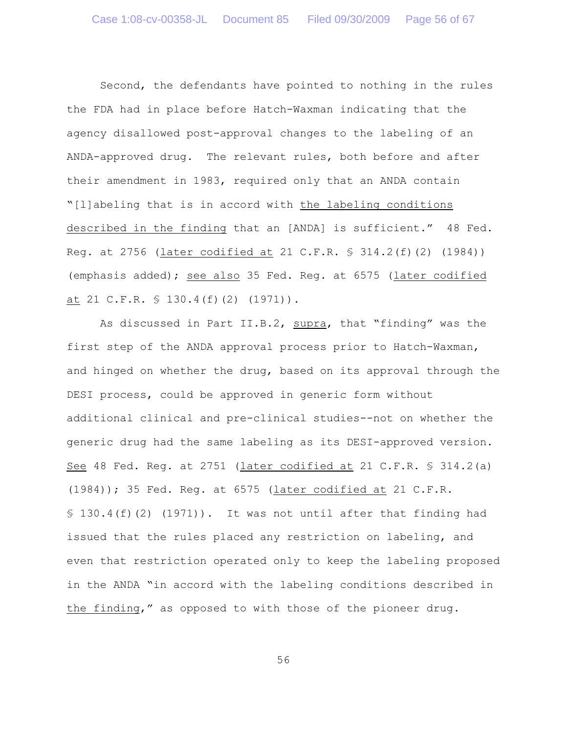Second, the defendants have pointed to nothing in the rules the FDA had in place before Hatch-Waxman indicating that the agency disallowed post-approval changes to the labeling of an ANDA-approved drug. The relevant rules, both before and after their amendment in 1983, required only that an ANDA contain "[l]abeling that is in accord with _the labeling conditions described in the finding_ that an [ANDA] is sufficient." 48 Fed. Reg. at 2756 (_later codified at_ 21 C.F.R. § 314.2(f)(2) (1984)) (emphasis added); _see also_ 35 Fed. Reg. at 6575 (_later codified at_ 21 C.F.R. § 130.4(f)(2) (1971)).

As discussed in Part II.B.2, _supra_, that "finding" was the first step of the ANDA approval process prior to Hatch-Waxman, and hinged on whether the drug, based on its approval through the DESI process, could be approved in generic form without additional clinical and pre-clinical studies--not on whether the generic drug had the same labeling as its DESI-approved version. _See_ 48 Fed. Reg. at 2751 (_later codified at_ 21 C.F.R. § 314.2(a) (1984)); 35 Fed. Reg. at 6575 (_later codified at_ 21 C.F.R. § 130.4(f)(2) (1971)). It was not until after that finding had issued that the rules placed any restriction on labeling, and even that restriction operated only to keep the labeling proposed in the ANDA "in accord with the labeling conditions described in _the finding_," as opposed to with those of the pioneer drug.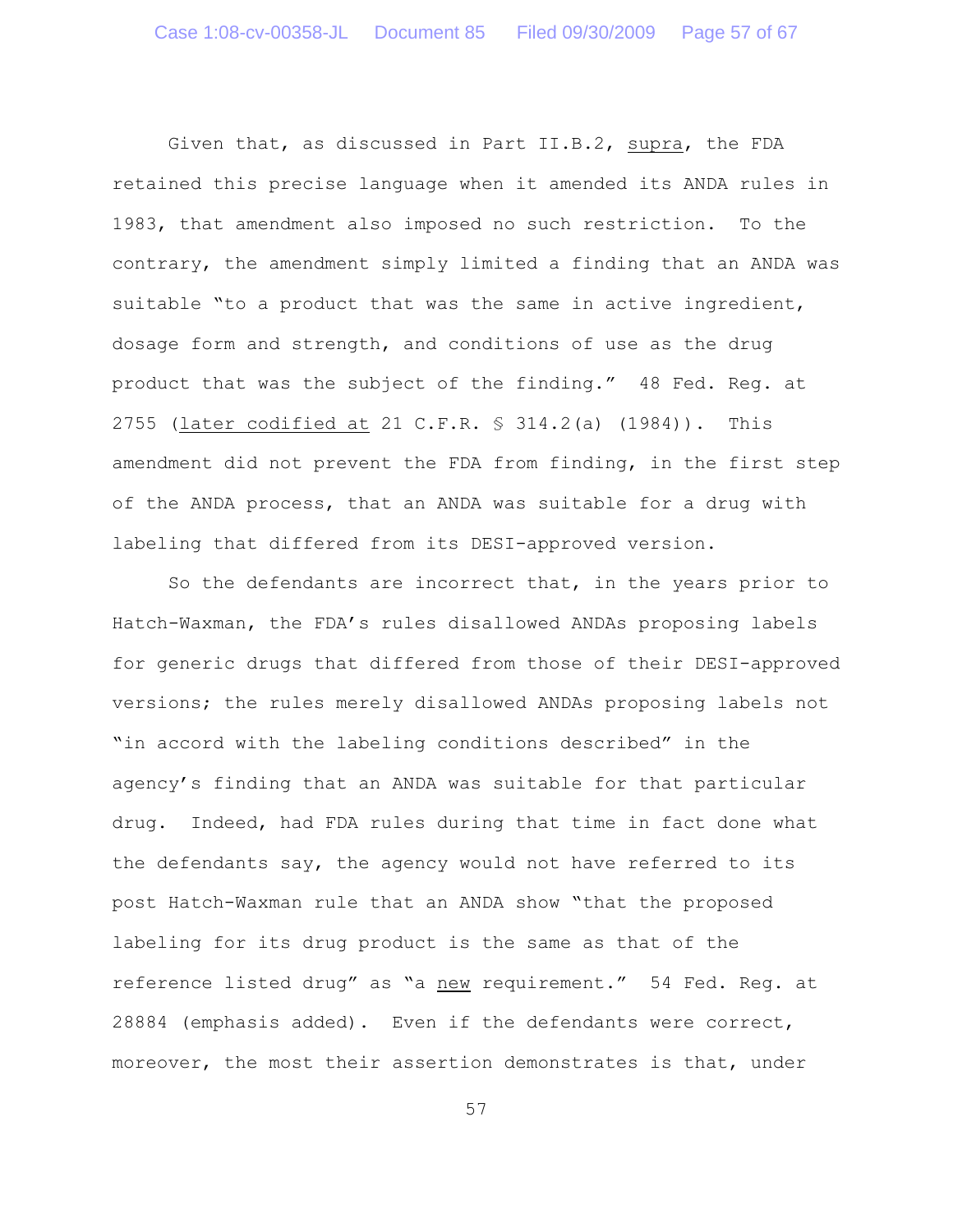Given that, as discussed in Part II.B.2, supra, the FDA retained this precise language when it amended its ANDA rules in 1983, that amendment also imposed no such restriction. To the contrary, the amendment simply limited a finding that an ANDA was suitable "to a product that was the same in active ingredient, dosage form and strength, and conditions of use as the drug product that was the subject of the finding." 48 Fed. Reg. at 2755 (later codified at 21 C.F.R. § 314.2(a) (1984)). This amendment did not prevent the FDA from finding, in the first step of the ANDA process, that an ANDA was suitable for a drug with labeling that differed from its DESI-approved version.

So the defendants are incorrect that, in the years prior to Hatch-Waxman, the FDA's rules disallowed ANDAs proposing labels for generic drugs that differed from those of their DESI-approved versions; the rules merely disallowed ANDAs proposing labels not "in accord with the labeling conditions described" in the agency's finding that an ANDA was suitable for that particular drug. Indeed, had FDA rules during that time in fact done what the defendants say, the agency would not have referred to its post Hatch-Waxman rule that an ANDA show "that the proposed labeling for its drug product is the same as that of the reference listed drug" as "a new requirement." 54 Fed. Reg. at 28884 (emphasis added). Even if the defendants were correct, moreover, the most their assertion demonstrates is that, under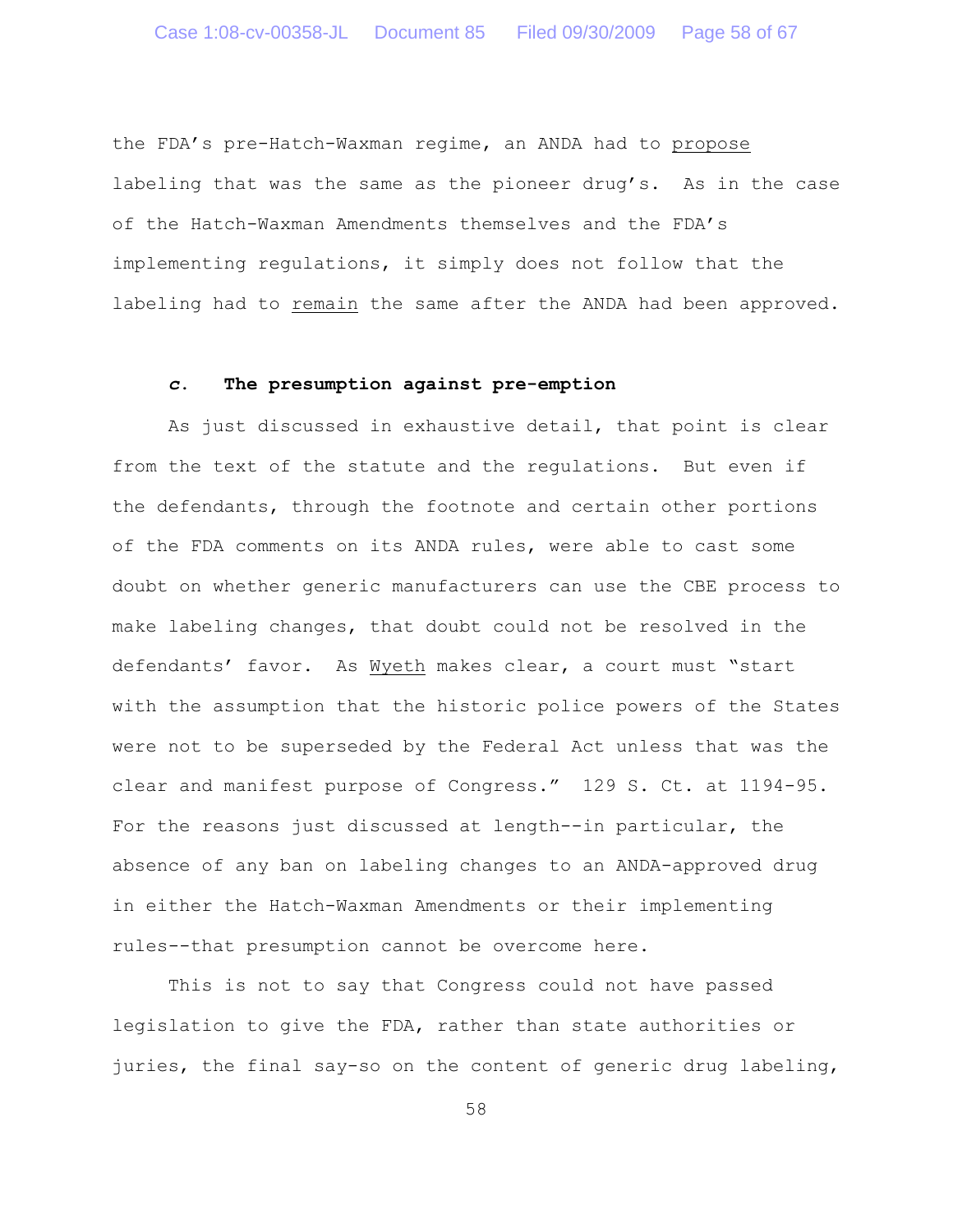the FDA's pre-Hatch-Waxman regime, an ANDA had to propose labeling that was the same as the pioneer drug's. As in the case of the Hatch-Waxman Amendments themselves and the FDA's implementing regulations, it simply does not follow that the labeling had to remain the same after the ANDA had been approved.

### *c.* The presumption against pre-emption

As just discussed in exhaustive detail, that point is clear from the text of the statute and the regulations. But even if the defendants, through the footnote and certain other portions of the FDA comments on its ANDA rules, were able to cast some doubt on whether generic manufacturers can use the CBE process to make labeling changes, that doubt could not be resolved in the defendants' favor. As Wyeth makes clear, a court must "start with the assumption that the historic police powers of the States were not to be superseded by the Federal Act unless that was the clear and manifest purpose of Congress." 129 S. Ct. at 1194-95. For the reasons just discussed at length--in particular, the absence of any ban on labeling changes to an ANDA-approved drug in either the Hatch-Waxman Amendments or their implementing rules--that presumption cannot be overcome here.

This is not to say that Congress could not have passed legislation to give the FDA, rather than state authorities or juries, the final say-so on the content of generic drug labeling,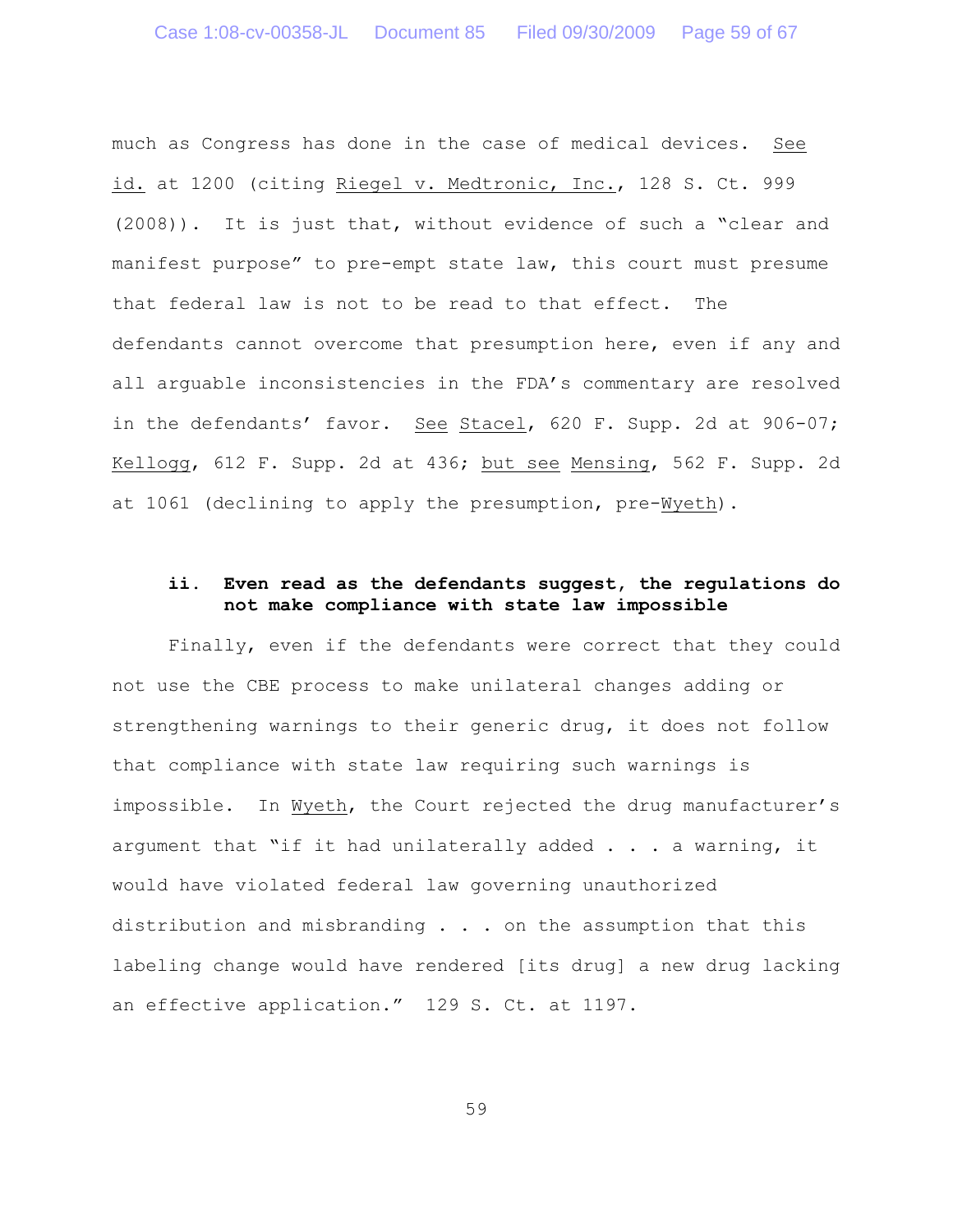much as Congress has done in the case of medical devices. See id. at 1200 (citing Riegel v. Medtronic, Inc., 128 S. Ct. 999 (2008)). It is just that, without evidence of such a "clear and manifest purpose" to pre-empt state law, this court must presume that federal law is not to be read to that effect. The defendants cannot overcome that presumption here, even if any and all arguable inconsistencies in the FDA's commentary are resolved in the defendants' favor. See Stacel, 620 F. Supp. 2d at 906-07; Kellogg, 612 F. Supp. 2d at 436; but see Mensing, 562 F. Supp. 2d at 1061 (declining to apply the presumption, pre-Wyeth).

#### ii. Even read as the defendants suggest, the regulations do not make compliance with state law impossible

Finally, even if the defendants were correct that they could not use the CBE process to make unilateral changes adding or strengthening warnings to their generic drug, it does not follow that compliance with state law requiring such warnings is impossible. In Wyeth, the Court rejected the drug manufacturer's argument that "if it had unilaterally added . . . a warning, it would have violated federal law governing unauthorized distribution and misbranding . . . on the assumption that this labeling change would have rendered [its drug] a new drug lacking an effective application." 129 S. Ct. at 1197.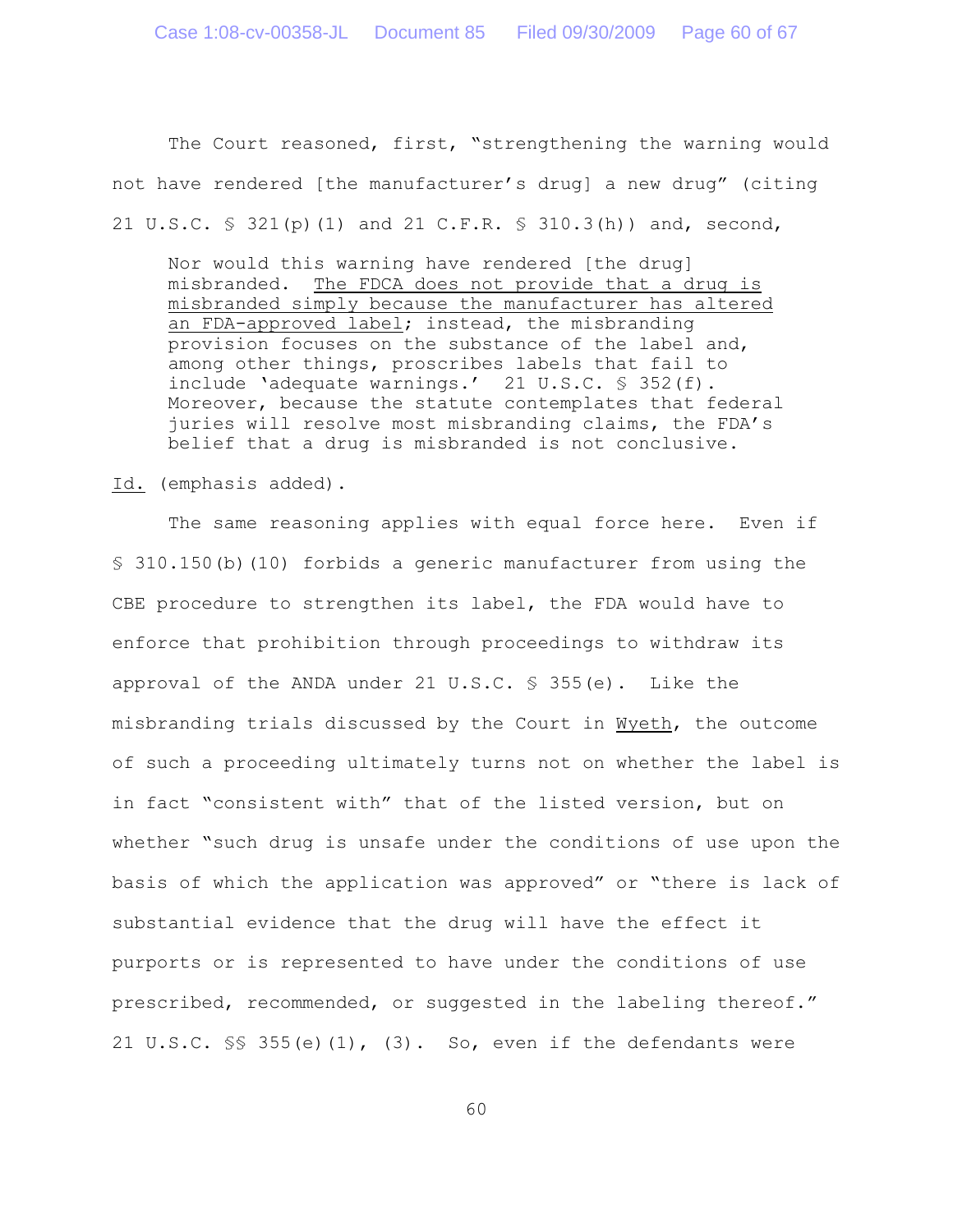The Court reasoned, first, "strengthening the warning would not have rendered [the manufacturer's drug] a new drug" (citing 21 U.S.C. § 321(p)(1) and 21 C.F.R. § 310.3(h)) and, second,

> Nor would this warning have rendered [the drug] misbranded. <u>The FDCA does not provide that a drug is misbranded simply because the manufacturer has altered an FDA-approved label</u>; instead, the misbranding provision focuses on the substance of the label and, among other things, proscribes labels that fail to include 'adequate warnings.' 21 U.S.C. § 352(f). Moreover, because the statute contemplates that federal juries will resolve most misbranding claims, the FDA's belief that a drug is misbranded is not conclusive.

<u>Id.</u> (emphasis added).

The same reasoning applies with equal force here. Even if § 310.150(b)(10) forbids a generic manufacturer from using the CBE procedure to strengthen its label, the FDA would have to enforce that prohibition through proceedings to withdraw its approval of the ANDA under 21 U.S.C. § 355(e). Like the misbranding trials discussed by the Court in <u>Wyeth</u>, the outcome of such a proceeding ultimately turns not on whether the label is in fact "consistent with" that of the listed version, but on whether "such drug is unsafe under the conditions of use upon the basis of which the application was approved" or "there is lack of substantial evidence that the drug will have the effect it purports or is represented to have under the conditions of use prescribed, recommended, or suggested in the labeling thereof." 21 U.S.C. §§ 355(e)(1), (3). So, even if the defendants were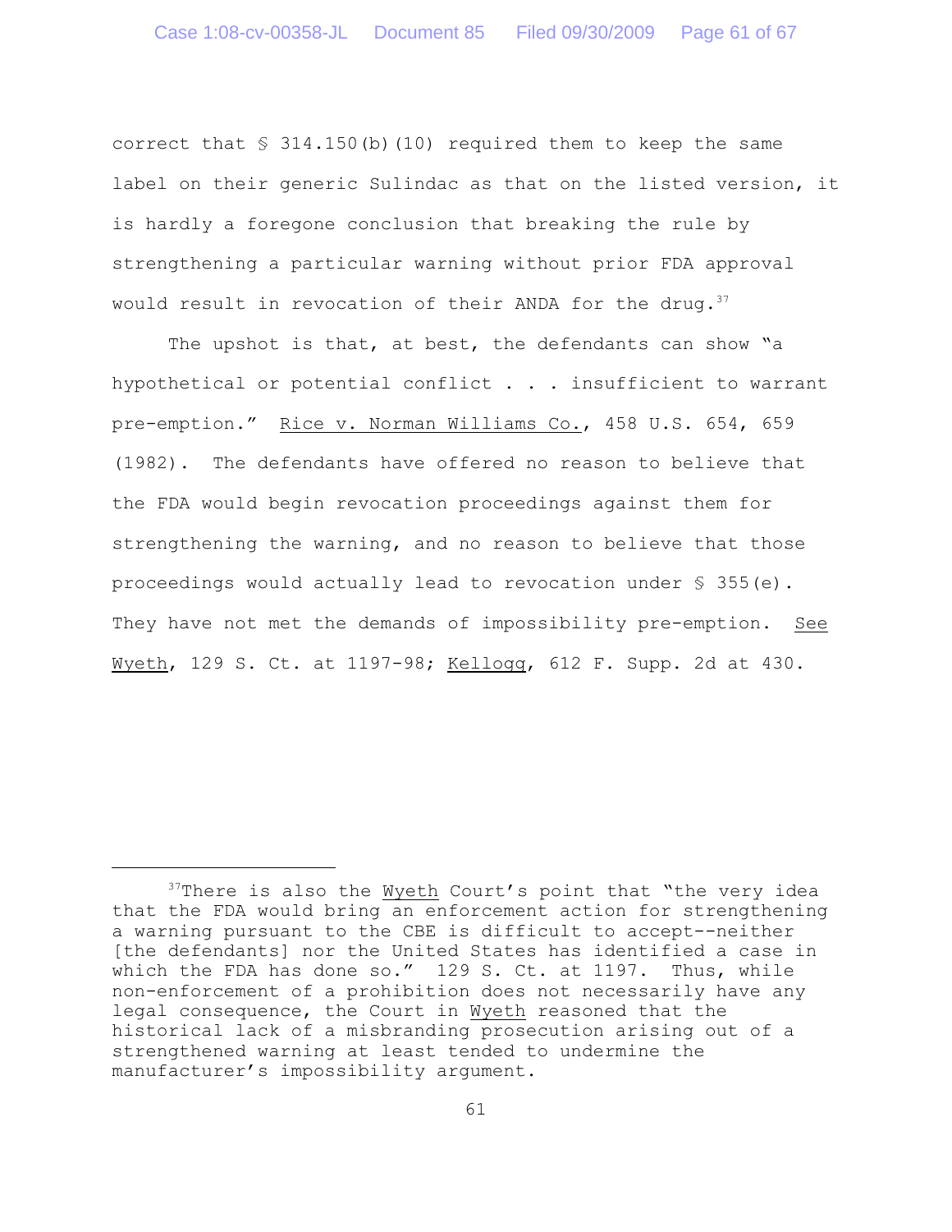correct that § 314.150(b)(10) required them to keep the same label on their generic Sulindac as that on the listed version, it is hardly a foregone conclusion that breaking the rule by strengthening a particular warning without prior FDA approval would result in revocation of their ANDA for the drug.[37]

The upshot is that, at best, the defendants can show "a hypothetical or potential conflict . . . insufficient to warrant pre-emption." Rice v. Norman Williams Co., 458 U.S. 654, 659 (1982). The defendants have offered no reason to believe that the FDA would begin revocation proceedings against them for strengthening the warning, and no reason to believe that those proceedings would actually lead to revocation under § 355(e). They have not met the demands of impossibility pre-emption. See Wyeth, 129 S. Ct. at 1197-98; Kellogg, 612 F. Supp. 2d at 430.

---

[37]There is also the Wyeth Court's point that "the very idea that the FDA would bring an enforcement action for strengthening a warning pursuant to the CBE is difficult to accept--neither [the defendants] nor the United States has identified a case in which the FDA has done so." 129 S. Ct. at 1197. Thus, while non-enforcement of a prohibition does not necessarily have any legal consequence, the Court in Wyeth reasoned that the historical lack of a misbranding prosecution arising out of a strengthened warning at least tended to undermine the manufacturer's impossibility argument.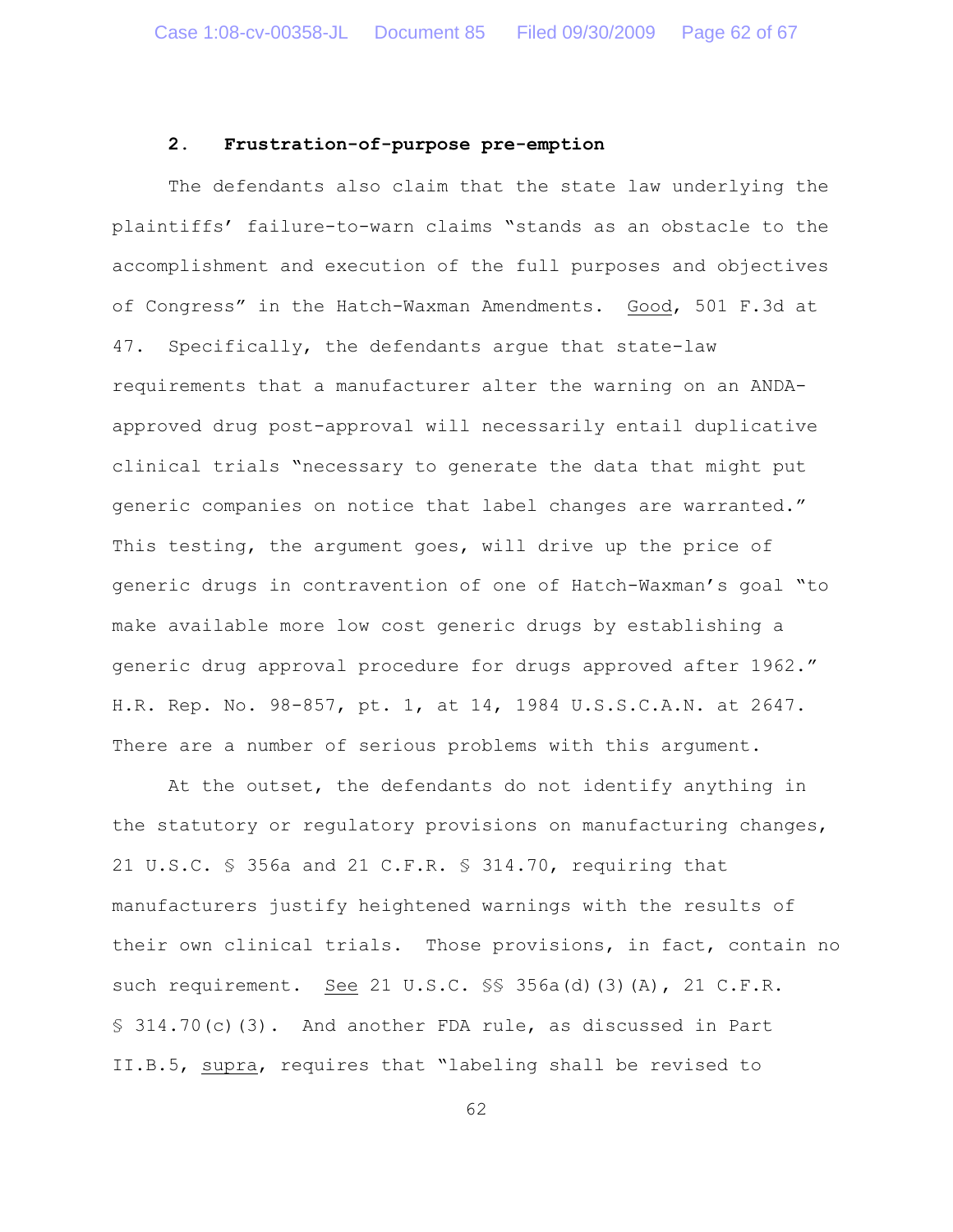### 2. Frustration-of-purpose pre-emption

The defendants also claim that the state law underlying the plaintiffs' failure-to-warn claims "stands as an obstacle to the accomplishment and execution of the full purposes and objectives of Congress" in the Hatch-Waxman Amendments. Good, 501 F.3d at 47. Specifically, the defendants argue that state-law requirements that a manufacturer alter the warning on an ANDA-approved drug post-approval will necessarily entail duplicative clinical trials "necessary to generate the data that might put generic companies on notice that label changes are warranted." This testing, the argument goes, will drive up the price of generic drugs in contravention of one of Hatch-Waxman's goal "to make available more low cost generic drugs by establishing a generic drug approval procedure for drugs approved after 1962." H.R. Rep. No. 98-857, pt. 1, at 14, 1984 U.S.S.C.A.N. at 2647. There are a number of serious problems with this argument.

At the outset, the defendants do not identify anything in the statutory or regulatory provisions on manufacturing changes, 21 U.S.C. § 356a and 21 C.F.R. § 314.70, requiring that manufacturers justify heightened warnings with the results of their own clinical trials. Those provisions, in fact, contain no such requirement. See 21 U.S.C. §§ 356a(d)(3)(A), 21 C.F.R. § 314.70(c)(3). And another FDA rule, as discussed in Part II.B.5, supra, requires that "labeling shall be revised to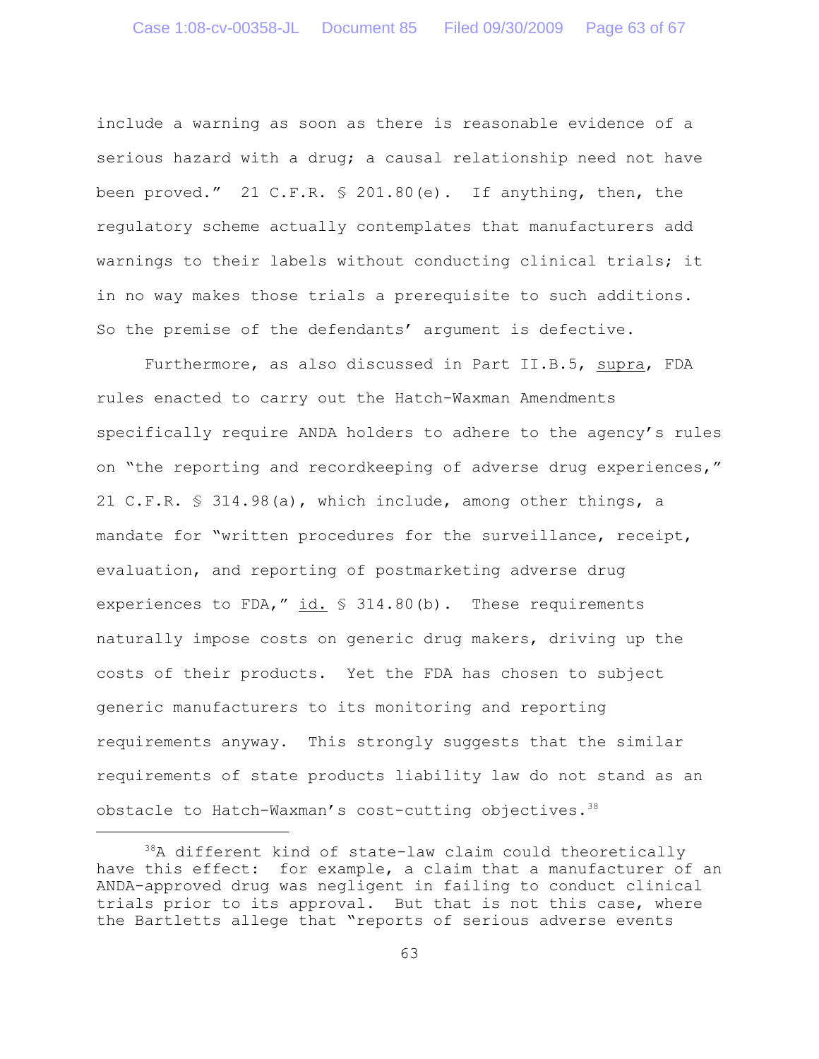include a warning as soon as there is reasonable evidence of a serious hazard with a drug; a causal relationship need not have been proved." 21 C.F.R. § 201.80(e). If anything, then, the regulatory scheme actually contemplates that manufacturers add warnings to their labels without conducting clinical trials; it in no way makes those trials a prerequisite to such additions. So the premise of the defendants' argument is defective.

Furthermore, as also discussed in Part II.B.5, supra, FDA rules enacted to carry out the Hatch-Waxman Amendments specifically require ANDA holders to adhere to the agency's rules on "the reporting and recordkeeping of adverse drug experiences," 21 C.F.R. § 314.98(a), which include, among other things, a mandate for "written procedures for the surveillance, receipt, evaluation, and reporting of postmarketing adverse drug experiences to FDA," id. § 314.80(b). These requirements naturally impose costs on generic drug makers, driving up the costs of their products. Yet the FDA has chosen to subject generic manufacturers to its monitoring and reporting requirements anyway. This strongly suggests that the similar requirements of state products liability law do not stand as an obstacle to Hatch-Waxman's cost-cutting objectives.[38]

---

[38] A different kind of state-law claim could theoretically have this effect: for example, a claim that a manufacturer of an ANDA-approved drug was negligent in failing to conduct clinical trials prior to its approval. But that is not this case, where the Bartletts allege that "reports of serious adverse events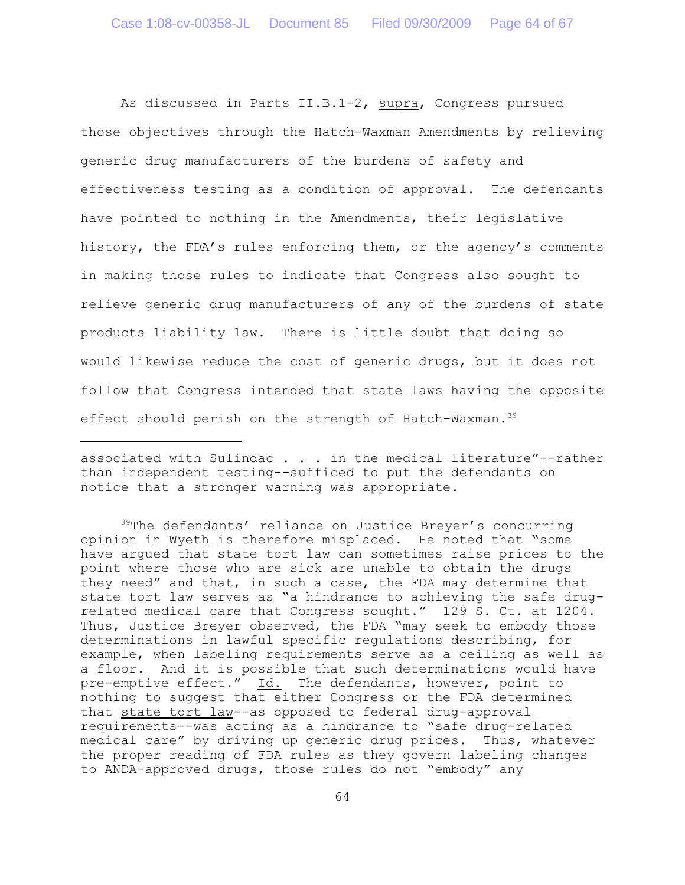As discussed in Parts II.B.1-2, _supra_, Congress pursued those objectives through the Hatch-Waxman Amendments by relieving generic drug manufacturers of the burdens of safety and effectiveness testing as a condition of approval. The defendants have pointed to nothing in the Amendments, their legislative history, the FDA's rules enforcing them, or the agency's comments in making those rules to indicate that Congress also sought to relieve generic drug manufacturers of any of the burdens of state products liability law. There is little doubt that doing so _would_ likewise reduce the cost of generic drugs, but it does not follow that Congress intended that state laws having the opposite effect should perish on the strength of Hatch-Waxman.[39]

---

associated with Sulindac . . . in the medical literature"--rather than independent testing--sufficed to put the defendants on notice that a stronger warning was appropriate.

[39]The defendants' reliance on Justice Breyer's concurring opinion in _Wyeth_ is therefore misplaced. He noted that "some have argued that state tort law can sometimes raise prices to the point where those who are sick are unable to obtain the drugs they need" and that, in such a case, the FDA may determine that state tort law serves as "a hindrance to achieving the safe drug-related medical care that Congress sought." 129 S. Ct. at 1204. Thus, Justice Breyer observed, the FDA "may seek to embody those determinations in lawful specific regulations describing, for example, when labeling requirements serve as a ceiling as well as a floor. And it is possible that such determinations would have pre-emptive effect." _Id._ The defendants, however, point to nothing to suggest that either Congress or the FDA determined that _state tort law_--as opposed to federal drug-approval requirements--was acting as a hindrance to "safe drug-related medical care" by driving up generic drug prices. Thus, whatever the proper reading of FDA rules as they govern labeling changes to ANDA-approved drugs, those rules do not "embody" any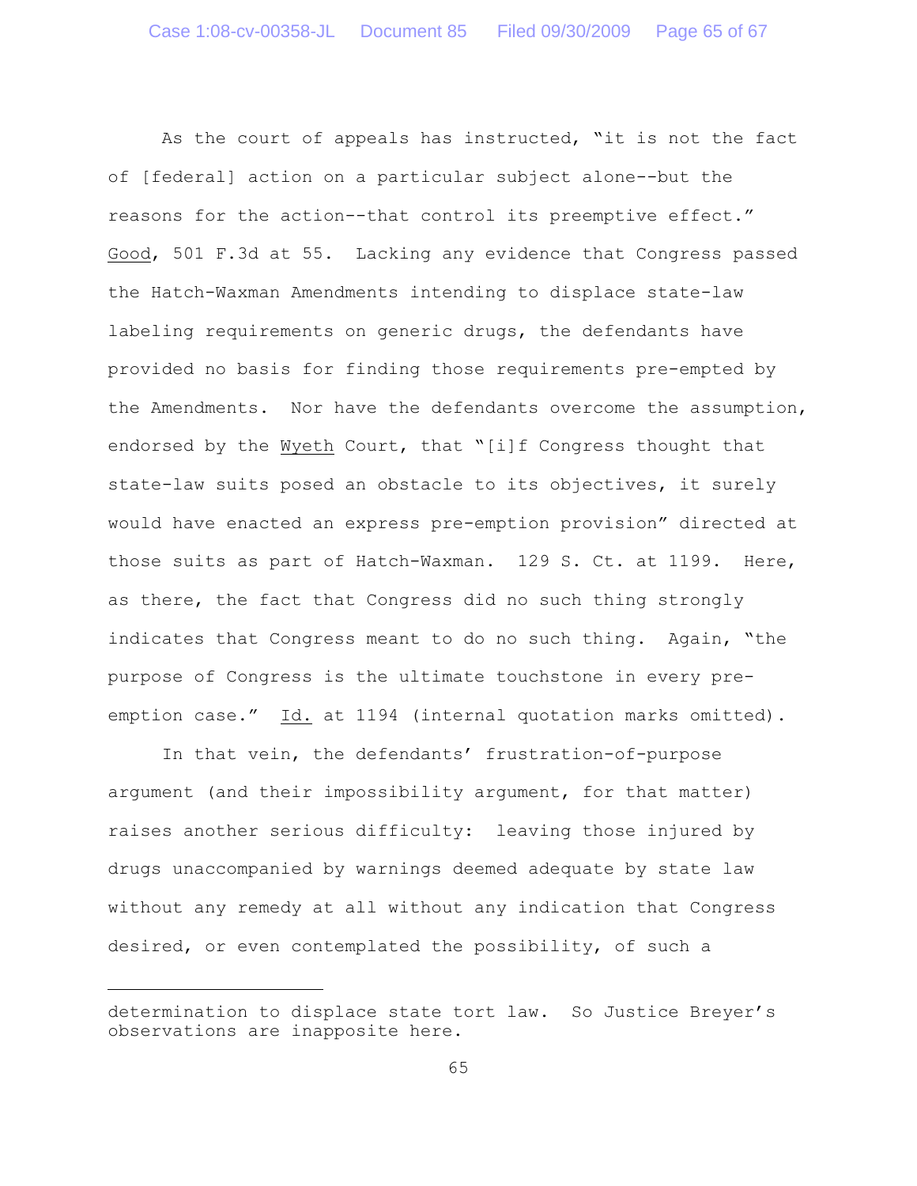As the court of appeals has instructed, "it is not the fact of [federal] action on a particular subject alone--but the reasons for the action--that control its preemptive effect." Good, 501 F.3d at 55. Lacking any evidence that Congress passed the Hatch-Waxman Amendments intending to displace state-law labeling requirements on generic drugs, the defendants have provided no basis for finding those requirements pre-empted by the Amendments. Nor have the defendants overcome the assumption, endorsed by the Wyeth Court, that "[i]f Congress thought that state-law suits posed an obstacle to its objectives, it surely would have enacted an express pre-emption provision" directed at those suits as part of Hatch-Waxman. 129 S. Ct. at 1199. Here, as there, the fact that Congress did no such thing strongly indicates that Congress meant to do no such thing. Again, "the purpose of Congress is the ultimate touchstone in every pre-emption case." Id. at 1194 (internal quotation marks omitted).

In that vein, the defendants' frustration-of-purpose argument (and their impossibility argument, for that matter) raises another serious difficulty: leaving those injured by drugs unaccompanied by warnings deemed adequate by state law without any remedy at all without any indication that Congress desired, or even contemplated the possibility, of such a

---

determination to displace state tort law. So Justice Breyer's observations are inapposite here.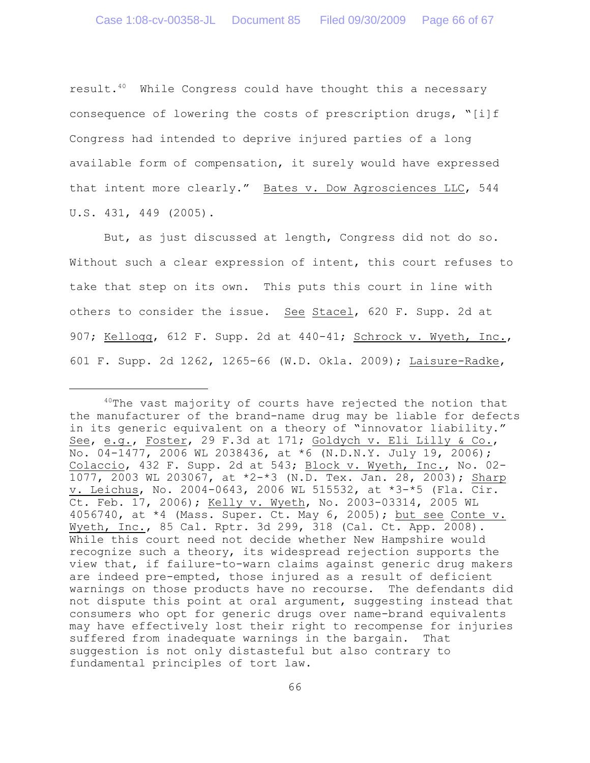result.[40] While Congress could have thought this a necessary consequence of lowering the costs of prescription drugs, "[i]f Congress had intended to deprive injured parties of a long available form of compensation, it surely would have expressed that intent more clearly." Bates v. Dow Agrosciences LLC, 544 U.S. 431, 449 (2005).

But, as just discussed at length, Congress did not do so. Without such a clear expression of intent, this court refuses to take that step on its own. This puts this court in line with others to consider the issue. See Stacel, 620 F. Supp. 2d at 907; Kellogg, 612 F. Supp. 2d at 440-41; Schrock v. Wyeth, Inc., 601 F. Supp. 2d 1262, 1265-66 (W.D. Okla. 2009); Laisure-Radke,

---

[40] The vast majority of courts have rejected the notion that the manufacturer of the brand-name drug may be liable for defects in its generic equivalent on a theory of "innovator liability." See, e.g., Foster, 29 F.3d at 171; Goldych v. Eli Lilly & Co., No. 04-1477, 2006 WL 2038436, at *6 (N.D.N.Y. July 19, 2006); Colaccio, 432 F. Supp. 2d at 543; Block v. Wyeth, Inc., No. 02-1077, 2003 WL 203067, at *2-*3 (N.D. Tex. Jan. 28, 2003); Sharp v. Leichus, No. 2004-0643, 2006 WL 515532, at *3-*5 (Fla. Cir. Ct. Feb. 17, 2006); Kelly v. Wyeth, No. 2003-03314, 2005 WL 4056740, at *4 (Mass. Super. Ct. May 6, 2005); but see Conte v. Wyeth, Inc., 85 Cal. Rptr. 3d 299, 318 (Cal. Ct. App. 2008). While this court need not decide whether New Hampshire would recognize such a theory, its widespread rejection supports the view that, if failure-to-warn claims against generic drug makers are indeed pre-empted, those injured as a result of deficient warnings on those products have no recourse. The defendants did not dispute this point at oral argument, suggesting instead that consumers who opt for generic drugs over name-brand equivalents may have effectively lost their right to recompense for injuries suffered from inadequate warnings in the bargain. That suggestion is not only distasteful but also contrary to fundamental principles of tort law.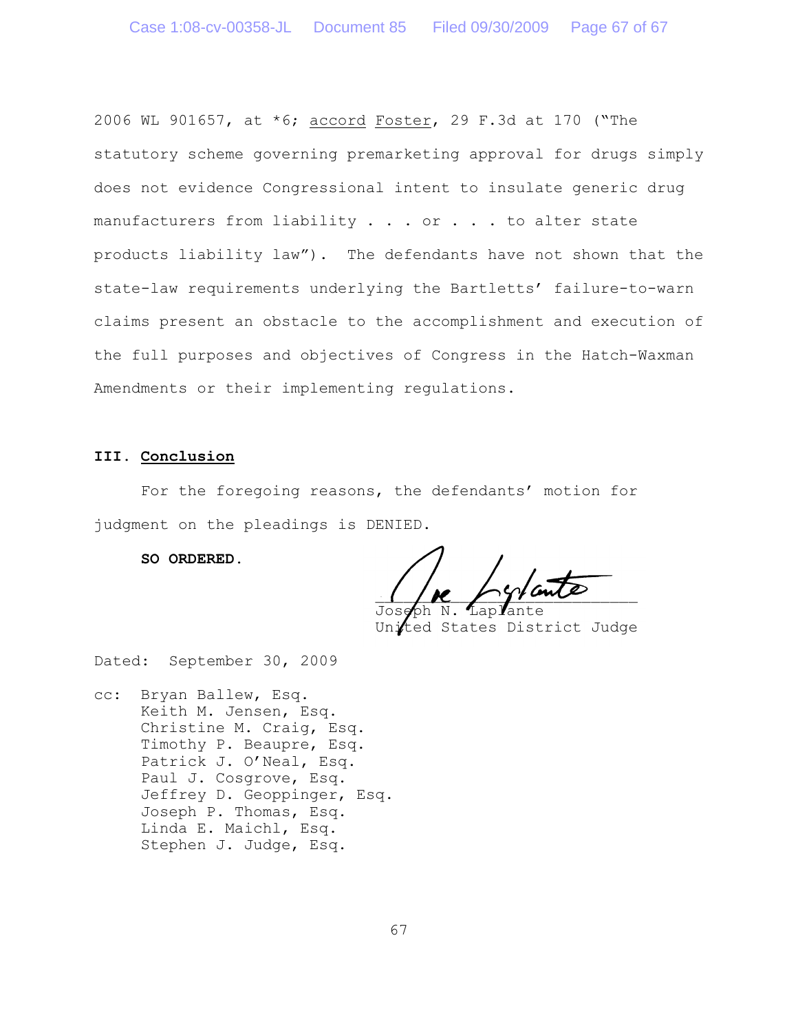2006 WL 901657, at *6; accord Foster, 29 F.3d at 170 ("The statutory scheme governing premarketing approval for drugs simply does not evidence Congressional intent to insulate generic drug manufacturers from liability . . . or . . . to alter state products liability law"). The defendants have not shown that the state-law requirements underlying the Bartletts' failure-to-warn claims present an obstacle to the accomplishment and execution of the full purposes and objectives of Congress in the Hatch-Waxman Amendments or their implementing regulations.

## III. Conclusion

For the foregoing reasons, the defendants' motion for judgment on the pleadings is DENIED.

**SO ORDERED.**

Joseph N. Laplante
United States District Judge

Dated: September 30, 2009

cc: Bryan Ballew, Esq.
Keith M. Jensen, Esq.
Christine M. Craig, Esq.
Timothy P. Beaupre, Esq.
Patrick J. O'Neal, Esq.
Paul J. Cosgrove, Esq.
Jeffrey D. Geoppinger, Esq.
Joseph P. Thomas, Esq.
Linda E. Maichl, Esq.
Stephen J. Judge, Esq.